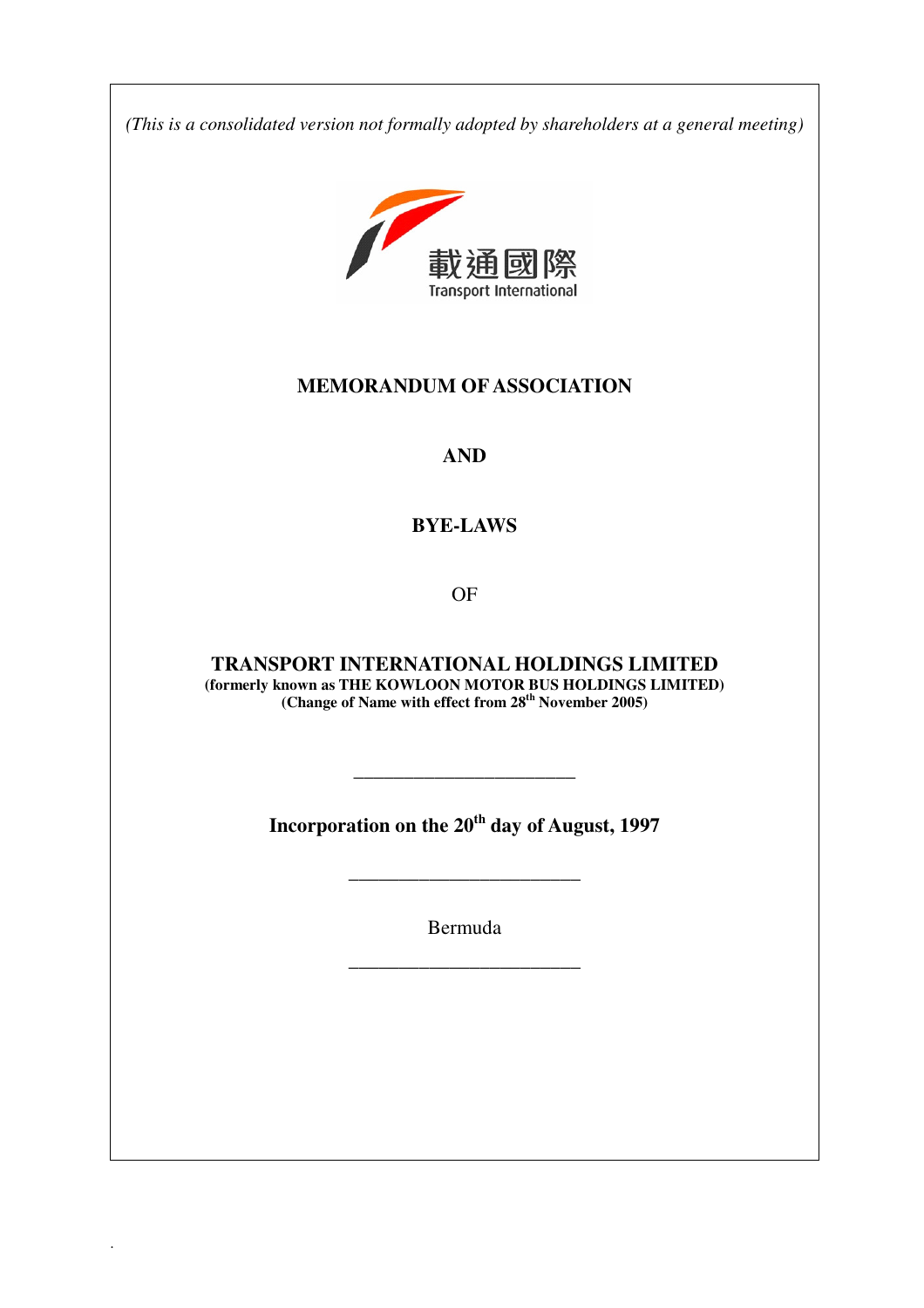*(This is a consolidated version not formally adopted by shareholders at a general meeting)*

載通國際
Transport International

# MEMORANDUM OF ASSOCIATION

# AND

# BYE-LAWS

OF

# TRANSPORT INTERNATIONAL HOLDINGS LIMITED

**(formerly known as THE KOWLOON MOTOR BUS HOLDINGS LIMITED)**
**(Change of Name with effect from 28th November 2005)**

---

**Incorporation on the 20th day of August, 1997**

---

Bermuda

---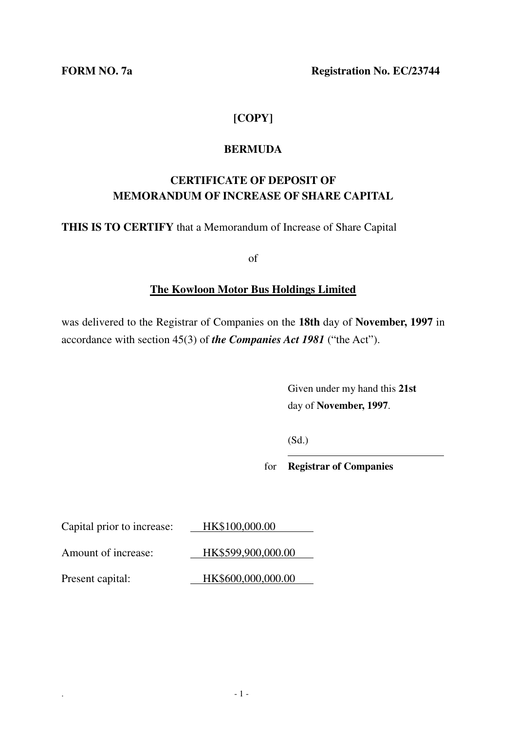**FORM NO. 7a** **Registration No. EC/23744**

**[COPY]**

**BERMUDA**

# CERTIFICATE OF DEPOSIT OF MEMORANDUM OF INCREASE OF SHARE CAPITAL

**THIS IS TO CERTIFY** that a Memorandum of Increase of Share Capital

of

**The Kowloon Motor Bus Holdings Limited**

was delivered to the Registrar of Companies on the **18th** day of **November, 1997** in accordance with section 45(3) of ***the Companies Act 1981*** ("the Act").

Given under my hand this **21st** day of **November, 1997**.

(Sd.)

for **Registrar of Companies**

Capital prior to increase: HK$100,000.00

Amount of increase: HK$599,900,000.00

Present capital: HK$600,000,000.00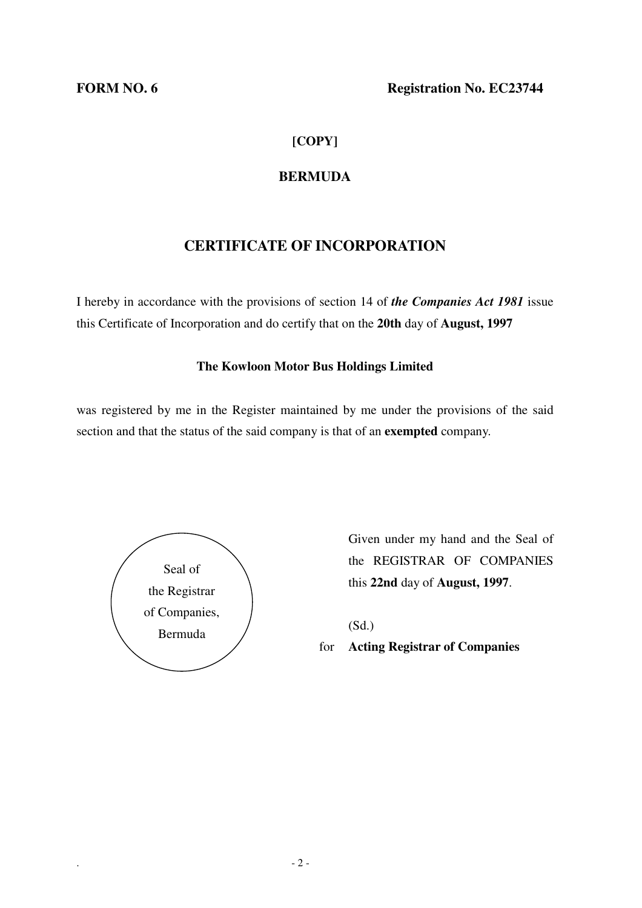**FORM NO. 6** **Registration No. EC23744**

**[COPY]**

**BERMUDA**

## CERTIFICATE OF INCORPORATION

I hereby in accordance with the provisions of section 14 of ***the Companies Act 1981*** issue this Certificate of Incorporation and do certify that on the **20th** day of **August, 1997**

**The Kowloon Motor Bus Holdings Limited**

was registered by me in the Register maintained by me under the provisions of the said section and that the status of the said company is that of an **exempted** company.

Seal of the Registrar of Companies, Bermuda

Given under my hand and the Seal of the REGISTRAR OF COMPANIES this **22nd** day of **August, 1997**.

(Sd.)

for **Acting Registrar of Companies**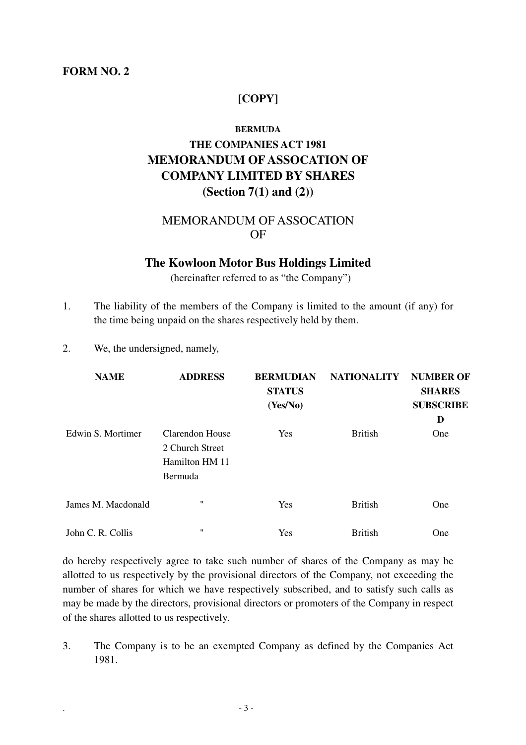**FORM NO. 2**

**[COPY]**

**BERMUDA**

**THE COMPANIES ACT 1981**

**MEMORANDUM OF ASSOCATION OF COMPANY LIMITED BY SHARES**

**(Section 7(1) and (2))**

MEMORANDUM OF ASSOCATION OF

**The Kowloon Motor Bus Holdings Limited**

(hereinafter referred to as "the Company")

1. The liability of the members of the Company is limited to the amount (if any) for the time being unpaid on the shares respectively held by them.

2. We, the undersigned, namely,

| NAME | ADDRESS | BERMUDIAN STATUS (Yes/No) | NATIONALITY | NUMBER OF SHARES SUBSCRIBED |
|---|---|---|---|---|
| Edwin S. Mortimer | Clarendon House 2 Church Street Hamilton HM 11 Bermuda | Yes | British | One |
| James M. Macdonald | " | Yes | British | One |
| John C. R. Collis | " | Yes | British | One |

do hereby respectively agree to take such number of shares of the Company as may be allotted to us respectively by the provisional directors of the Company, not exceeding the number of shares for which we have respectively subscribed, and to satisfy such calls as may be made by the directors, provisional directors or promoters of the Company in respect of the shares allotted to us respectively.

3. The Company is to be an exempted Company as defined by the Companies Act 1981.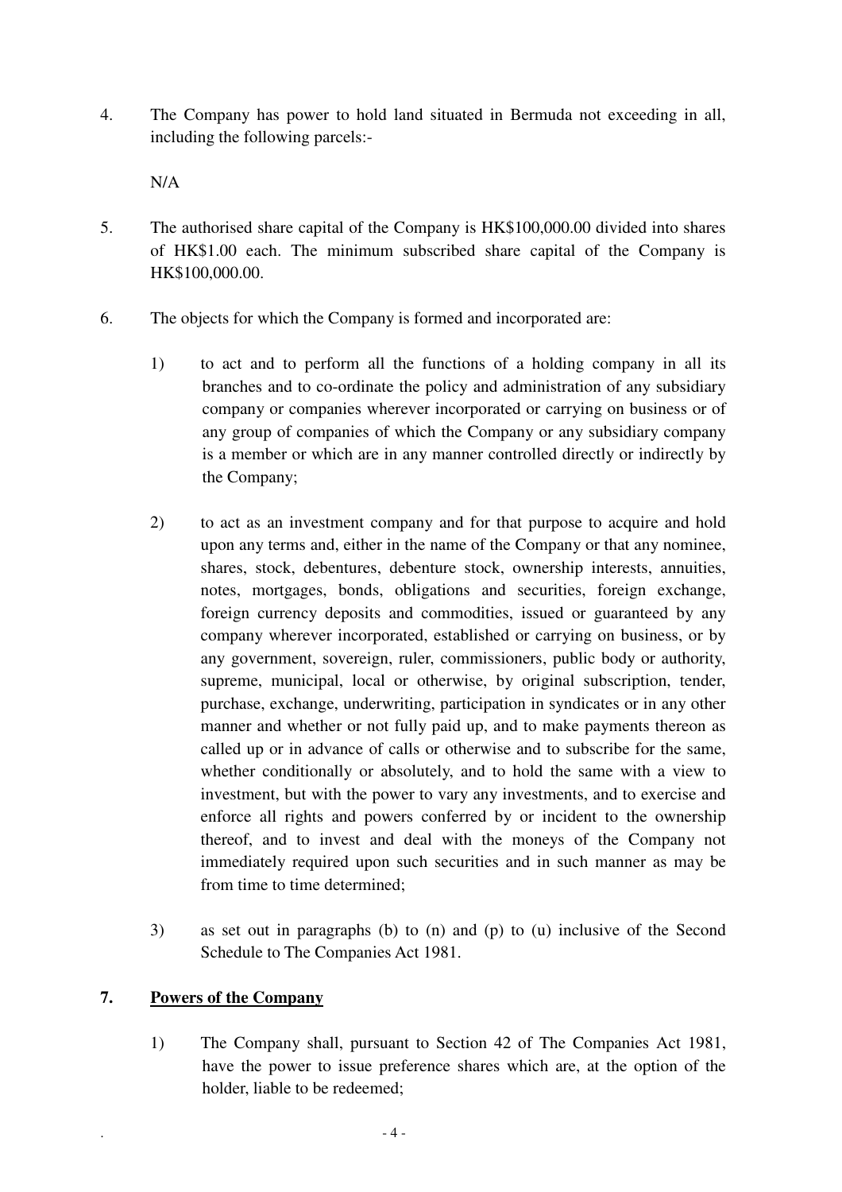4. The Company has power to hold land situated in Bermuda not exceeding in all, including the following parcels:-

   N/A

5. The authorised share capital of the Company is HK$100,000.00 divided into shares of HK$1.00 each. The minimum subscribed share capital of the Company is HK$100,000.00.

6. The objects for which the Company is formed and incorporated are:

   1) to act and to perform all the functions of a holding company in all its branches and to co-ordinate the policy and administration of any subsidiary company or companies wherever incorporated or carrying on business or of any group of companies of which the Company or any subsidiary company is a member or which are in any manner controlled directly or indirectly by the Company;

   2) to act as an investment company and for that purpose to acquire and hold upon any terms and, either in the name of the Company or that any nominee, shares, stock, debentures, debenture stock, ownership interests, annuities, notes, mortgages, bonds, obligations and securities, foreign exchange, foreign currency deposits and commodities, issued or guaranteed by any company wherever incorporated, established or carrying on business, or by any government, sovereign, ruler, commissioners, public body or authority, supreme, municipal, local or otherwise, by original subscription, tender, purchase, exchange, underwriting, participation in syndicates or in any other manner and whether or not fully paid up, and to make payments thereon as called up or in advance of calls or otherwise and to subscribe for the same, whether conditionally or absolutely, and to hold the same with a view to investment, but with the power to vary any investments, and to exercise and enforce all rights and powers conferred by or incident to the ownership thereof, and to invest and deal with the moneys of the Company not immediately required upon such securities and in such manner as may be from time to time determined;

   3) as set out in paragraphs (b) to (n) and (p) to (u) inclusive of the Second Schedule to The Companies Act 1981.

## 7. Powers of the Company

   1) The Company shall, pursuant to Section 42 of The Companies Act 1981, have the power to issue preference shares which are, at the option of the holder, liable to be redeemed;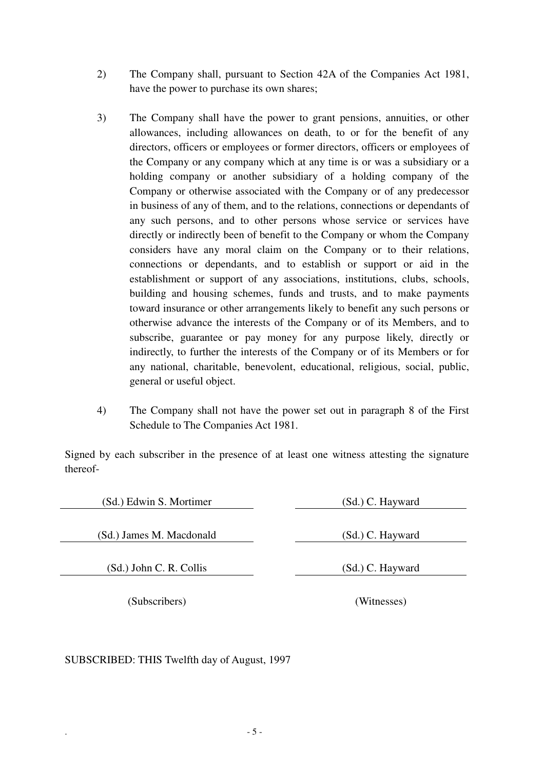2) The Company shall, pursuant to Section 42A of the Companies Act 1981, have the power to purchase its own shares;

3) The Company shall have the power to grant pensions, annuities, or other allowances, including allowances on death, to or for the benefit of any directors, officers or employees or former directors, officers or employees of the Company or any company which at any time is or was a subsidiary or a holding company or another subsidiary of a holding company of the Company or otherwise associated with the Company or of any predecessor in business of any of them, and to the relations, connections or dependants of any such persons, and to other persons whose service or services have directly or indirectly been of benefit to the Company or whom the Company considers have any moral claim on the Company or to their relations, connections or dependants, and to establish or support or aid in the establishment or support of any associations, institutions, clubs, schools, building and housing schemes, funds and trusts, and to make payments toward insurance or other arrangements likely to benefit any such persons or otherwise advance the interests of the Company or of its Members, and to subscribe, guarantee or pay money for any purpose likely, directly or indirectly, to further the interests of the Company or of its Members or for any national, charitable, benevolent, educational, religious, social, public, general or useful object.

4) The Company shall not have the power set out in paragraph 8 of the First Schedule to The Companies Act 1981.

Signed by each subscriber in the presence of at least one witness attesting the signature thereof-

| (Subscribers) | (Witnesses) |
|---|---|
| (Sd.) Edwin S. Mortimer | (Sd.) C. Hayward |
| (Sd.) James M. Macdonald | (Sd.) C. Hayward |
| (Sd.) John C. R. Collis | (Sd.) C. Hayward |

SUBSCRIBED: THIS Twelfth day of August, 1997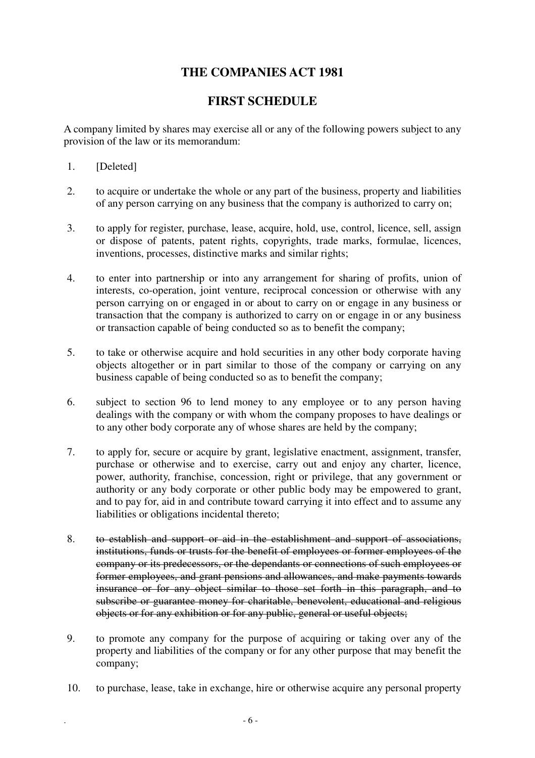# THE COMPANIES ACT 1981

## FIRST SCHEDULE

A company limited by shares may exercise all or any of the following powers subject to any provision of the law or its memorandum:

1. [Deleted]

2. to acquire or undertake the whole or any part of the business, property and liabilities of any person carrying on any business that the company is authorized to carry on;

3. to apply for register, purchase, lease, acquire, hold, use, control, licence, sell, assign or dispose of patents, patent rights, copyrights, trade marks, formulae, licences, inventions, processes, distinctive marks and similar rights;

4. to enter into partnership or into any arrangement for sharing of profits, union of interests, co-operation, joint venture, reciprocal concession or otherwise with any person carrying on or engaged in or about to carry on or engage in any business or transaction that the company is authorized to carry on or engage in or any business or transaction capable of being conducted so as to benefit the company;

5. to take or otherwise acquire and hold securities in any other body corporate having objects altogether or in part similar to those of the company or carrying on any business capable of being conducted so as to benefit the company;

6. subject to section 96 to lend money to any employee or to any person having dealings with the company or with whom the company proposes to have dealings or to any other body corporate any of whose shares are held by the company;

7. to apply for, secure or acquire by grant, legislative enactment, assignment, transfer, purchase or otherwise and to exercise, carry out and enjoy any charter, licence, power, authority, franchise, concession, right or privilege, that any government or authority or any body corporate or other public body may be empowered to grant, and to pay for, aid in and contribute toward carrying it into effect and to assume any liabilities or obligations incidental thereto;

8. ~~to establish and support or aid in the establishment and support of associations, institutions, funds or trusts for the benefit of employees or former employees of the company or its predecessors, or the dependants or connections of such employees or former employees, and grant pensions and allowances, and make payments towards insurance or for any object similar to those set forth in this paragraph, and to subscribe or guarantee money for charitable, benevolent, educational and religious objects or for any exhibition or for any public, general or useful objects;~~

9. to promote any company for the purpose of acquiring or taking over any of the property and liabilities of the company or for any other purpose that may benefit the company;

10. to purchase, lease, take in exchange, hire or otherwise acquire any personal property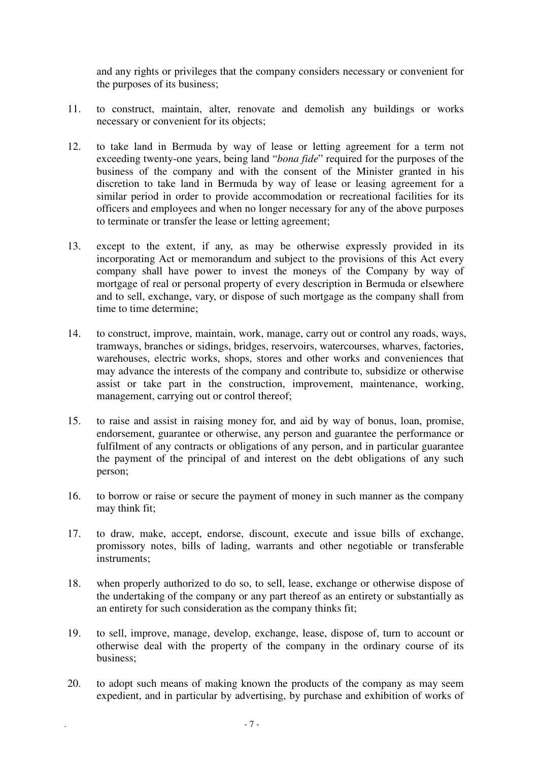and any rights or privileges that the company considers necessary or convenient for the purposes of its business;

11. to construct, maintain, alter, renovate and demolish any buildings or works necessary or convenient for its objects;

12. to take land in Bermuda by way of lease or letting agreement for a term not exceeding twenty-one years, being land "*bona fide*" required for the purposes of the business of the company and with the consent of the Minister granted in his discretion to take land in Bermuda by way of lease or leasing agreement for a similar period in order to provide accommodation or recreational facilities for its officers and employees and when no longer necessary for any of the above purposes to terminate or transfer the lease or letting agreement;

13. except to the extent, if any, as may be otherwise expressly provided in its incorporating Act or memorandum and subject to the provisions of this Act every company shall have power to invest the moneys of the Company by way of mortgage of real or personal property of every description in Bermuda or elsewhere and to sell, exchange, vary, or dispose of such mortgage as the company shall from time to time determine;

14. to construct, improve, maintain, work, manage, carry out or control any roads, ways, tramways, branches or sidings, bridges, reservoirs, watercourses, wharves, factories, warehouses, electric works, shops, stores and other works and conveniences that may advance the interests of the company and contribute to, subsidize or otherwise assist or take part in the construction, improvement, maintenance, working, management, carrying out or control thereof;

15. to raise and assist in raising money for, and aid by way of bonus, loan, promise, endorsement, guarantee or otherwise, any person and guarantee the performance or fulfilment of any contracts or obligations of any person, and in particular guarantee the payment of the principal of and interest on the debt obligations of any such person;

16. to borrow or raise or secure the payment of money in such manner as the company may think fit;

17. to draw, make, accept, endorse, discount, execute and issue bills of exchange, promissory notes, bills of lading, warrants and other negotiable or transferable instruments;

18. when properly authorized to do so, to sell, lease, exchange or otherwise dispose of the undertaking of the company or any part thereof as an entirety or substantially as an entirety for such consideration as the company thinks fit;

19. to sell, improve, manage, develop, exchange, lease, dispose of, turn to account or otherwise deal with the property of the company in the ordinary course of its business;

20. to adopt such means of making known the products of the company as may seem expedient, and in particular by advertising, by purchase and exhibition of works of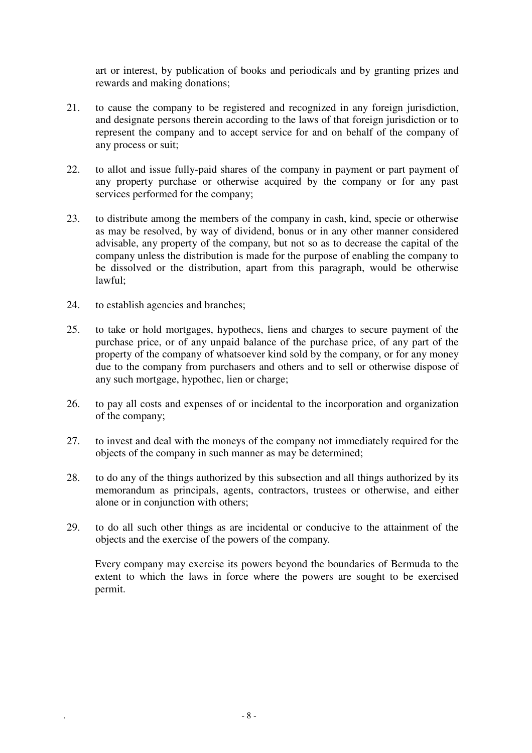art or interest, by publication of books and periodicals and by granting prizes and rewards and making donations;

21. to cause the company to be registered and recognized in any foreign jurisdiction, and designate persons therein according to the laws of that foreign jurisdiction or to represent the company and to accept service for and on behalf of the company of any process or suit;

22. to allot and issue fully-paid shares of the company in payment or part payment of any property purchase or otherwise acquired by the company or for any past services performed for the company;

23. to distribute among the members of the company in cash, kind, specie or otherwise as may be resolved, by way of dividend, bonus or in any other manner considered advisable, any property of the company, but not so as to decrease the capital of the company unless the distribution is made for the purpose of enabling the company to be dissolved or the distribution, apart from this paragraph, would be otherwise lawful;

24. to establish agencies and branches;

25. to take or hold mortgages, hypothecs, liens and charges to secure payment of the purchase price, or of any unpaid balance of the purchase price, of any part of the property of the company of whatsoever kind sold by the company, or for any money due to the company from purchasers and others and to sell or otherwise dispose of any such mortgage, hypothec, lien or charge;

26. to pay all costs and expenses of or incidental to the incorporation and organization of the company;

27. to invest and deal with the moneys of the company not immediately required for the objects of the company in such manner as may be determined;

28. to do any of the things authorized by this subsection and all things authorized by its memorandum as principals, agents, contractors, trustees or otherwise, and either alone or in conjunction with others;

29. to do all such other things as are incidental or conducive to the attainment of the objects and the exercise of the powers of the company.

Every company may exercise its powers beyond the boundaries of Bermuda to the extent to which the laws in force where the powers are sought to be exercised permit.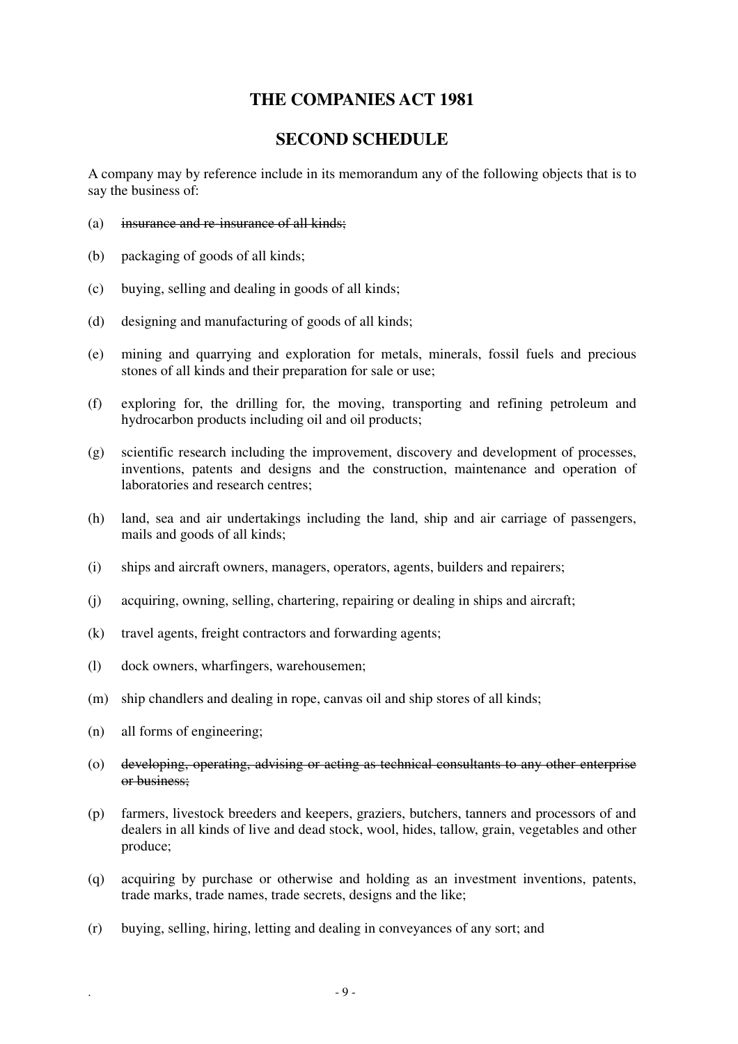# THE COMPANIES ACT 1981

## SECOND SCHEDULE

A company may by reference include in its memorandum any of the following objects that is to say the business of:

(a) ~~insurance and re-insurance of all kinds;~~

(b) packaging of goods of all kinds;

(c) buying, selling and dealing in goods of all kinds;

(d) designing and manufacturing of goods of all kinds;

(e) mining and quarrying and exploration for metals, minerals, fossil fuels and precious stones of all kinds and their preparation for sale or use;

(f) exploring for, the drilling for, the moving, transporting and refining petroleum and hydrocarbon products including oil and oil products;

(g) scientific research including the improvement, discovery and development of processes, inventions, patents and designs and the construction, maintenance and operation of laboratories and research centres;

(h) land, sea and air undertakings including the land, ship and air carriage of passengers, mails and goods of all kinds;

(i) ships and aircraft owners, managers, operators, agents, builders and repairers;

(j) acquiring, owning, selling, chartering, repairing or dealing in ships and aircraft;

(k) travel agents, freight contractors and forwarding agents;

(l) dock owners, wharfingers, warehousemen;

(m) ship chandlers and dealing in rope, canvas oil and ship stores of all kinds;

(n) all forms of engineering;

(o) ~~developing, operating, advising or acting as technical consultants to any other enterprise or business;~~

(p) farmers, livestock breeders and keepers, graziers, butchers, tanners and processors of and dealers in all kinds of live and dead stock, wool, hides, tallow, grain, vegetables and other produce;

(q) acquiring by purchase or otherwise and holding as an investment inventions, patents, trade marks, trade names, trade secrets, designs and the like;

(r) buying, selling, hiring, letting and dealing in conveyances of any sort; and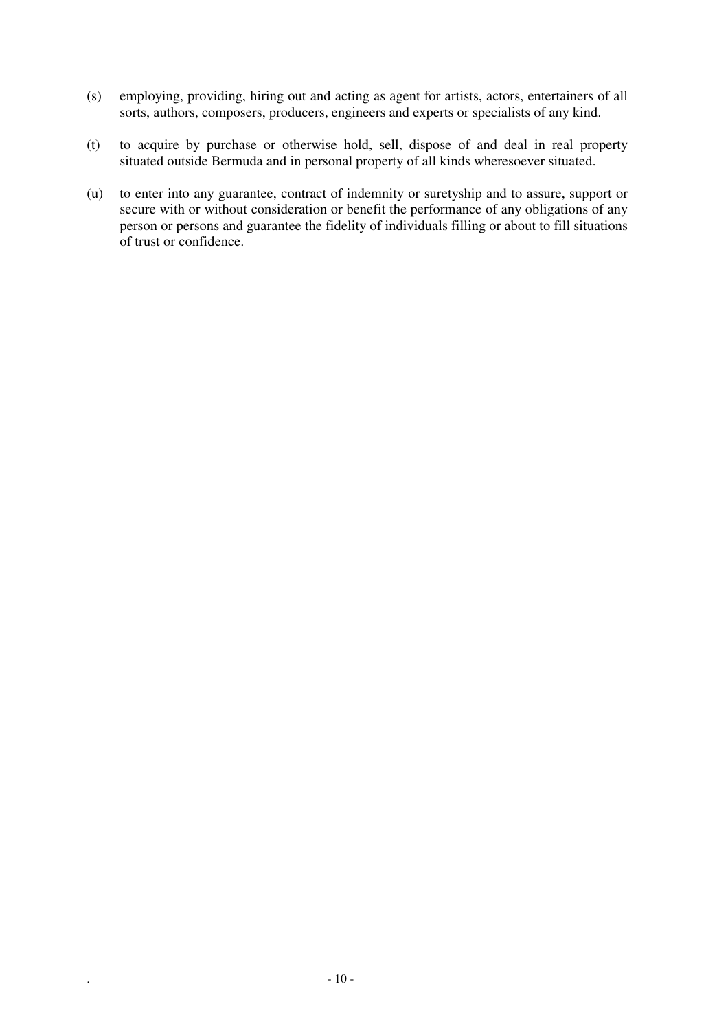(s) employing, providing, hiring out and acting as agent for artists, actors, entertainers of all sorts, authors, composers, producers, engineers and experts or specialists of any kind.

(t) to acquire by purchase or otherwise hold, sell, dispose of and deal in real property situated outside Bermuda and in personal property of all kinds wheresoever situated.

(u) to enter into any guarantee, contract of indemnity or suretyship and to assure, support or secure with or without consideration or benefit the performance of any obligations of any person or persons and guarantee the fidelity of individuals filling or about to fill situations of trust or confidence.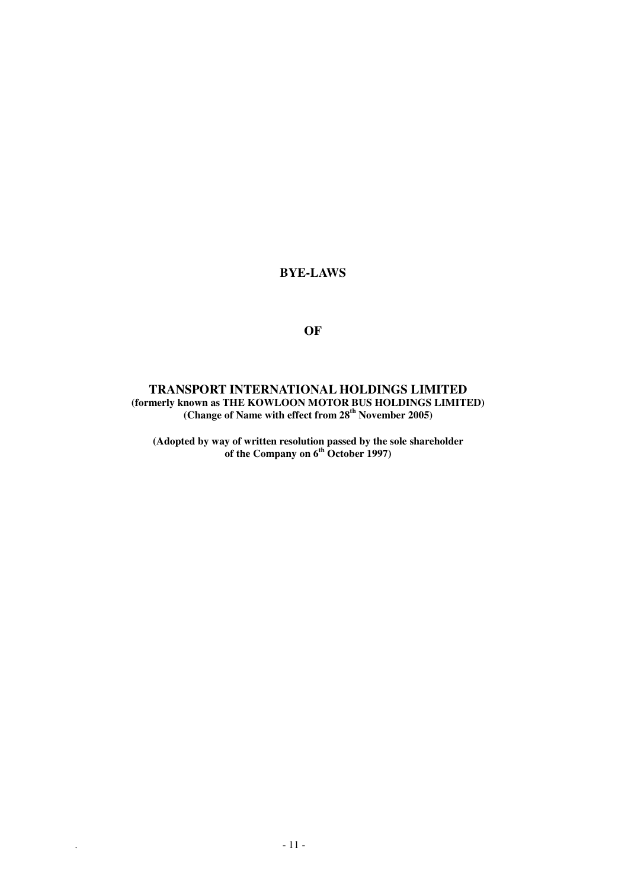# BYE-LAWS

# OF

# TRANSPORT INTERNATIONAL HOLDINGS LIMITED

**(formerly known as THE KOWLOON MOTOR BUS HOLDINGS LIMITED)**
**(Change of Name with effect from 28th November 2005)**

**(Adopted by way of written resolution passed by the sole shareholder of the Company on 6th October 1997)**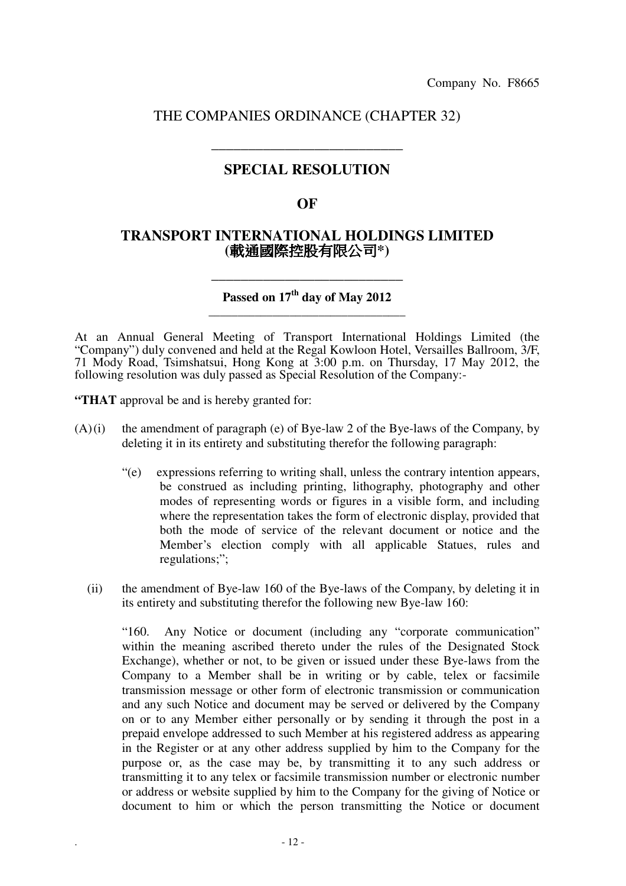Company No. F8665

THE COMPANIES ORDINANCE (CHAPTER 32)

---

# SPECIAL RESOLUTION

# OF

# TRANSPORT INTERNATIONAL HOLDINGS LIMITED
# (載通國際控股有限公司*)

---

**Passed on 17th day of May 2012**

---

At an Annual General Meeting of Transport International Holdings Limited (the "Company") duly convened and held at the Regal Kowloon Hotel, Versailles Ballroom, 3/F, 71 Mody Road, Tsimshatsui, Hong Kong at 3:00 p.m. on Thursday, 17 May 2012, the following resolution was duly passed as Special Resolution of the Company:-

**"THAT** approval be and is hereby granted for:

(A) (i) the amendment of paragraph (e) of Bye-law 2 of the Bye-laws of the Company, by deleting it in its entirety and substituting therefor the following paragraph:

> "(e) expressions referring to writing shall, unless the contrary intention appears, be construed as including printing, lithography, photography and other modes of representing words or figures in a visible form, and including where the representation takes the form of electronic display, provided that both the mode of service of the relevant document or notice and the Member's election comply with all applicable Statues, rules and regulations;";

(ii) the amendment of Bye-law 160 of the Bye-laws of the Company, by deleting it in its entirety and substituting therefor the following new Bye-law 160:

> "160. Any Notice or document (including any "corporate communication" within the meaning ascribed thereto under the rules of the Designated Stock Exchange), whether or not, to be given or issued under these Bye-laws from the Company to a Member shall be in writing or by cable, telex or facsimile transmission message or other form of electronic transmission or communication and any such Notice and document may be served or delivered by the Company on or to any Member either personally or by sending it through the post in a prepaid envelope addressed to such Member at his registered address as appearing in the Register or at any other address supplied by him to the Company for the purpose or, as the case may be, by transmitting it to any such address or transmitting it to any telex or facsimile transmission number or electronic number or address or website supplied by him to the Company for the giving of Notice or document to him or which the person transmitting the Notice or document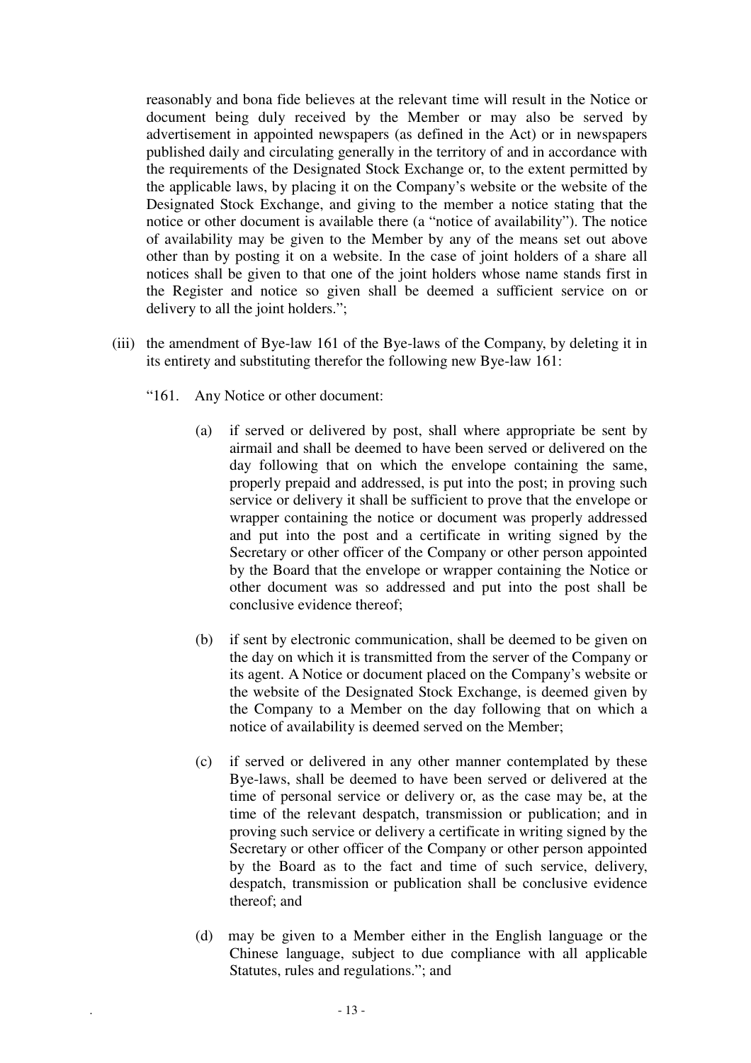reasonably and bona fide believes at the relevant time will result in the Notice or document being duly received by the Member or may also be served by advertisement in appointed newspapers (as defined in the Act) or in newspapers published daily and circulating generally in the territory of and in accordance with the requirements of the Designated Stock Exchange or, to the extent permitted by the applicable laws, by placing it on the Company's website or the website of the Designated Stock Exchange, and giving to the member a notice stating that the notice or other document is available there (a "notice of availability"). The notice of availability may be given to the Member by any of the means set out above other than by posting it on a website. In the case of joint holders of a share all notices shall be given to that one of the joint holders whose name stands first in the Register and notice so given shall be deemed a sufficient service on or delivery to all the joint holders.";

(iii) the amendment of Bye-law 161 of the Bye-laws of the Company, by deleting it in its entirety and substituting therefor the following new Bye-law 161:

"161. Any Notice or other document:

(a) if served or delivered by post, shall where appropriate be sent by airmail and shall be deemed to have been served or delivered on the day following that on which the envelope containing the same, properly prepaid and addressed, is put into the post; in proving such service or delivery it shall be sufficient to prove that the envelope or wrapper containing the notice or document was properly addressed and put into the post and a certificate in writing signed by the Secretary or other officer of the Company or other person appointed by the Board that the envelope or wrapper containing the Notice or other document was so addressed and put into the post shall be conclusive evidence thereof;

(b) if sent by electronic communication, shall be deemed to be given on the day on which it is transmitted from the server of the Company or its agent. A Notice or document placed on the Company's website or the website of the Designated Stock Exchange, is deemed given by the Company to a Member on the day following that on which a notice of availability is deemed served on the Member;

(c) if served or delivered in any other manner contemplated by these Bye-laws, shall be deemed to have been served or delivered at the time of personal service or delivery or, as the case may be, at the time of the relevant despatch, transmission or publication; and in proving such service or delivery a certificate in writing signed by the Secretary or other officer of the Company or other person appointed by the Board as to the fact and time of such service, delivery, despatch, transmission or publication shall be conclusive evidence thereof; and

(d) may be given to a Member either in the English language or the Chinese language, subject to due compliance with all applicable Statutes, rules and regulations."; and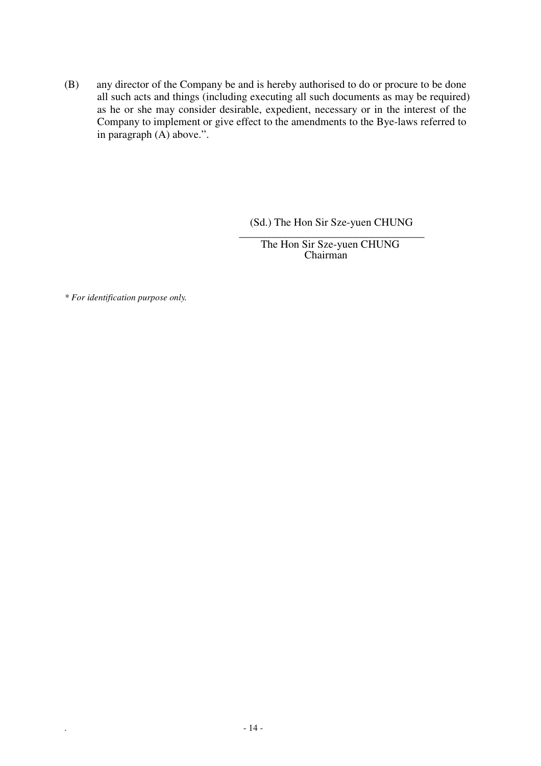(B) any director of the Company be and is hereby authorised to do or procure to be done all such acts and things (including executing all such documents as may be required) as he or she may consider desirable, expedient, necessary or in the interest of the Company to implement or give effect to the amendments to the Bye-laws referred to in paragraph (A) above.".

(Sd.) The Hon Sir Sze-yuen CHUNG

The Hon Sir Sze-yuen CHUNG
Chairman

*\* For identification purpose only.*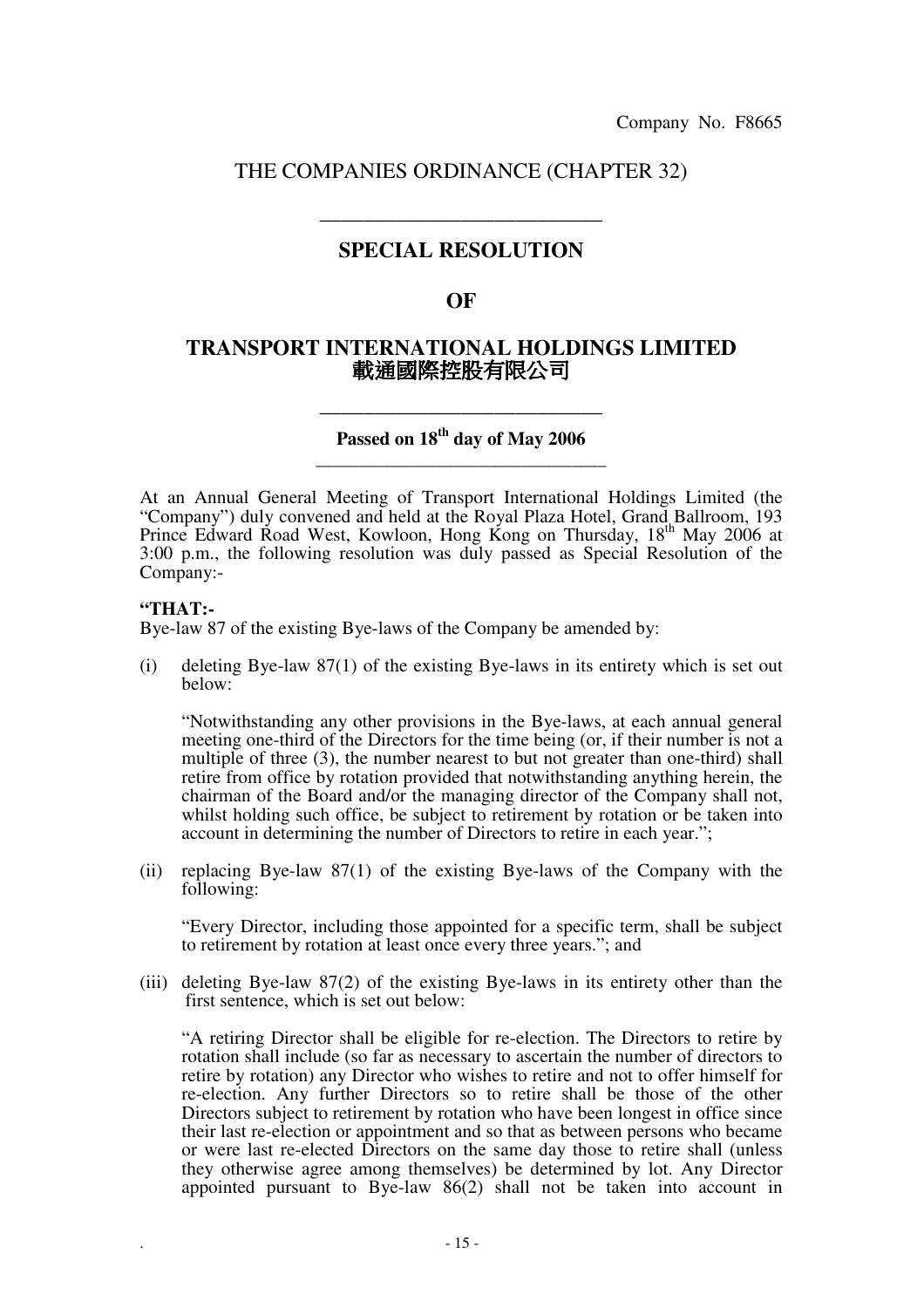Company No. F8665

THE COMPANIES ORDINANCE (CHAPTER 32)

---

## SPECIAL RESOLUTION

## OF

## TRANSPORT INTERNATIONAL HOLDINGS LIMITED
## 載通國際控股有限公司

---

**Passed on 18th day of May 2006**

---

At an Annual General Meeting of Transport International Holdings Limited (the "Company") duly convened and held at the Royal Plaza Hotel, Grand Ballroom, 193 Prince Edward Road West, Kowloon, Hong Kong on Thursday, 18th May 2006 at 3:00 p.m., the following resolution was duly passed as Special Resolution of the Company:-

**"THAT:-**

Bye-law 87 of the existing Bye-laws of the Company be amended by:

(i) deleting Bye-law 87(1) of the existing Bye-laws in its entirety which is set out below:

"Notwithstanding any other provisions in the Bye-laws, at each annual general meeting one-third of the Directors for the time being (or, if their number is not a multiple of three (3), the number nearest to but not greater than one-third) shall retire from office by rotation provided that notwithstanding anything herein, the chairman of the Board and/or the managing director of the Company shall not, whilst holding such office, be subject to retirement by rotation or be taken into account in determining the number of Directors to retire in each year.";

(ii) replacing Bye-law 87(1) of the existing Bye-laws of the Company with the following:

"Every Director, including those appointed for a specific term, shall be subject to retirement by rotation at least once every three years."; and

(iii) deleting Bye-law 87(2) of the existing Bye-laws in its entirety other than the first sentence, which is set out below:

"A retiring Director shall be eligible for re-election. The Directors to retire by rotation shall include (so far as necessary to ascertain the number of directors to retire by rotation) any Director who wishes to retire and not to offer himself for re-election. Any further Directors so to retire shall be those of the other Directors subject to retirement by rotation who have been longest in office since their last re-election or appointment and so that as between persons who became or were last re-elected Directors on the same day those to retire shall (unless they otherwise agree among themselves) be determined by lot. Any Director appointed pursuant to Bye-law 86(2) shall not be taken into account in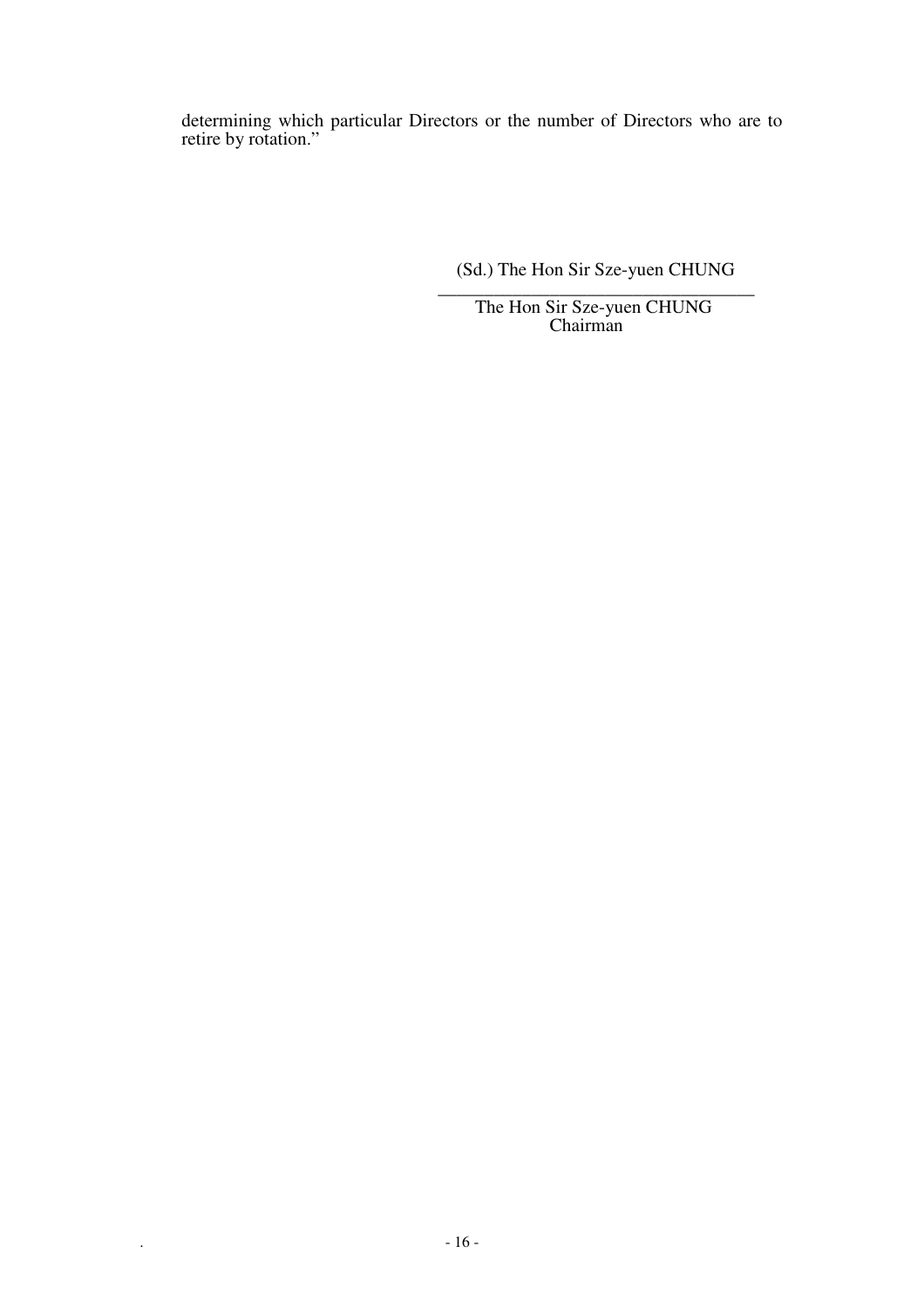determining which particular Directors or the number of Directors who are to retire by rotation."

(Sd.) The Hon Sir Sze-yuen CHUNG

\_\_\_\_\_\_\_\_\_\_\_\_\_\_\_\_\_\_\_\_\_\_\_\_\_\_\_\_\_\_\_\_\_\_\_\_

The Hon Sir Sze-yuen CHUNG
Chairman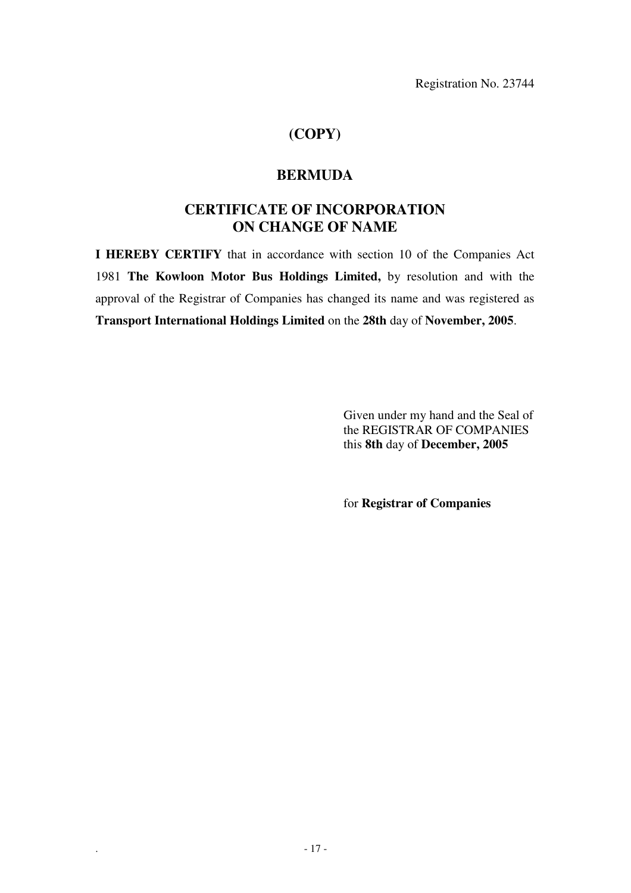Registration No. 23744

# (COPY)

# BERMUDA

## CERTIFICATE OF INCORPORATION ON CHANGE OF NAME

**I HEREBY CERTIFY** that in accordance with section 10 of the Companies Act 1981 **The Kowloon Motor Bus Holdings Limited,** by resolution and with the approval of the Registrar of Companies has changed its name and was registered as **Transport International Holdings Limited** on the **28th** day of **November, 2005**.

Given under my hand and the Seal of the REGISTRAR OF COMPANIES this **8th** day of **December, 2005**

for **Registrar of Companies**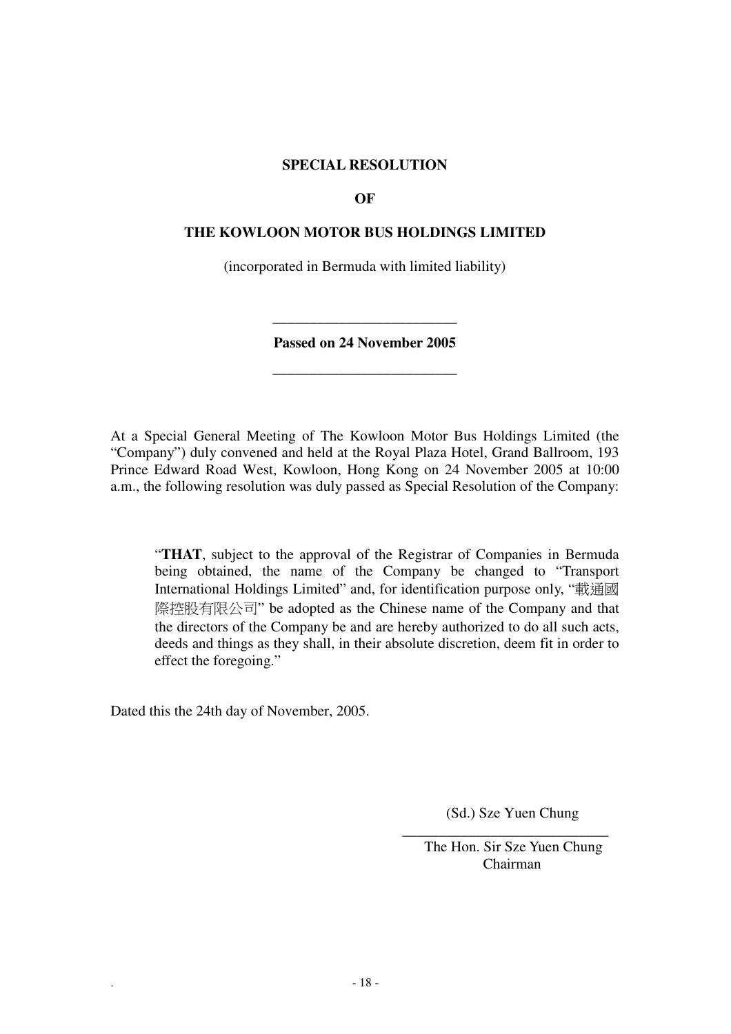**SPECIAL RESOLUTION**

**OF**

**THE KOWLOON MOTOR BUS HOLDINGS LIMITED**

(incorporated in Bermuda with limited liability)

---

**Passed on 24 November 2005**

---

At a Special General Meeting of The Kowloon Motor Bus Holdings Limited (the "Company") duly convened and held at the Royal Plaza Hotel, Grand Ballroom, 193 Prince Edward Road West, Kowloon, Hong Kong on 24 November 2005 at 10:00 a.m., the following resolution was duly passed as Special Resolution of the Company:

> "**THAT**, subject to the approval of the Registrar of Companies in Bermuda being obtained, the name of the Company be changed to "Transport International Holdings Limited" and, for identification purpose only, "載通國際控股有限公司" be adopted as the Chinese name of the Company and that the directors of the Company be and are hereby authorized to do all such acts, deeds and things as they shall, in their absolute discretion, deem fit in order to effect the foregoing."

Dated this the 24th day of November, 2005.

(Sd.) Sze Yuen Chung

The Hon. Sir Sze Yuen Chung
Chairman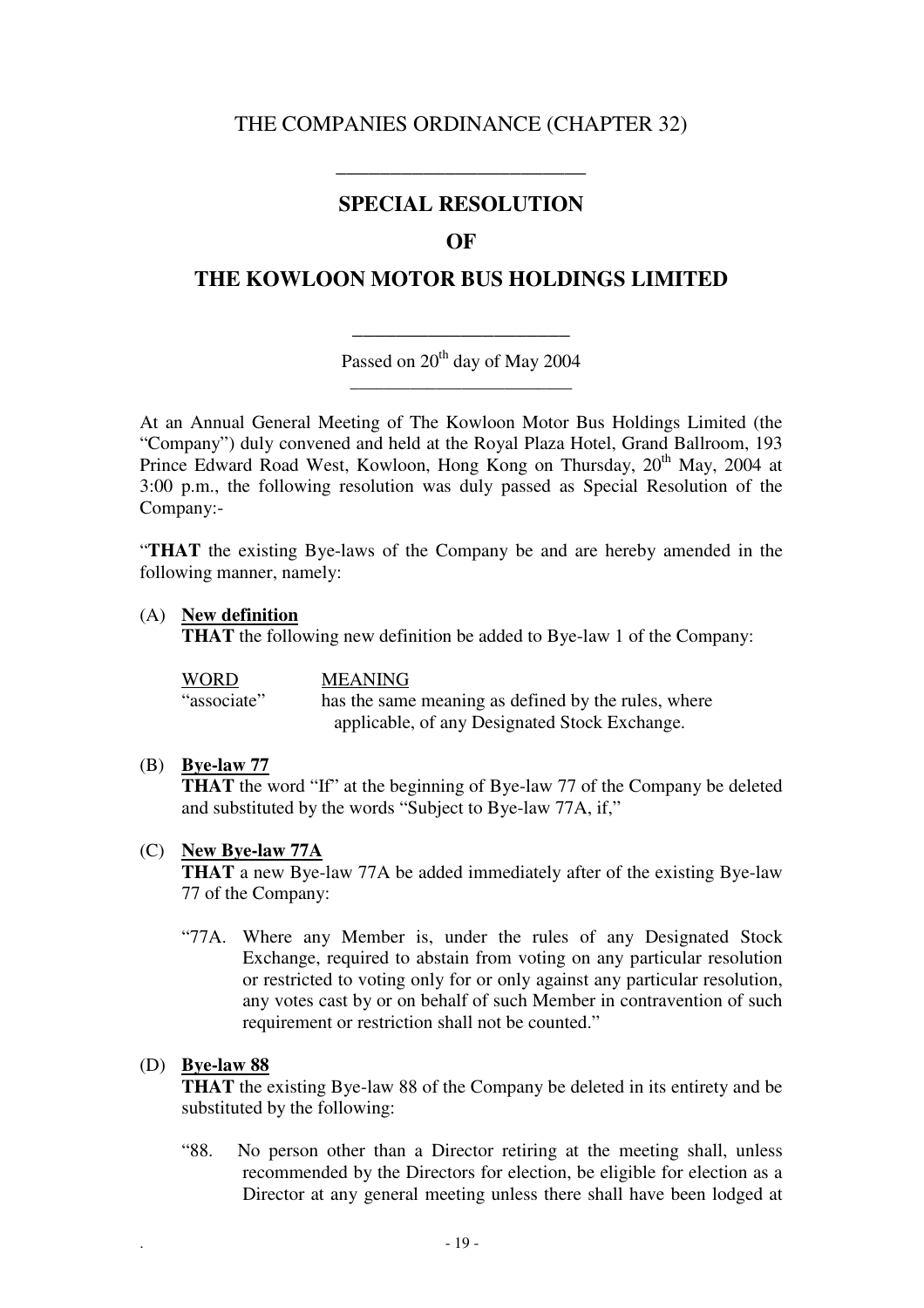THE COMPANIES ORDINANCE (CHAPTER 32)

---

## SPECIAL RESOLUTION

## OF

## THE KOWLOON MOTOR BUS HOLDINGS LIMITED

---

Passed on 20th day of May 2004

---

At an Annual General Meeting of The Kowloon Motor Bus Holdings Limited (the "Company") duly convened and held at the Royal Plaza Hotel, Grand Ballroom, 193 Prince Edward Road West, Kowloon, Hong Kong on Thursday, 20th May, 2004 at 3:00 p.m., the following resolution was duly passed as Special Resolution of the Company:-

"**THAT** the existing Bye-laws of the Company be and are hereby amended in the following manner, namely:

(A) **New definition**

**THAT** the following new definition be added to Bye-law 1 of the Company:

| WORD | MEANING |
|---|---|
| "associate" | has the same meaning as defined by the rules, where applicable, of any Designated Stock Exchange. |

(B) **Bye-law 77**

**THAT** the word "If" at the beginning of Bye-law 77 of the Company be deleted and substituted by the words "Subject to Bye-law 77A, if,"

(C) **New Bye-law 77A**

**THAT** a new Bye-law 77A be added immediately after of the existing Bye-law 77 of the Company:

"77A. Where any Member is, under the rules of any Designated Stock Exchange, required to abstain from voting on any particular resolution or restricted to voting only for or only against any particular resolution, any votes cast by or on behalf of such Member in contravention of such requirement or restriction shall not be counted."

(D) **Bye-law 88**

**THAT** the existing Bye-law 88 of the Company be deleted in its entirety and be substituted by the following:

"88. No person other than a Director retiring at the meeting shall, unless recommended by the Directors for election, be eligible for election as a Director at any general meeting unless there shall have been lodged at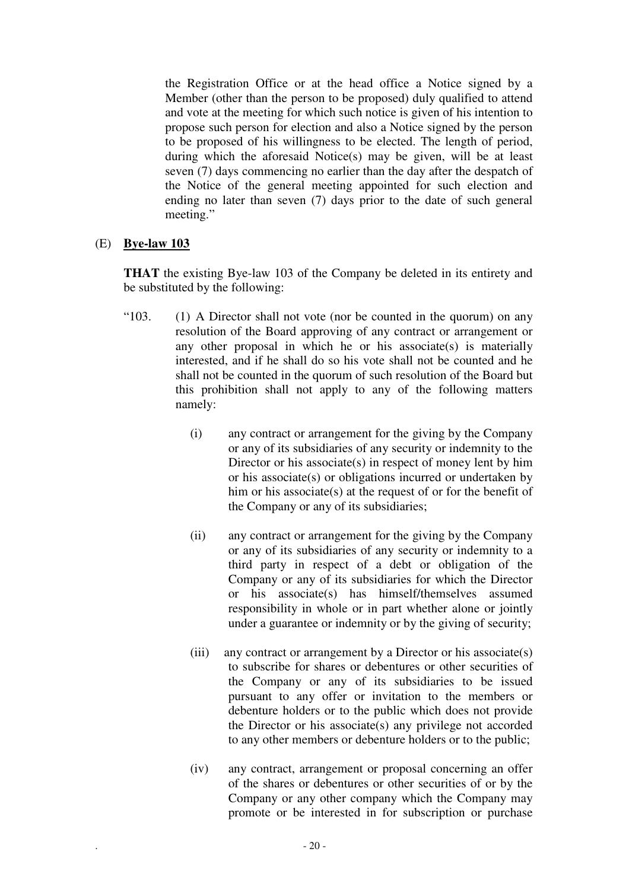the Registration Office or at the head office a Notice signed by a Member (other than the person to be proposed) duly qualified to attend and vote at the meeting for which such notice is given of his intention to propose such person for election and also a Notice signed by the person to be proposed of his willingness to be elected. The length of period, during which the aforesaid Notice(s) may be given, will be at least seven (7) days commencing no earlier than the day after the despatch of the Notice of the general meeting appointed for such election and ending no later than seven (7) days prior to the date of such general meeting."

(E) **<u>Bye-law 103</u>**

**THAT** the existing Bye-law 103 of the Company be deleted in its entirety and be substituted by the following:

"103. (1) A Director shall not vote (nor be counted in the quorum) on any resolution of the Board approving of any contract or arrangement or any other proposal in which he or his associate(s) is materially interested, and if he shall do so his vote shall not be counted and he shall not be counted in the quorum of such resolution of the Board but this prohibition shall not apply to any of the following matters namely:

(i) any contract or arrangement for the giving by the Company or any of its subsidiaries of any security or indemnity to the Director or his associate(s) in respect of money lent by him or his associate(s) or obligations incurred or undertaken by him or his associate(s) at the request of or for the benefit of the Company or any of its subsidiaries;

(ii) any contract or arrangement for the giving by the Company or any of its subsidiaries of any security or indemnity to a third party in respect of a debt or obligation of the Company or any of its subsidiaries for which the Director or his associate(s) has himself/themselves assumed responsibility in whole or in part whether alone or jointly under a guarantee or indemnity or by the giving of security;

(iii) any contract or arrangement by a Director or his associate(s) to subscribe for shares or debentures or other securities of the Company or any of its subsidiaries to be issued pursuant to any offer or invitation to the members or debenture holders or to the public which does not provide the Director or his associate(s) any privilege not accorded to any other members or debenture holders or to the public;

(iv) any contract, arrangement or proposal concerning an offer of the shares or debentures or other securities of or by the Company or any other company which the Company may promote or be interested in for subscription or purchase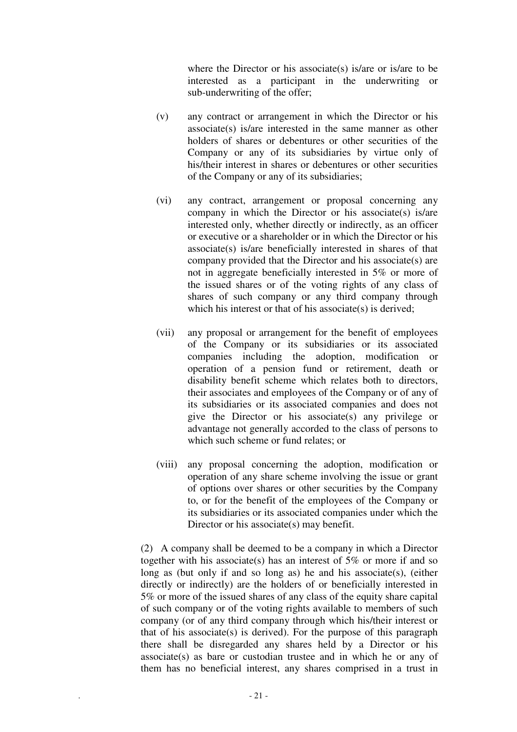where the Director or his associate(s) is/are or is/are to be interested as a participant in the underwriting or sub-underwriting of the offer;

(v) any contract or arrangement in which the Director or his associate(s) is/are interested in the same manner as other holders of shares or debentures or other securities of the Company or any of its subsidiaries by virtue only of his/their interest in shares or debentures or other securities of the Company or any of its subsidiaries;

(vi) any contract, arrangement or proposal concerning any company in which the Director or his associate(s) is/are interested only, whether directly or indirectly, as an officer or executive or a shareholder or in which the Director or his associate(s) is/are beneficially interested in shares of that company provided that the Director and his associate(s) are not in aggregate beneficially interested in 5% or more of the issued shares or of the voting rights of any class of shares of such company or any third company through which his interest or that of his associate(s) is derived;

(vii) any proposal or arrangement for the benefit of employees of the Company or its subsidiaries or its associated companies including the adoption, modification or operation of a pension fund or retirement, death or disability benefit scheme which relates both to directors, their associates and employees of the Company or of any of its subsidiaries or its associated companies and does not give the Director or his associate(s) any privilege or advantage not generally accorded to the class of persons to which such scheme or fund relates; or

(viii) any proposal concerning the adoption, modification or operation of any share scheme involving the issue or grant of options over shares or other securities by the Company to, or for the benefit of the employees of the Company or its subsidiaries or its associated companies under which the Director or his associate(s) may benefit.

(2) A company shall be deemed to be a company in which a Director together with his associate(s) has an interest of 5% or more if and so long as (but only if and so long as) he and his associate(s), (either directly or indirectly) are the holders of or beneficially interested in 5% or more of the issued shares of any class of the equity share capital of such company or of the voting rights available to members of such company (or of any third company through which his/their interest or that of his associate(s) is derived). For the purpose of this paragraph there shall be disregarded any shares held by a Director or his associate(s) as bare or custodian trustee and in which he or any of them has no beneficial interest, any shares comprised in a trust in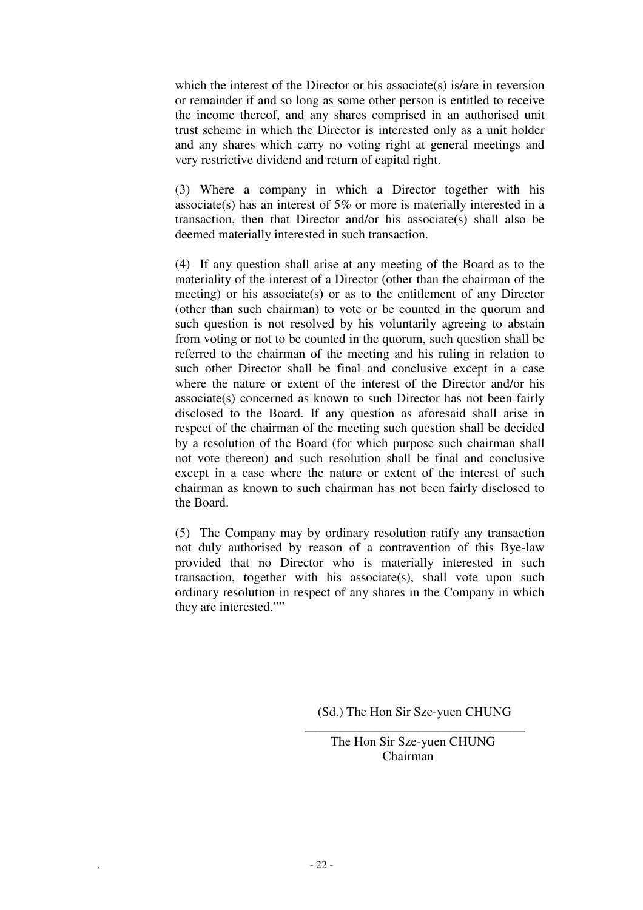which the interest of the Director or his associate(s) is/are in reversion or remainder if and so long as some other person is entitled to receive the income thereof, and any shares comprised in an authorised unit trust scheme in which the Director is interested only as a unit holder and any shares which carry no voting right at general meetings and very restrictive dividend and return of capital right.

(3) Where a company in which a Director together with his associate(s) has an interest of 5% or more is materially interested in a transaction, then that Director and/or his associate(s) shall also be deemed materially interested in such transaction.

(4) If any question shall arise at any meeting of the Board as to the materiality of the interest of a Director (other than the chairman of the meeting) or his associate(s) or as to the entitlement of any Director (other than such chairman) to vote or be counted in the quorum and such question is not resolved by his voluntarily agreeing to abstain from voting or not to be counted in the quorum, such question shall be referred to the chairman of the meeting and his ruling in relation to such other Director shall be final and conclusive except in a case where the nature or extent of the interest of the Director and/or his associate(s) concerned as known to such Director has not been fairly disclosed to the Board. If any question as aforesaid shall arise in respect of the chairman of the meeting such question shall be decided by a resolution of the Board (for which purpose such chairman shall not vote thereon) and such resolution shall be final and conclusive except in a case where the nature or extent of the interest of such chairman as known to such chairman has not been fairly disclosed to the Board.

(5) The Company may by ordinary resolution ratify any transaction not duly authorised by reason of a contravention of this Bye-law provided that no Director who is materially interested in such transaction, together with his associate(s), shall vote upon such ordinary resolution in respect of any shares in the Company in which they are interested."”

(Sd.) The Hon Sir Sze-yuen CHUNG

The Hon Sir Sze-yuen CHUNG
Chairman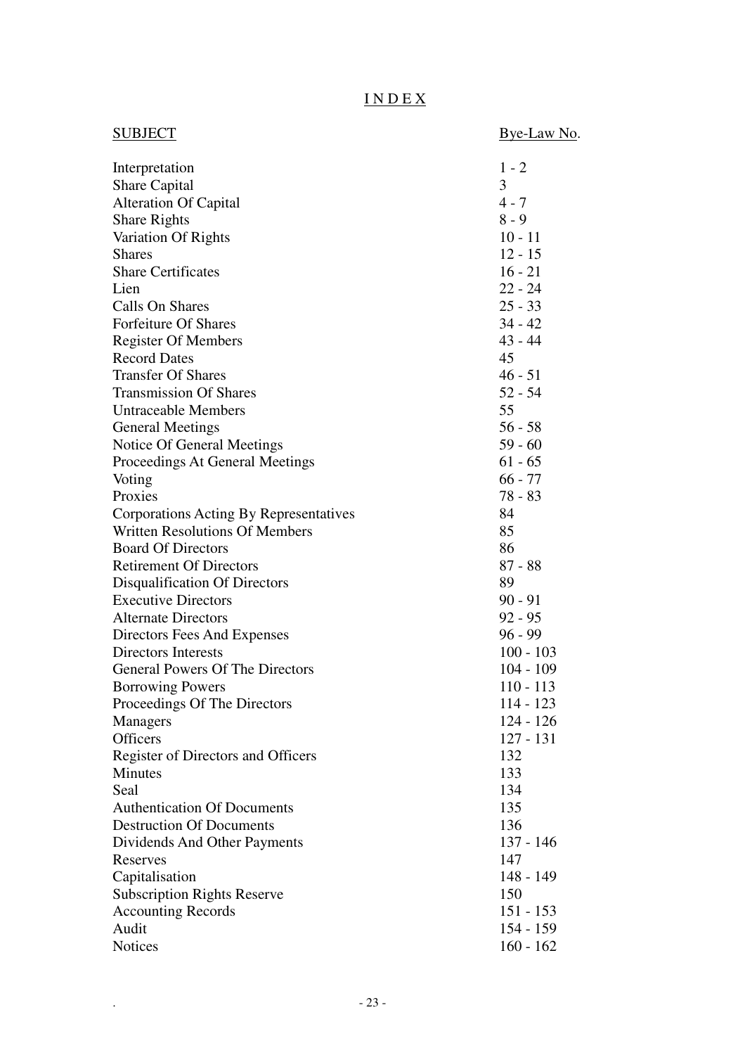# INDEX

| SUBJECT | Bye-Law No. |
| --- | --- |
| Interpretation | 1 - 2 |
| Share Capital | 3 |
| Alteration Of Capital | 4 - 7 |
| Share Rights | 8 - 9 |
| Variation Of Rights | 10 - 11 |
| Shares | 12 - 15 |
| Share Certificates | 16 - 21 |
| Lien | 22 - 24 |
| Calls On Shares | 25 - 33 |
| Forfeiture Of Shares | 34 - 42 |
| Register Of Members | 43 - 44 |
| Record Dates | 45 |
| Transfer Of Shares | 46 - 51 |
| Transmission Of Shares | 52 - 54 |
| Untraceable Members | 55 |
| General Meetings | 56 - 58 |
| Notice Of General Meetings | 59 - 60 |
| Proceedings At General Meetings | 61 - 65 |
| Voting | 66 - 77 |
| Proxies | 78 - 83 |
| Corporations Acting By Representatives | 84 |
| Written Resolutions Of Members | 85 |
| Board Of Directors | 86 |
| Retirement Of Directors | 87 - 88 |
| Disqualification Of Directors | 89 |
| Executive Directors | 90 - 91 |
| Alternate Directors | 92 - 95 |
| Directors Fees And Expenses | 96 - 99 |
| Directors Interests | 100 - 103 |
| General Powers Of The Directors | 104 - 109 |
| Borrowing Powers | 110 - 113 |
| Proceedings Of The Directors | 114 - 123 |
| Managers | 124 - 126 |
| Officers | 127 - 131 |
| Register of Directors and Officers | 132 |
| Minutes | 133 |
| Seal | 134 |
| Authentication Of Documents | 135 |
| Destruction Of Documents | 136 |
| Dividends And Other Payments | 137 - 146 |
| Reserves | 147 |
| Capitalisation | 148 - 149 |
| Subscription Rights Reserve | 150 |
| Accounting Records | 151 - 153 |
| Audit | 154 - 159 |
| Notices | 160 - 162 |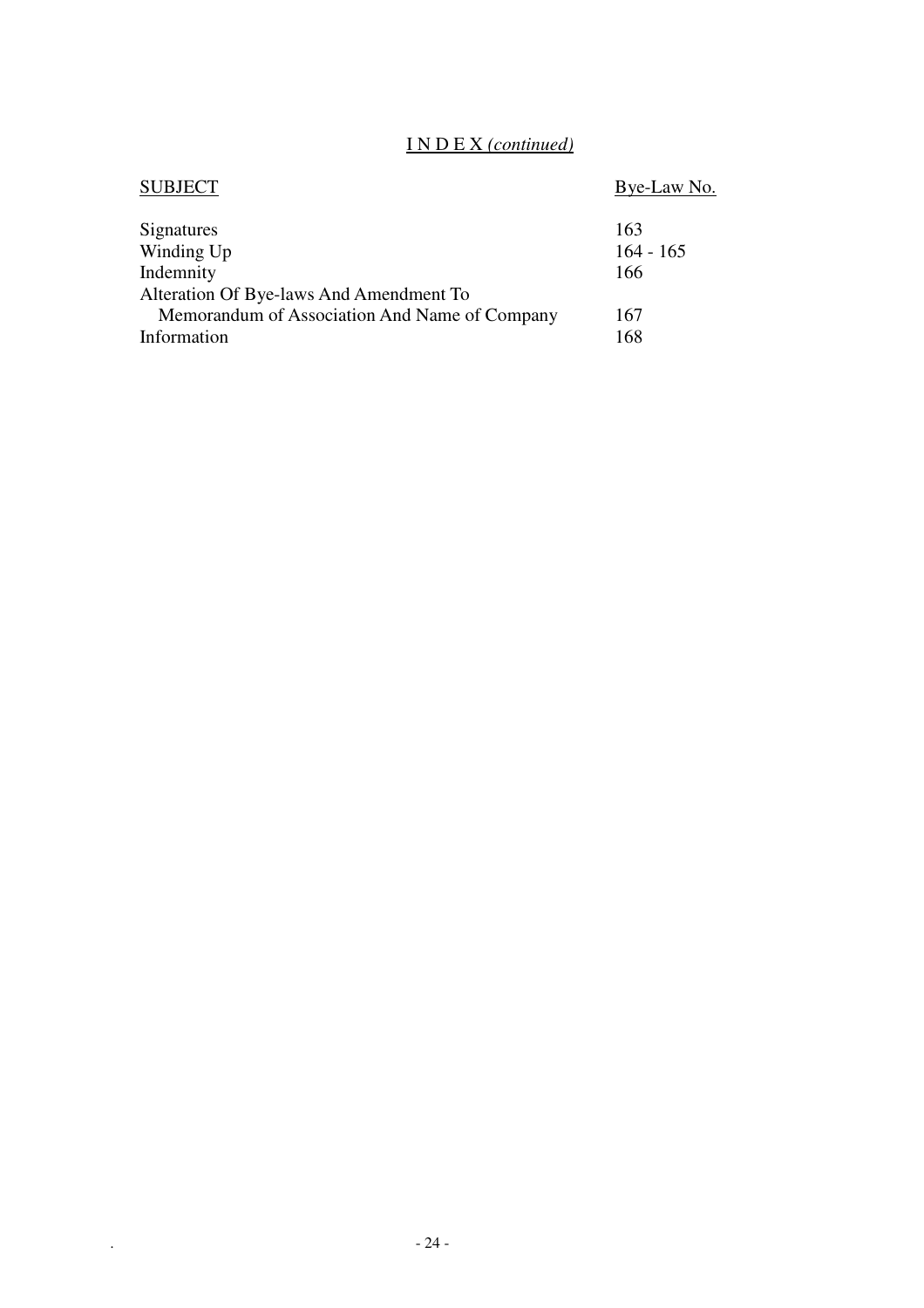# I N D E X *(continued)*

| SUBJECT | Bye-Law No. |
|---|---|
| Signatures | 163 |
| Winding Up | 164 - 165 |
| Indemnity | 166 |
| Alteration Of Bye-laws And Amendment To Memorandum of Association And Name of Company | 167 |
| Information | 168 |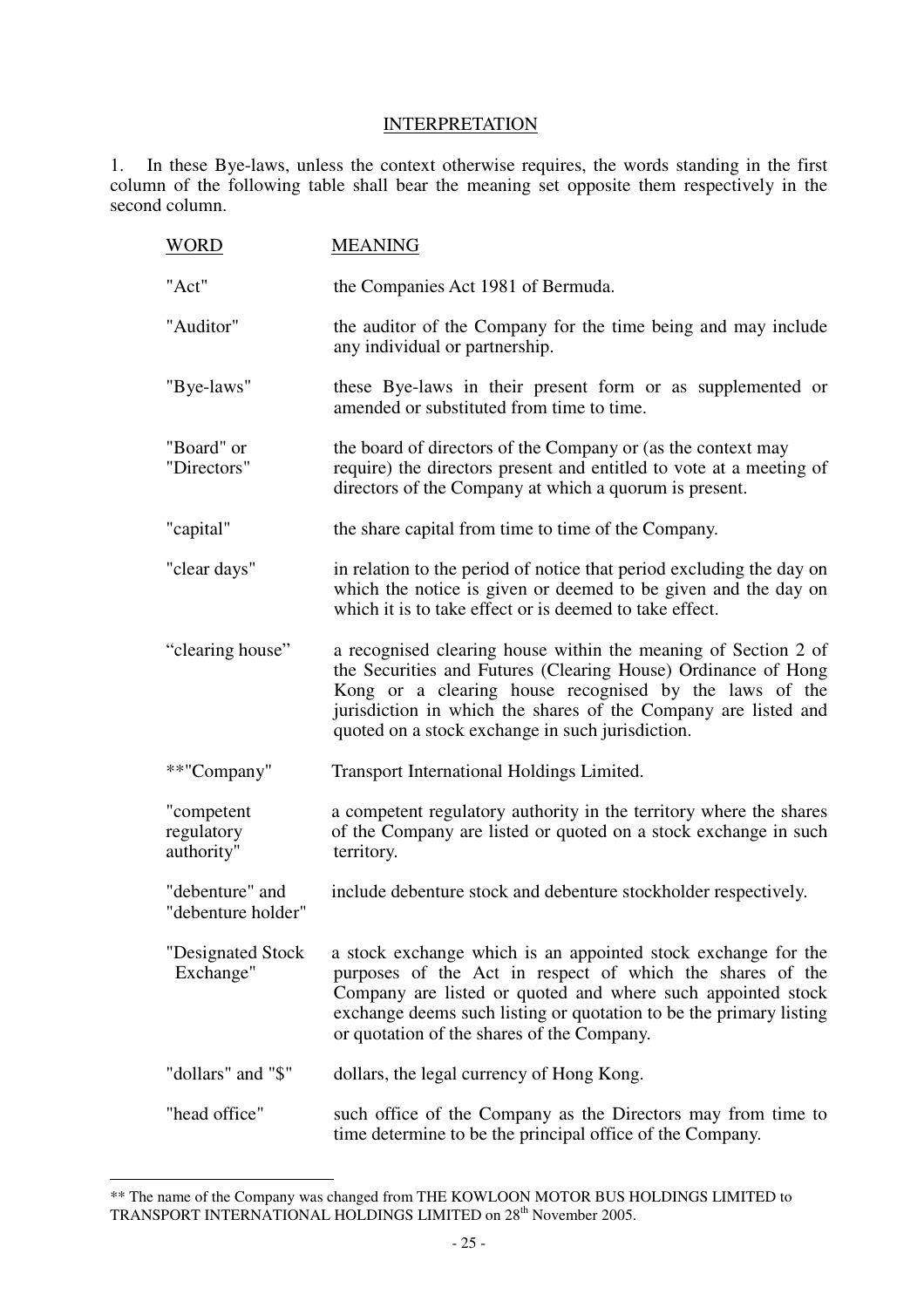## INTERPRETATION

1. In these Bye-laws, unless the context otherwise requires, the words standing in the first column of the following table shall bear the meaning set opposite them respectively in the second column.

| WORD | MEANING |
|---|---|
| "Act" | the Companies Act 1981 of Bermuda. |
| "Auditor" | the auditor of the Company for the time being and may include any individual or partnership. |
| "Bye-laws" | these Bye-laws in their present form or as supplemented or amended or substituted from time to time. |
| "Board" or "Directors" | the board of directors of the Company or (as the context may require) the directors present and entitled to vote at a meeting of directors of the Company at which a quorum is present. |
| "capital" | the share capital from time to time of the Company. |
| "clear days" | in relation to the period of notice that period excluding the day on which the notice is given or deemed to be given and the day on which it is to take effect or is deemed to take effect. |
| "clearing house" | a recognised clearing house within the meaning of Section 2 of the Securities and Futures (Clearing House) Ordinance of Hong Kong or a clearing house recognised by the laws of the jurisdiction in which the shares of the Company are listed and quoted on a stock exchange in such jurisdiction. |
| **"Company" | Transport International Holdings Limited. |
| "competent regulatory authority" | a competent regulatory authority in the territory where the shares of the Company are listed or quoted on a stock exchange in such territory. |
| "debenture" and "debenture holder" | include debenture stock and debenture stockholder respectively. |
| "Designated Stock Exchange" | a stock exchange which is an appointed stock exchange for the purposes of the Act in respect of which the shares of the Company are listed or quoted and where such appointed stock exchange deems such listing or quotation to be the primary listing or quotation of the shares of the Company. |
| "dollars" and "$" | dollars, the legal currency of Hong Kong. |
| "head office" | such office of the Company as the Directors may from time to time determine to be the principal office of the Company. |

** The name of the Company was changed from THE KOWLOON MOTOR BUS HOLDINGS LIMITED to TRANSPORT INTERNATIONAL HOLDINGS LIMITED on 28th November 2005.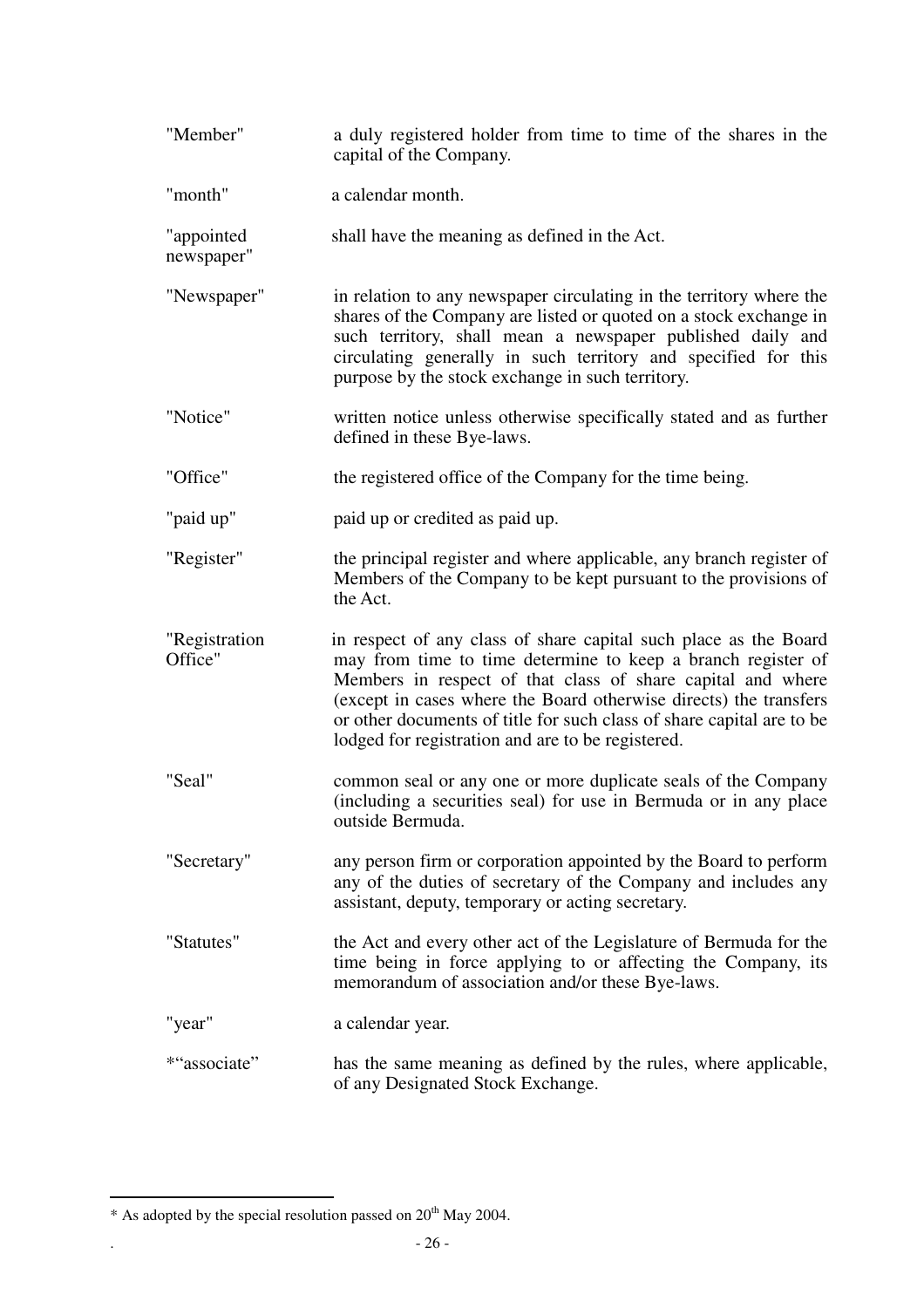| | |
|---|---|
| "Member" | a duly registered holder from time to time of the shares in the capital of the Company. |
| "month" | a calendar month. |
| "appointed newspaper" | shall have the meaning as defined in the Act. |
| "Newspaper" | in relation to any newspaper circulating in the territory where the shares of the Company are listed or quoted on a stock exchange in such territory, shall mean a newspaper published daily and circulating generally in such territory and specified for this purpose by the stock exchange in such territory. |
| "Notice" | written notice unless otherwise specifically stated and as further defined in these Bye-laws. |
| "Office" | the registered office of the Company for the time being. |
| "paid up" | paid up or credited as paid up. |
| "Register" | the principal register and where applicable, any branch register of Members of the Company to be kept pursuant to the provisions of the Act. |
| "Registration Office" | in respect of any class of share capital such place as the Board may from time to time determine to keep a branch register of Members in respect of that class of share capital and where (except in cases where the Board otherwise directs) the transfers or other documents of title for such class of share capital are to be lodged for registration and are to be registered. |
| "Seal" | common seal or any one or more duplicate seals of the Company (including a securities seal) for use in Bermuda or in any place outside Bermuda. |
| "Secretary" | any person firm or corporation appointed by the Board to perform any of the duties of secretary of the Company and includes any assistant, deputy, temporary or acting secretary. |
| "Statutes" | the Act and every other act of the Legislature of Bermuda for the time being in force applying to or affecting the Company, its memorandum of association and/or these Bye-laws. |
| "year" | a calendar year. |
| *"associate" | has the same meaning as defined by the rules, where applicable, of any Designated Stock Exchange. |

* As adopted by the special resolution passed on 20th May 2004.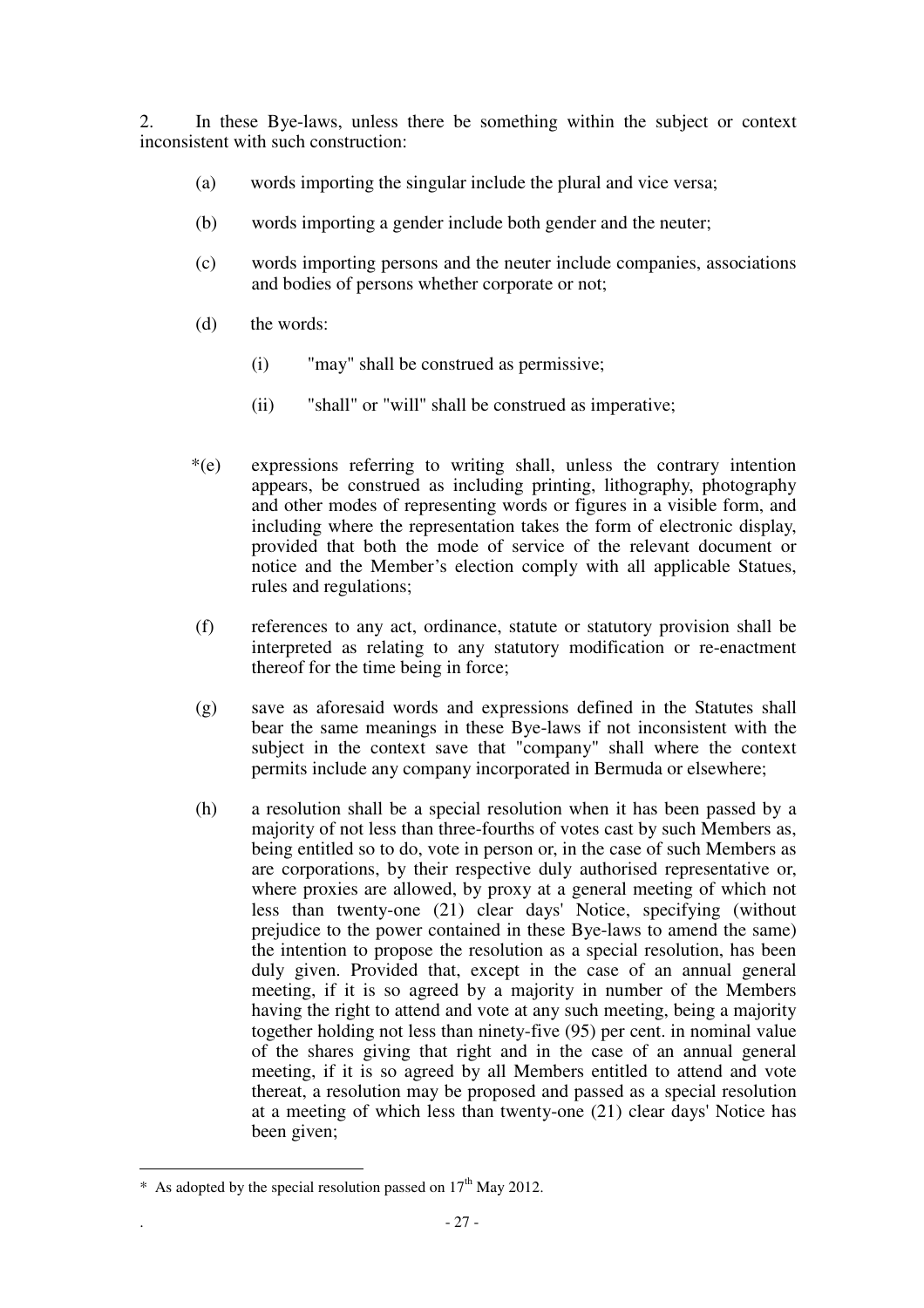2. In these Bye-laws, unless there be something within the subject or context inconsistent with such construction:

(a) words importing the singular include the plural and vice versa;

(b) words importing a gender include both gender and the neuter;

(c) words importing persons and the neuter include companies, associations and bodies of persons whether corporate or not;

(d) the words:

(i) "may" shall be construed as permissive;

(ii) "shall" or "will" shall be construed as imperative;

*(e) expressions referring to writing shall, unless the contrary intention appears, be construed as including printing, lithography, photography and other modes of representing words or figures in a visible form, and including where the representation takes the form of electronic display, provided that both the mode of service of the relevant document or notice and the Member's election comply with all applicable Statues, rules and regulations;

(f) references to any act, ordinance, statute or statutory provision shall be interpreted as relating to any statutory modification or re-enactment thereof for the time being in force;

(g) save as aforesaid words and expressions defined in the Statutes shall bear the same meanings in these Bye-laws if not inconsistent with the subject in the context save that "company" shall where the context permits include any company incorporated in Bermuda or elsewhere;

(h) a resolution shall be a special resolution when it has been passed by a majority of not less than three-fourths of votes cast by such Members as, being entitled so to do, vote in person or, in the case of such Members as are corporations, by their respective duly authorised representative or, where proxies are allowed, by proxy at a general meeting of which not less than twenty-one (21) clear days' Notice, specifying (without prejudice to the power contained in these Bye-laws to amend the same) the intention to propose the resolution as a special resolution, has been duly given. Provided that, except in the case of an annual general meeting, if it is so agreed by a majority in number of the Members having the right to attend and vote at any such meeting, being a majority together holding not less than ninety-five (95) per cent. in nominal value of the shares giving that right and in the case of an annual general meeting, if it is so agreed by all Members entitled to attend and vote thereat, a resolution may be proposed and passed as a special resolution at a meeting of which less than twenty-one (21) clear days' Notice has been given;

---

\* As adopted by the special resolution passed on 17th May 2012.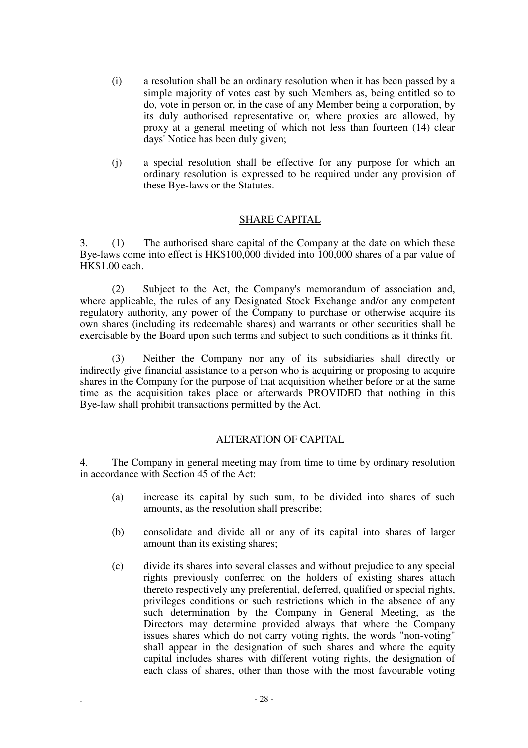(i) a resolution shall be an ordinary resolution when it has been passed by a simple majority of votes cast by such Members as, being entitled so to do, vote in person or, in the case of any Member being a corporation, by its duly authorised representative or, where proxies are allowed, by proxy at a general meeting of which not less than fourteen (14) clear days' Notice has been duly given;

(j) a special resolution shall be effective for any purpose for which an ordinary resolution is expressed to be required under any provision of these Bye-laws or the Statutes.

## SHARE CAPITAL

3. (1) The authorised share capital of the Company at the date on which these Bye-laws come into effect is HK$100,000 divided into 100,000 shares of a par value of HK$1.00 each.

(2) Subject to the Act, the Company's memorandum of association and, where applicable, the rules of any Designated Stock Exchange and/or any competent regulatory authority, any power of the Company to purchase or otherwise acquire its own shares (including its redeemable shares) and warrants or other securities shall be exercisable by the Board upon such terms and subject to such conditions as it thinks fit.

(3) Neither the Company nor any of its subsidiaries shall directly or indirectly give financial assistance to a person who is acquiring or proposing to acquire shares in the Company for the purpose of that acquisition whether before or at the same time as the acquisition takes place or afterwards PROVIDED that nothing in this Bye-law shall prohibit transactions permitted by the Act.

## ALTERATION OF CAPITAL

4. The Company in general meeting may from time to time by ordinary resolution in accordance with Section 45 of the Act:

(a) increase its capital by such sum, to be divided into shares of such amounts, as the resolution shall prescribe;

(b) consolidate and divide all or any of its capital into shares of larger amount than its existing shares;

(c) divide its shares into several classes and without prejudice to any special rights previously conferred on the holders of existing shares attach thereto respectively any preferential, deferred, qualified or special rights, privileges conditions or such restrictions which in the absence of any such determination by the Company in General Meeting, as the Directors may determine provided always that where the Company issues shares which do not carry voting rights, the words "non-voting" shall appear in the designation of such shares and where the equity capital includes shares with different voting rights, the designation of each class of shares, other than those with the most favourable voting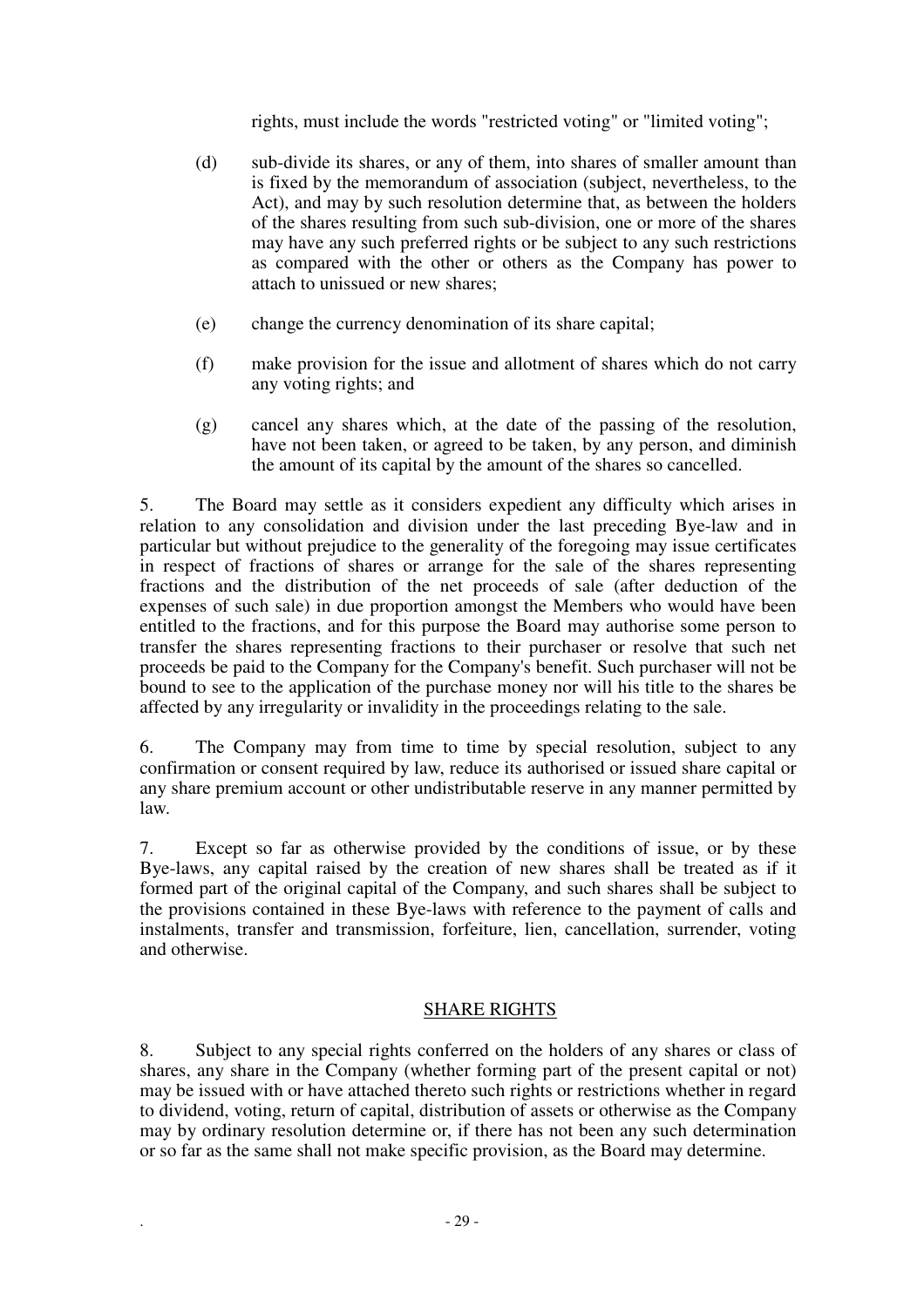rights, must include the words "restricted voting" or "limited voting";

(d) sub-divide its shares, or any of them, into shares of smaller amount than is fixed by the memorandum of association (subject, nevertheless, to the Act), and may by such resolution determine that, as between the holders of the shares resulting from such sub-division, one or more of the shares may have any such preferred rights or be subject to any such restrictions as compared with the other or others as the Company has power to attach to unissued or new shares;

(e) change the currency denomination of its share capital;

(f) make provision for the issue and allotment of shares which do not carry any voting rights; and

(g) cancel any shares which, at the date of the passing of the resolution, have not been taken, or agreed to be taken, by any person, and diminish the amount of its capital by the amount of the shares so cancelled.

5. The Board may settle as it considers expedient any difficulty which arises in relation to any consolidation and division under the last preceding Bye-law and in particular but without prejudice to the generality of the foregoing may issue certificates in respect of fractions of shares or arrange for the sale of the shares representing fractions and the distribution of the net proceeds of sale (after deduction of the expenses of such sale) in due proportion amongst the Members who would have been entitled to the fractions, and for this purpose the Board may authorise some person to transfer the shares representing fractions to their purchaser or resolve that such net proceeds be paid to the Company for the Company's benefit. Such purchaser will not be bound to see to the application of the purchase money nor will his title to the shares be affected by any irregularity or invalidity in the proceedings relating to the sale.

6. The Company may from time to time by special resolution, subject to any confirmation or consent required by law, reduce its authorised or issued share capital or any share premium account or other undistributable reserve in any manner permitted by law.

7. Except so far as otherwise provided by the conditions of issue, or by these Bye-laws, any capital raised by the creation of new shares shall be treated as if it formed part of the original capital of the Company, and such shares shall be subject to the provisions contained in these Bye-laws with reference to the payment of calls and instalments, transfer and transmission, forfeiture, lien, cancellation, surrender, voting and otherwise.

## SHARE RIGHTS

8. Subject to any special rights conferred on the holders of any shares or class of shares, any share in the Company (whether forming part of the present capital or not) may be issued with or have attached thereto such rights or restrictions whether in regard to dividend, voting, return of capital, distribution of assets or otherwise as the Company may by ordinary resolution determine or, if there has not been any such determination or so far as the same shall not make specific provision, as the Board may determine.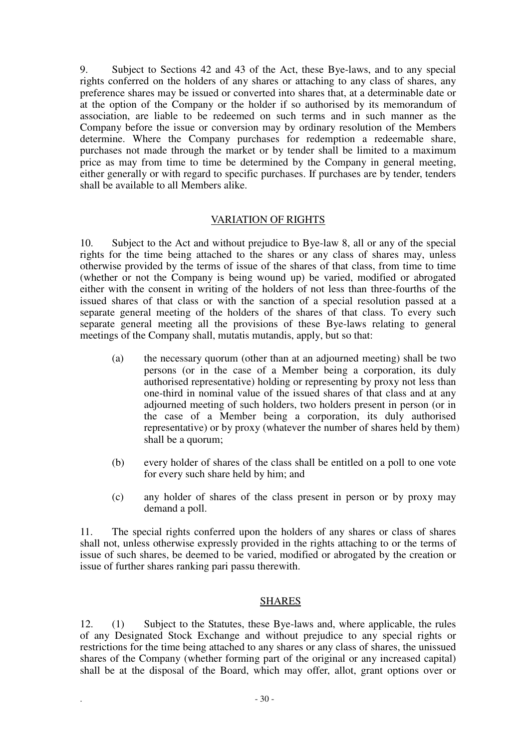9. Subject to Sections 42 and 43 of the Act, these Bye-laws, and to any special rights conferred on the holders of any shares or attaching to any class of shares, any preference shares may be issued or converted into shares that, at a determinable date or at the option of the Company or the holder if so authorised by its memorandum of association, are liable to be redeemed on such terms and in such manner as the Company before the issue or conversion may by ordinary resolution of the Members determine. Where the Company purchases for redemption a redeemable share, purchases not made through the market or by tender shall be limited to a maximum price as may from time to time be determined by the Company in general meeting, either generally or with regard to specific purchases. If purchases are by tender, tenders shall be available to all Members alike.

## VARIATION OF RIGHTS

10. Subject to the Act and without prejudice to Bye-law 8, all or any of the special rights for the time being attached to the shares or any class of shares may, unless otherwise provided by the terms of issue of the shares of that class, from time to time (whether or not the Company is being wound up) be varied, modified or abrogated either with the consent in writing of the holders of not less than three-fourths of the issued shares of that class or with the sanction of a special resolution passed at a separate general meeting of the holders of the shares of that class. To every such separate general meeting all the provisions of these Bye-laws relating to general meetings of the Company shall, mutatis mutandis, apply, but so that:

(a) the necessary quorum (other than at an adjourned meeting) shall be two persons (or in the case of a Member being a corporation, its duly authorised representative) holding or representing by proxy not less than one-third in nominal value of the issued shares of that class and at any adjourned meeting of such holders, two holders present in person (or in the case of a Member being a corporation, its duly authorised representative) or by proxy (whatever the number of shares held by them) shall be a quorum;

(b) every holder of shares of the class shall be entitled on a poll to one vote for every such share held by him; and

(c) any holder of shares of the class present in person or by proxy may demand a poll.

11. The special rights conferred upon the holders of any shares or class of shares shall not, unless otherwise expressly provided in the rights attaching to or the terms of issue of such shares, be deemed to be varied, modified or abrogated by the creation or issue of further shares ranking pari passu therewith.

## SHARES

12. (1) Subject to the Statutes, these Bye-laws and, where applicable, the rules of any Designated Stock Exchange and without prejudice to any special rights or restrictions for the time being attached to any shares or any class of shares, the unissued shares of the Company (whether forming part of the original or any increased capital) shall be at the disposal of the Board, which may offer, allot, grant options over or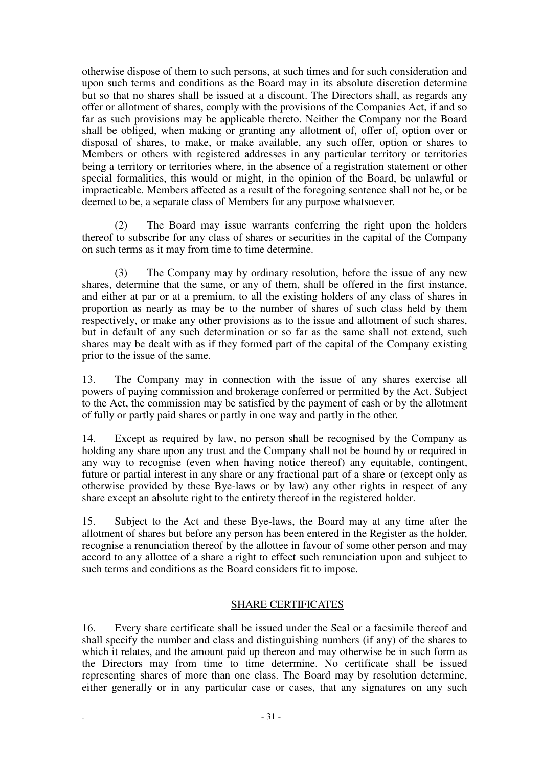otherwise dispose of them to such persons, at such times and for such consideration and upon such terms and conditions as the Board may in its absolute discretion determine but so that no shares shall be issued at a discount. The Directors shall, as regards any offer or allotment of shares, comply with the provisions of the Companies Act, if and so far as such provisions may be applicable thereto. Neither the Company nor the Board shall be obliged, when making or granting any allotment of, offer of, option over or disposal of shares, to make, or make available, any such offer, option or shares to Members or others with registered addresses in any particular territory or territories being a territory or territories where, in the absence of a registration statement or other special formalities, this would or might, in the opinion of the Board, be unlawful or impracticable. Members affected as a result of the foregoing sentence shall not be, or be deemed to be, a separate class of Members for any purpose whatsoever.

(2) The Board may issue warrants conferring the right upon the holders thereof to subscribe for any class of shares or securities in the capital of the Company on such terms as it may from time to time determine.

(3) The Company may by ordinary resolution, before the issue of any new shares, determine that the same, or any of them, shall be offered in the first instance, and either at par or at a premium, to all the existing holders of any class of shares in proportion as nearly as may be to the number of shares of such class held by them respectively, or make any other provisions as to the issue and allotment of such shares, but in default of any such determination or so far as the same shall not extend, such shares may be dealt with as if they formed part of the capital of the Company existing prior to the issue of the same.

13. The Company may in connection with the issue of any shares exercise all powers of paying commission and brokerage conferred or permitted by the Act. Subject to the Act, the commission may be satisfied by the payment of cash or by the allotment of fully or partly paid shares or partly in one way and partly in the other.

14. Except as required by law, no person shall be recognised by the Company as holding any share upon any trust and the Company shall not be bound by or required in any way to recognise (even when having notice thereof) any equitable, contingent, future or partial interest in any share or any fractional part of a share or (except only as otherwise provided by these Bye-laws or by law) any other rights in respect of any share except an absolute right to the entirety thereof in the registered holder.

15. Subject to the Act and these Bye-laws, the Board may at any time after the allotment of shares but before any person has been entered in the Register as the holder, recognise a renunciation thereof by the allottee in favour of some other person and may accord to any allottee of a share a right to effect such renunciation upon and subject to such terms and conditions as the Board considers fit to impose.

## SHARE CERTIFICATES

16. Every share certificate shall be issued under the Seal or a facsimile thereof and shall specify the number and class and distinguishing numbers (if any) of the shares to which it relates, and the amount paid up thereon and may otherwise be in such form as the Directors may from time to time determine. No certificate shall be issued representing shares of more than one class. The Board may by resolution determine, either generally or in any particular case or cases, that any signatures on any such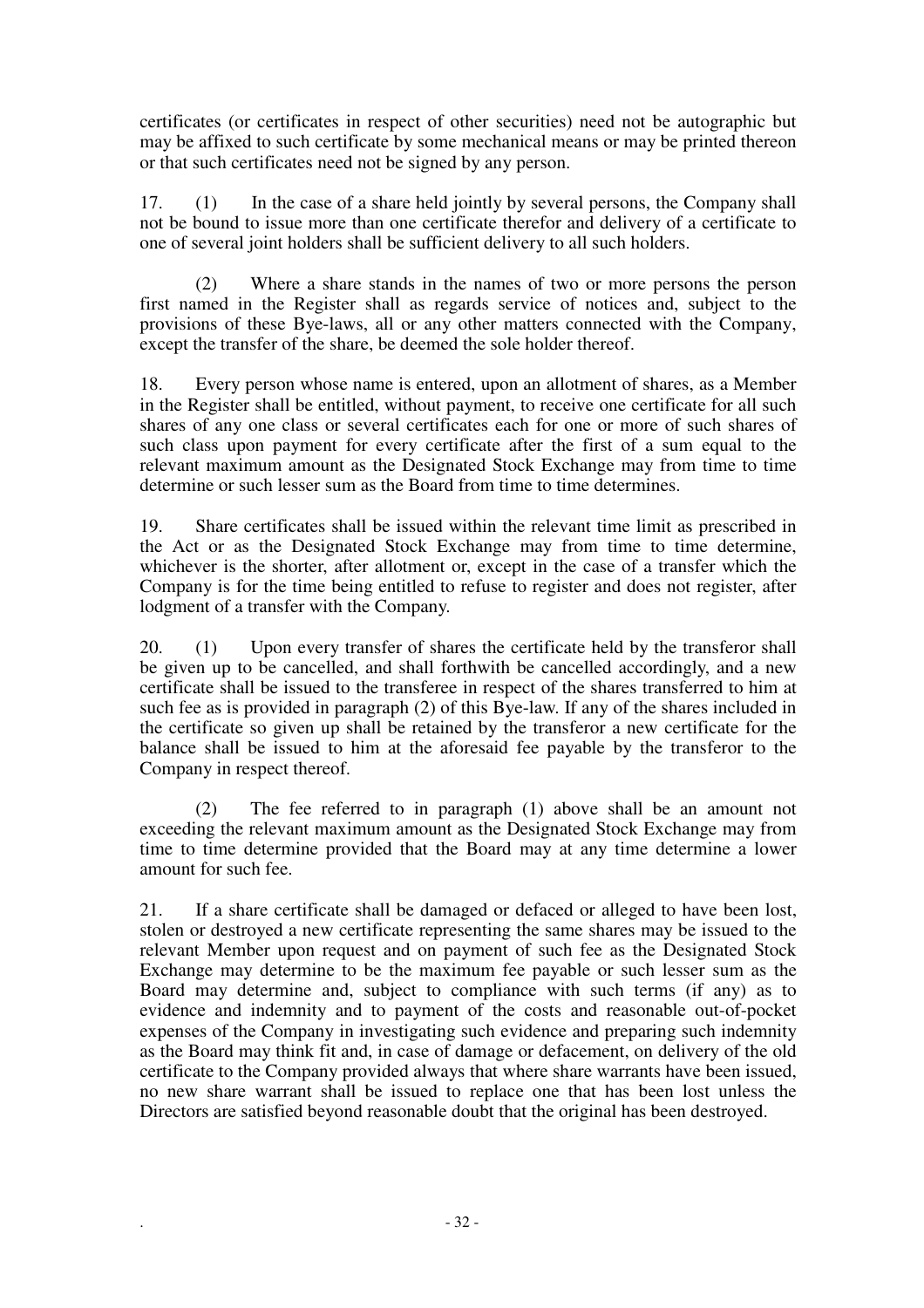certificates (or certificates in respect of other securities) need not be autographic but may be affixed to such certificate by some mechanical means or may be printed thereon or that such certificates need not be signed by any person.

17. (1) In the case of a share held jointly by several persons, the Company shall not be bound to issue more than one certificate therefor and delivery of a certificate to one of several joint holders shall be sufficient delivery to all such holders.

(2) Where a share stands in the names of two or more persons the person first named in the Register shall as regards service of notices and, subject to the provisions of these Bye-laws, all or any other matters connected with the Company, except the transfer of the share, be deemed the sole holder thereof.

18. Every person whose name is entered, upon an allotment of shares, as a Member in the Register shall be entitled, without payment, to receive one certificate for all such shares of any one class or several certificates each for one or more of such shares of such class upon payment for every certificate after the first of a sum equal to the relevant maximum amount as the Designated Stock Exchange may from time to time determine or such lesser sum as the Board from time to time determines.

19. Share certificates shall be issued within the relevant time limit as prescribed in the Act or as the Designated Stock Exchange may from time to time determine, whichever is the shorter, after allotment or, except in the case of a transfer which the Company is for the time being entitled to refuse to register and does not register, after lodgment of a transfer with the Company.

20. (1) Upon every transfer of shares the certificate held by the transferor shall be given up to be cancelled, and shall forthwith be cancelled accordingly, and a new certificate shall be issued to the transferee in respect of the shares transferred to him at such fee as is provided in paragraph (2) of this Bye-law. If any of the shares included in the certificate so given up shall be retained by the transferor a new certificate for the balance shall be issued to him at the aforesaid fee payable by the transferor to the Company in respect thereof.

(2) The fee referred to in paragraph (1) above shall be an amount not exceeding the relevant maximum amount as the Designated Stock Exchange may from time to time determine provided that the Board may at any time determine a lower amount for such fee.

21. If a share certificate shall be damaged or defaced or alleged to have been lost, stolen or destroyed a new certificate representing the same shares may be issued to the relevant Member upon request and on payment of such fee as the Designated Stock Exchange may determine to be the maximum fee payable or such lesser sum as the Board may determine and, subject to compliance with such terms (if any) as to evidence and indemnity and to payment of the costs and reasonable out-of-pocket expenses of the Company in investigating such evidence and preparing such indemnity as the Board may think fit and, in case of damage or defacement, on delivery of the old certificate to the Company provided always that where share warrants have been issued, no new share warrant shall be issued to replace one that has been lost unless the Directors are satisfied beyond reasonable doubt that the original has been destroyed.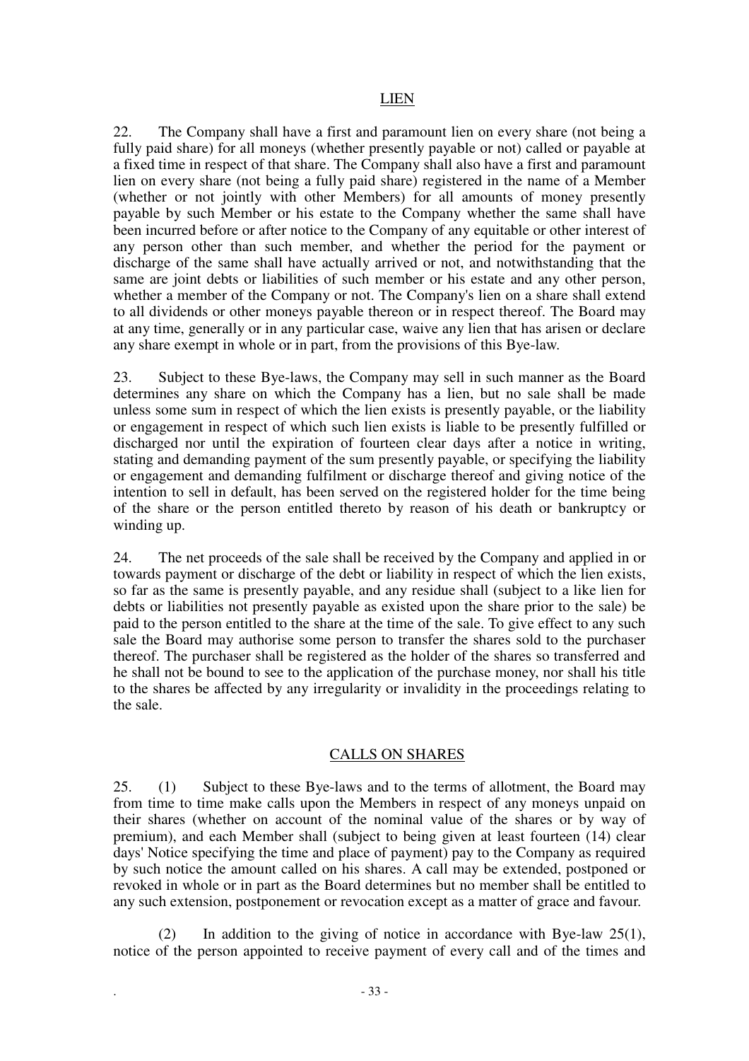## LIEN

22. The Company shall have a first and paramount lien on every share (not being a fully paid share) for all moneys (whether presently payable or not) called or payable at a fixed time in respect of that share. The Company shall also have a first and paramount lien on every share (not being a fully paid share) registered in the name of a Member (whether or not jointly with other Members) for all amounts of money presently payable by such Member or his estate to the Company whether the same shall have been incurred before or after notice to the Company of any equitable or other interest of any person other than such member, and whether the period for the payment or discharge of the same shall have actually arrived or not, and notwithstanding that the same are joint debts or liabilities of such member or his estate and any other person, whether a member of the Company or not. The Company's lien on a share shall extend to all dividends or other moneys payable thereon or in respect thereof. The Board may at any time, generally or in any particular case, waive any lien that has arisen or declare any share exempt in whole or in part, from the provisions of this Bye-law.

23. Subject to these Bye-laws, the Company may sell in such manner as the Board determines any share on which the Company has a lien, but no sale shall be made unless some sum in respect of which the lien exists is presently payable, or the liability or engagement in respect of which such lien exists is liable to be presently fulfilled or discharged nor until the expiration of fourteen clear days after a notice in writing, stating and demanding payment of the sum presently payable, or specifying the liability or engagement and demanding fulfilment or discharge thereof and giving notice of the intention to sell in default, has been served on the registered holder for the time being of the share or the person entitled thereto by reason of his death or bankruptcy or winding up.

24. The net proceeds of the sale shall be received by the Company and applied in or towards payment or discharge of the debt or liability in respect of which the lien exists, so far as the same is presently payable, and any residue shall (subject to a like lien for debts or liabilities not presently payable as existed upon the share prior to the sale) be paid to the person entitled to the share at the time of the sale. To give effect to any such sale the Board may authorise some person to transfer the shares sold to the purchaser thereof. The purchaser shall be registered as the holder of the shares so transferred and he shall not be bound to see to the application of the purchase money, nor shall his title to the shares be affected by any irregularity or invalidity in the proceedings relating to the sale.

## CALLS ON SHARES

25. (1) Subject to these Bye-laws and to the terms of allotment, the Board may from time to time make calls upon the Members in respect of any moneys unpaid on their shares (whether on account of the nominal value of the shares or by way of premium), and each Member shall (subject to being given at least fourteen (14) clear days' Notice specifying the time and place of payment) pay to the Company as required by such notice the amount called on his shares. A call may be extended, postponed or revoked in whole or in part as the Board determines but no member shall be entitled to any such extension, postponement or revocation except as a matter of grace and favour.

(2) In addition to the giving of notice in accordance with Bye-law 25(1), notice of the person appointed to receive payment of every call and of the times and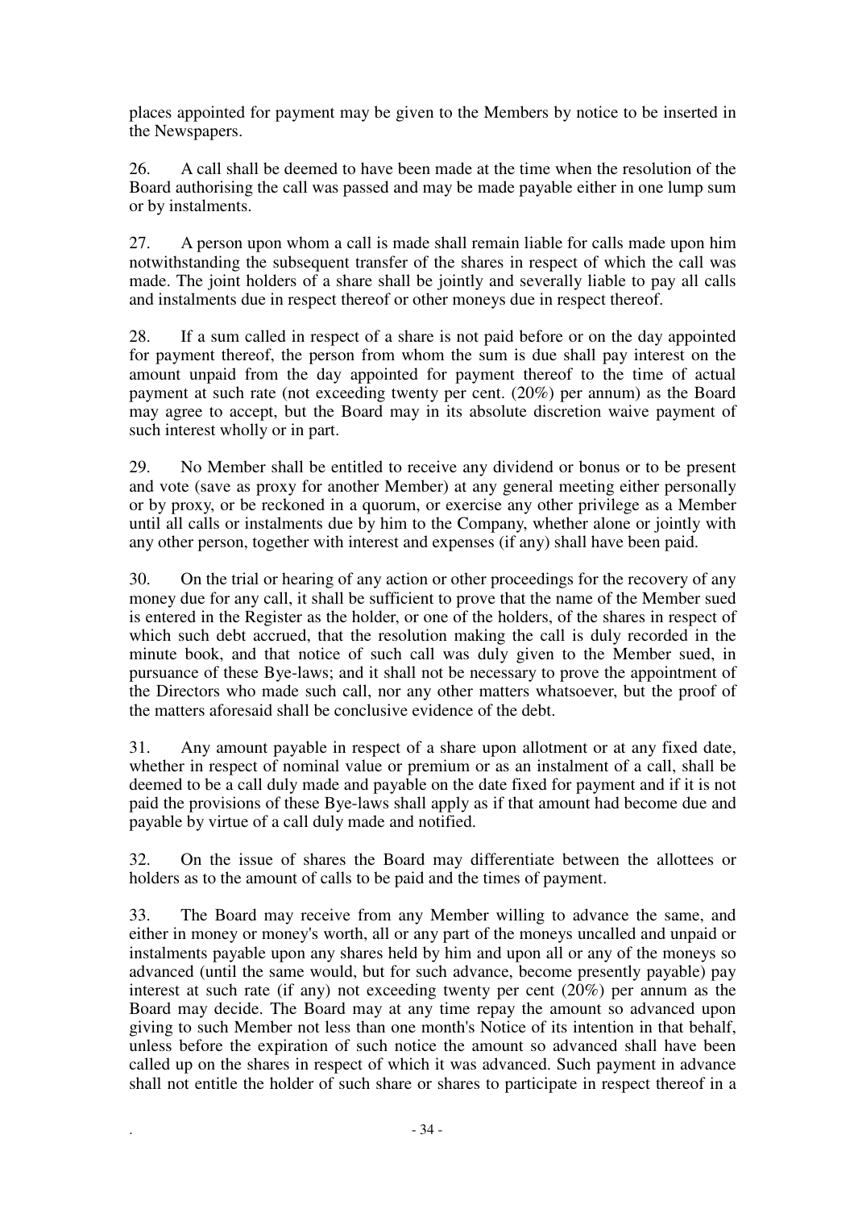places appointed for payment may be given to the Members by notice to be inserted in the Newspapers.

26. A call shall be deemed to have been made at the time when the resolution of the Board authorising the call was passed and may be made payable either in one lump sum or by instalments.

27. A person upon whom a call is made shall remain liable for calls made upon him notwithstanding the subsequent transfer of the shares in respect of which the call was made. The joint holders of a share shall be jointly and severally liable to pay all calls and instalments due in respect thereof or other moneys due in respect thereof.

28. If a sum called in respect of a share is not paid before or on the day appointed for payment thereof, the person from whom the sum is due shall pay interest on the amount unpaid from the day appointed for payment thereof to the time of actual payment at such rate (not exceeding twenty per cent. (20%) per annum) as the Board may agree to accept, but the Board may in its absolute discretion waive payment of such interest wholly or in part.

29. No Member shall be entitled to receive any dividend or bonus or to be present and vote (save as proxy for another Member) at any general meeting either personally or by proxy, or be reckoned in a quorum, or exercise any other privilege as a Member until all calls or instalments due by him to the Company, whether alone or jointly with any other person, together with interest and expenses (if any) shall have been paid.

30. On the trial or hearing of any action or other proceedings for the recovery of any money due for any call, it shall be sufficient to prove that the name of the Member sued is entered in the Register as the holder, or one of the holders, of the shares in respect of which such debt accrued, that the resolution making the call is duly recorded in the minute book, and that notice of such call was duly given to the Member sued, in pursuance of these Bye-laws; and it shall not be necessary to prove the appointment of the Directors who made such call, nor any other matters whatsoever, but the proof of the matters aforesaid shall be conclusive evidence of the debt.

31. Any amount payable in respect of a share upon allotment or at any fixed date, whether in respect of nominal value or premium or as an instalment of a call, shall be deemed to be a call duly made and payable on the date fixed for payment and if it is not paid the provisions of these Bye-laws shall apply as if that amount had become due and payable by virtue of a call duly made and notified.

32. On the issue of shares the Board may differentiate between the allottees or holders as to the amount of calls to be paid and the times of payment.

33. The Board may receive from any Member willing to advance the same, and either in money or money's worth, all or any part of the moneys uncalled and unpaid or instalments payable upon any shares held by him and upon all or any of the moneys so advanced (until the same would, but for such advance, become presently payable) pay interest at such rate (if any) not exceeding twenty per cent (20%) per annum as the Board may decide. The Board may at any time repay the amount so advanced upon giving to such Member not less than one month's Notice of its intention in that behalf, unless before the expiration of such notice the amount so advanced shall have been called up on the shares in respect of which it was advanced. Such payment in advance shall not entitle the holder of such share or shares to participate in respect thereof in a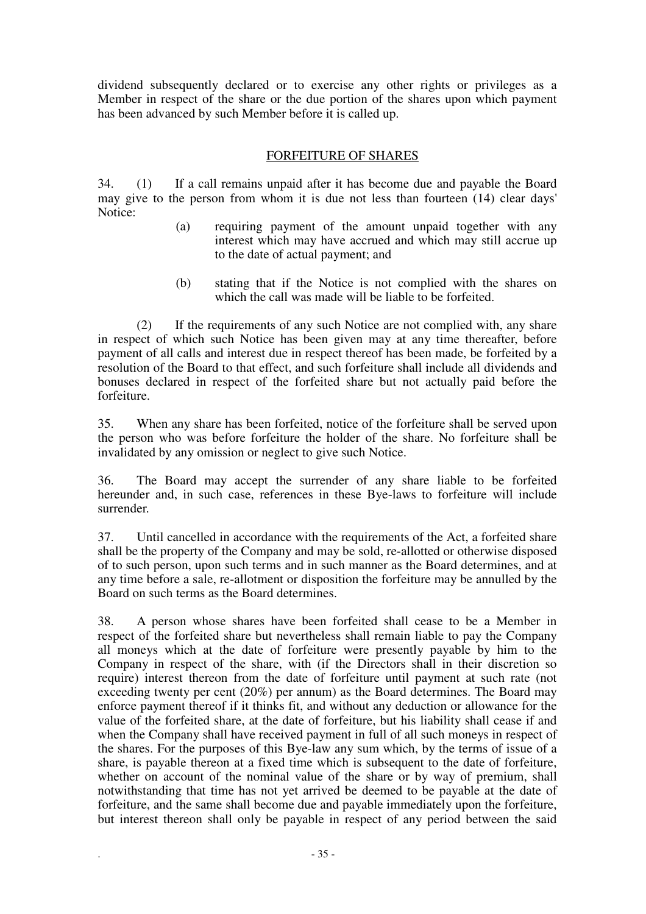dividend subsequently declared or to exercise any other rights or privileges as a Member in respect of the share or the due portion of the shares upon which payment has been advanced by such Member before it is called up.

## FORFEITURE OF SHARES

34. (1) If a call remains unpaid after it has become due and payable the Board may give to the person from whom it is due not less than fourteen (14) clear days' Notice:

> (a) requiring payment of the amount unpaid together with any interest which may have accrued and which may still accrue up to the date of actual payment; and
>
> (b) stating that if the Notice is not complied with the shares on which the call was made will be liable to be forfeited.

(2) If the requirements of any such Notice are not complied with, any share in respect of which such Notice has been given may at any time thereafter, before payment of all calls and interest due in respect thereof has been made, be forfeited by a resolution of the Board to that effect, and such forfeiture shall include all dividends and bonuses declared in respect of the forfeited share but not actually paid before the forfeiture.

35. When any share has been forfeited, notice of the forfeiture shall be served upon the person who was before forfeiture the holder of the share. No forfeiture shall be invalidated by any omission or neglect to give such Notice.

36. The Board may accept the surrender of any share liable to be forfeited hereunder and, in such case, references in these Bye-laws to forfeiture will include surrender.

37. Until cancelled in accordance with the requirements of the Act, a forfeited share shall be the property of the Company and may be sold, re-allotted or otherwise disposed of to such person, upon such terms and in such manner as the Board determines, and at any time before a sale, re-allotment or disposition the forfeiture may be annulled by the Board on such terms as the Board determines.

38. A person whose shares have been forfeited shall cease to be a Member in respect of the forfeited share but nevertheless shall remain liable to pay the Company all moneys which at the date of forfeiture were presently payable by him to the Company in respect of the share, with (if the Directors shall in their discretion so require) interest thereon from the date of forfeiture until payment at such rate (not exceeding twenty per cent (20%) per annum) as the Board determines. The Board may enforce payment thereof if it thinks fit, and without any deduction or allowance for the value of the forfeited share, at the date of forfeiture, but his liability shall cease if and when the Company shall have received payment in full of all such moneys in respect of the shares. For the purposes of this Bye-law any sum which, by the terms of issue of a share, is payable thereon at a fixed time which is subsequent to the date of forfeiture, whether on account of the nominal value of the share or by way of premium, shall notwithstanding that time has not yet arrived be deemed to be payable at the date of forfeiture, and the same shall become due and payable immediately upon the forfeiture, but interest thereon shall only be payable in respect of any period between the said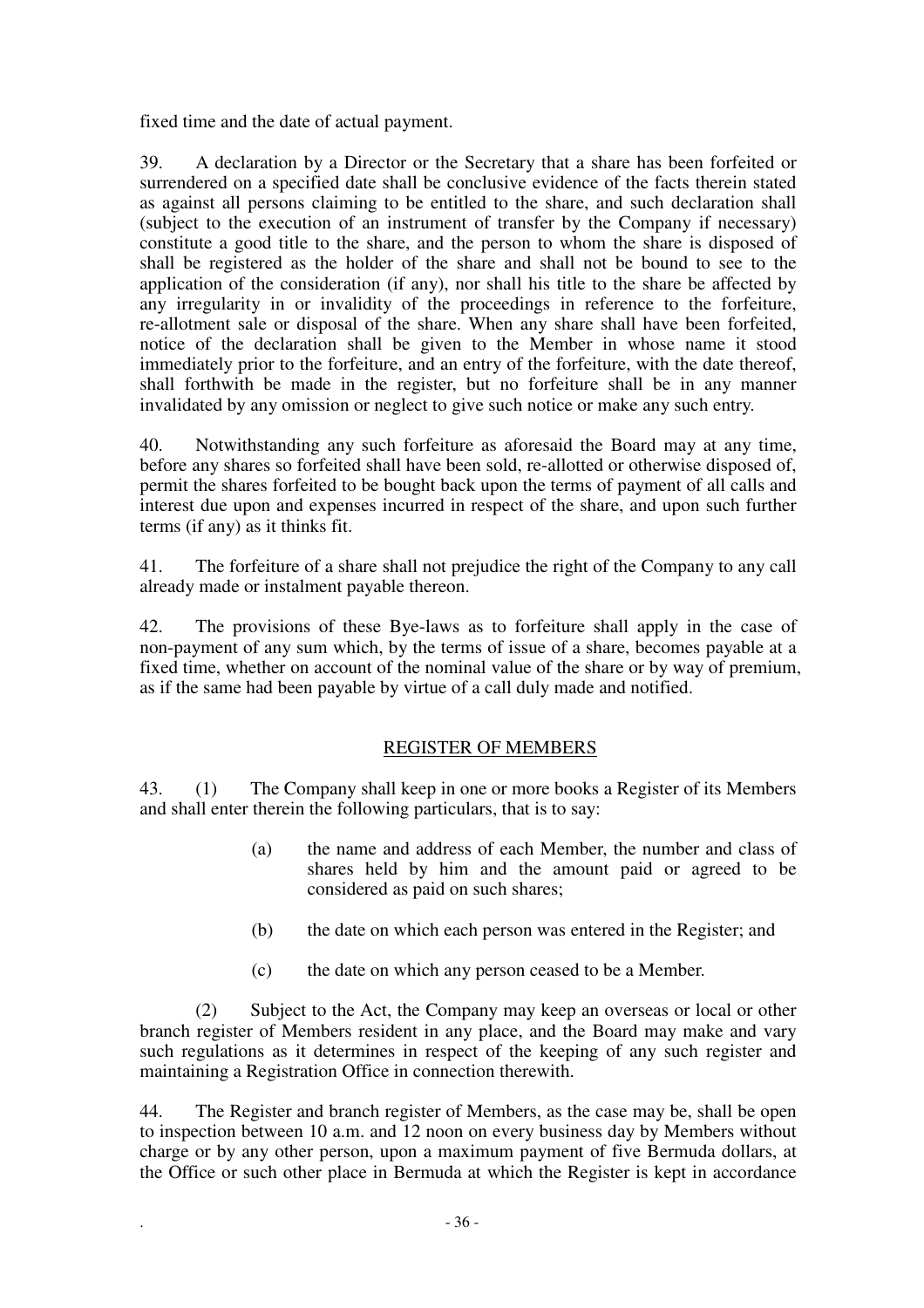fixed time and the date of actual payment.

39. A declaration by a Director or the Secretary that a share has been forfeited or surrendered on a specified date shall be conclusive evidence of the facts therein stated as against all persons claiming to be entitled to the share, and such declaration shall (subject to the execution of an instrument of transfer by the Company if necessary) constitute a good title to the share, and the person to whom the share is disposed of shall be registered as the holder of the share and shall not be bound to see to the application of the consideration (if any), nor shall his title to the share be affected by any irregularity in or invalidity of the proceedings in reference to the forfeiture, re-allotment sale or disposal of the share. When any share shall have been forfeited, notice of the declaration shall be given to the Member in whose name it stood immediately prior to the forfeiture, and an entry of the forfeiture, with the date thereof, shall forthwith be made in the register, but no forfeiture shall be in any manner invalidated by any omission or neglect to give such notice or make any such entry.

40. Notwithstanding any such forfeiture as aforesaid the Board may at any time, before any shares so forfeited shall have been sold, re-allotted or otherwise disposed of, permit the shares forfeited to be bought back upon the terms of payment of all calls and interest due upon and expenses incurred in respect of the share, and upon such further terms (if any) as it thinks fit.

41. The forfeiture of a share shall not prejudice the right of the Company to any call already made or instalment payable thereon.

42. The provisions of these Bye-laws as to forfeiture shall apply in the case of non-payment of any sum which, by the terms of issue of a share, becomes payable at a fixed time, whether on account of the nominal value of the share or by way of premium, as if the same had been payable by virtue of a call duly made and notified.

## REGISTER OF MEMBERS

43. (1) The Company shall keep in one or more books a Register of its Members and shall enter therein the following particulars, that is to say:

(a) the name and address of each Member, the number and class of shares held by him and the amount paid or agreed to be considered as paid on such shares;

(b) the date on which each person was entered in the Register; and

(c) the date on which any person ceased to be a Member.

(2) Subject to the Act, the Company may keep an overseas or local or other branch register of Members resident in any place, and the Board may make and vary such regulations as it determines in respect of the keeping of any such register and maintaining a Registration Office in connection therewith.

44. The Register and branch register of Members, as the case may be, shall be open to inspection between 10 a.m. and 12 noon on every business day by Members without charge or by any other person, upon a maximum payment of five Bermuda dollars, at the Office or such other place in Bermuda at which the Register is kept in accordance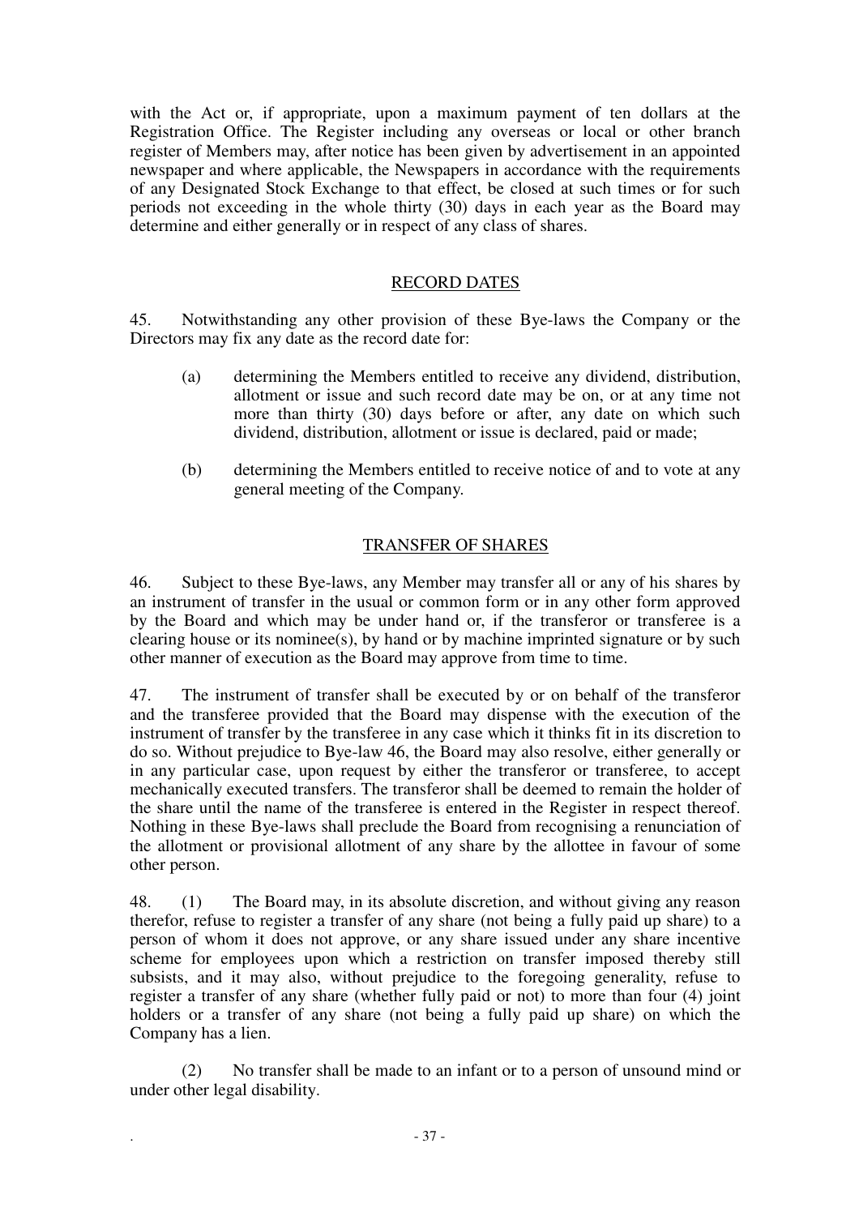with the Act or, if appropriate, upon a maximum payment of ten dollars at the Registration Office. The Register including any overseas or local or other branch register of Members may, after notice has been given by advertisement in an appointed newspaper and where applicable, the Newspapers in accordance with the requirements of any Designated Stock Exchange to that effect, be closed at such times or for such periods not exceeding in the whole thirty (30) days in each year as the Board may determine and either generally or in respect of any class of shares.

## RECORD DATES

45. Notwithstanding any other provision of these Bye-laws the Company or the Directors may fix any date as the record date for:

(a) determining the Members entitled to receive any dividend, distribution, allotment or issue and such record date may be on, or at any time not more than thirty (30) days before or after, any date on which such dividend, distribution, allotment or issue is declared, paid or made;

(b) determining the Members entitled to receive notice of and to vote at any general meeting of the Company.

## TRANSFER OF SHARES

46. Subject to these Bye-laws, any Member may transfer all or any of his shares by an instrument of transfer in the usual or common form or in any other form approved by the Board and which may be under hand or, if the transferor or transferee is a clearing house or its nominee(s), by hand or by machine imprinted signature or by such other manner of execution as the Board may approve from time to time.

47. The instrument of transfer shall be executed by or on behalf of the transferor and the transferee provided that the Board may dispense with the execution of the instrument of transfer by the transferee in any case which it thinks fit in its discretion to do so. Without prejudice to Bye-law 46, the Board may also resolve, either generally or in any particular case, upon request by either the transferor or transferee, to accept mechanically executed transfers. The transferor shall be deemed to remain the holder of the share until the name of the transferee is entered in the Register in respect thereof. Nothing in these Bye-laws shall preclude the Board from recognising a renunciation of the allotment or provisional allotment of any share by the allottee in favour of some other person.

48. (1) The Board may, in its absolute discretion, and without giving any reason therefor, refuse to register a transfer of any share (not being a fully paid up share) to a person of whom it does not approve, or any share issued under any share incentive scheme for employees upon which a restriction on transfer imposed thereby still subsists, and it may also, without prejudice to the foregoing generality, refuse to register a transfer of any share (whether fully paid or not) to more than four (4) joint holders or a transfer of any share (not being a fully paid up share) on which the Company has a lien.

(2) No transfer shall be made to an infant or to a person of unsound mind or under other legal disability.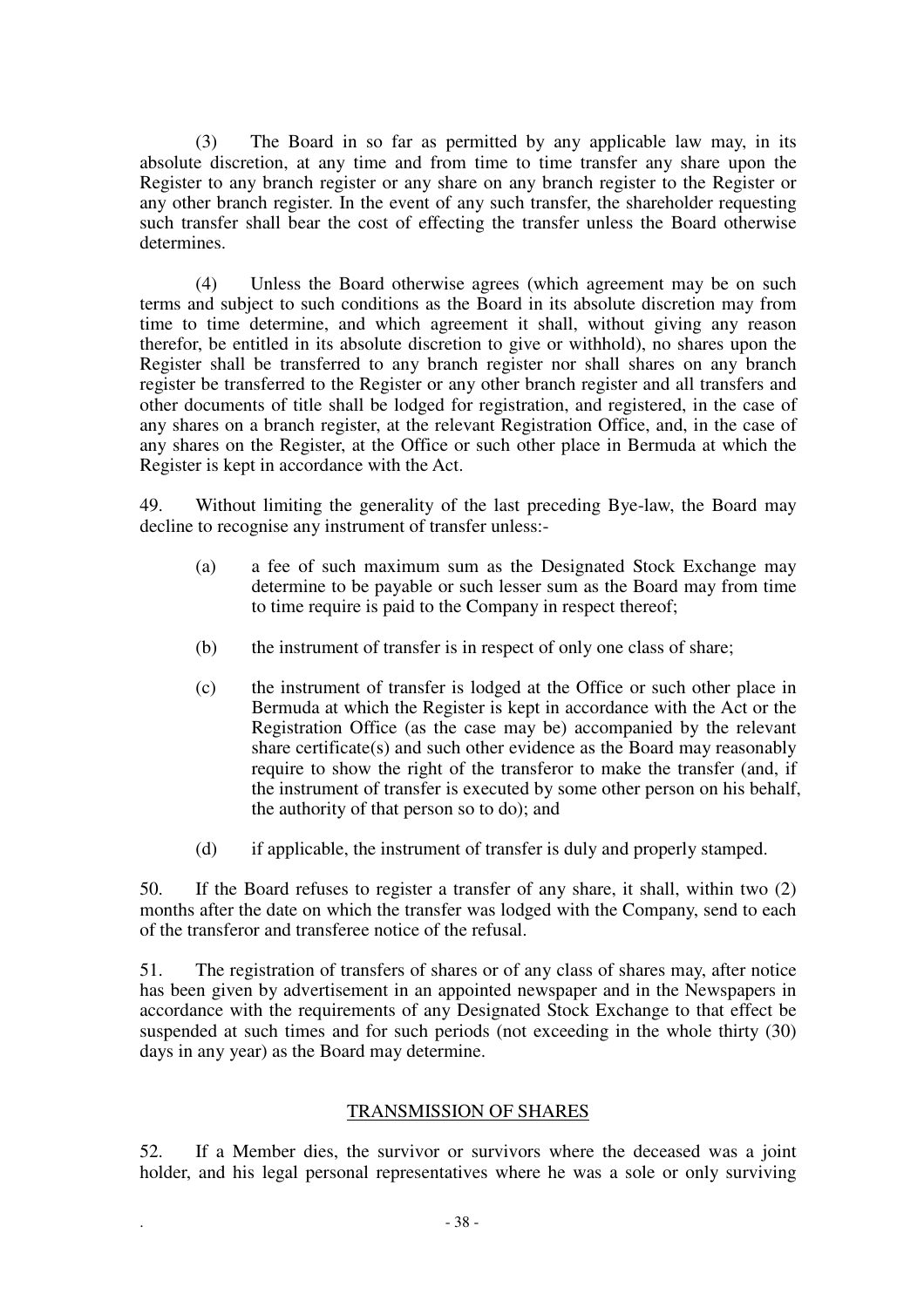(3) The Board in so far as permitted by any applicable law may, in its absolute discretion, at any time and from time to time transfer any share upon the Register to any branch register or any share on any branch register to the Register or any other branch register. In the event of any such transfer, the shareholder requesting such transfer shall bear the cost of effecting the transfer unless the Board otherwise determines.

(4) Unless the Board otherwise agrees (which agreement may be on such terms and subject to such conditions as the Board in its absolute discretion may from time to time determine, and which agreement it shall, without giving any reason therefor, be entitled in its absolute discretion to give or withhold), no shares upon the Register shall be transferred to any branch register nor shall shares on any branch register be transferred to the Register or any other branch register and all transfers and other documents of title shall be lodged for registration, and registered, in the case of any shares on a branch register, at the relevant Registration Office, and, in the case of any shares on the Register, at the Office or such other place in Bermuda at which the Register is kept in accordance with the Act.

49. Without limiting the generality of the last preceding Bye-law, the Board may decline to recognise any instrument of transfer unless:-

(a) a fee of such maximum sum as the Designated Stock Exchange may determine to be payable or such lesser sum as the Board may from time to time require is paid to the Company in respect thereof;

(b) the instrument of transfer is in respect of only one class of share;

(c) the instrument of transfer is lodged at the Office or such other place in Bermuda at which the Register is kept in accordance with the Act or the Registration Office (as the case may be) accompanied by the relevant share certificate(s) and such other evidence as the Board may reasonably require to show the right of the transferor to make the transfer (and, if the instrument of transfer is executed by some other person on his behalf, the authority of that person so to do); and

(d) if applicable, the instrument of transfer is duly and properly stamped.

50. If the Board refuses to register a transfer of any share, it shall, within two (2) months after the date on which the transfer was lodged with the Company, send to each of the transferor and transferee notice of the refusal.

51. The registration of transfers of shares or of any class of shares may, after notice has been given by advertisement in an appointed newspaper and in the Newspapers in accordance with the requirements of any Designated Stock Exchange to that effect be suspended at such times and for such periods (not exceeding in the whole thirty (30) days in any year) as the Board may determine.

## TRANSMISSION OF SHARES

52. If a Member dies, the survivor or survivors where the deceased was a joint holder, and his legal personal representatives where he was a sole or only surviving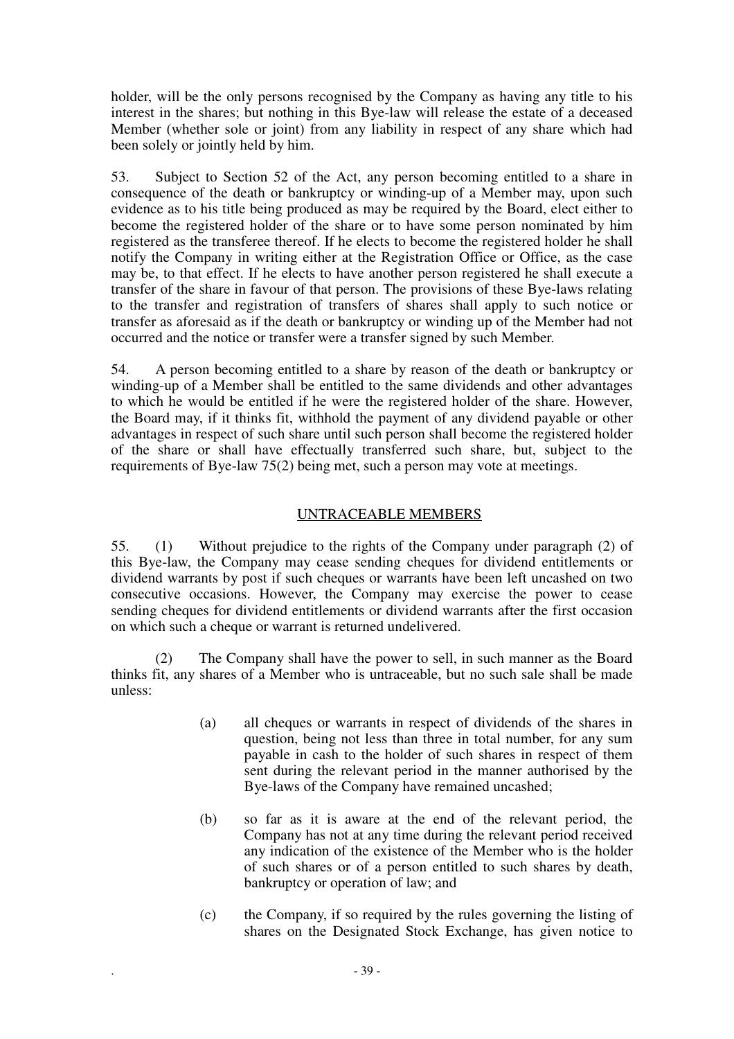holder, will be the only persons recognised by the Company as having any title to his interest in the shares; but nothing in this Bye-law will release the estate of a deceased Member (whether sole or joint) from any liability in respect of any share which had been solely or jointly held by him.

53. Subject to Section 52 of the Act, any person becoming entitled to a share in consequence of the death or bankruptcy or winding-up of a Member may, upon such evidence as to his title being produced as may be required by the Board, elect either to become the registered holder of the share or to have some person nominated by him registered as the transferee thereof. If he elects to become the registered holder he shall notify the Company in writing either at the Registration Office or Office, as the case may be, to that effect. If he elects to have another person registered he shall execute a transfer of the share in favour of that person. The provisions of these Bye-laws relating to the transfer and registration of transfers of shares shall apply to such notice or transfer as aforesaid as if the death or bankruptcy or winding up of the Member had not occurred and the notice or transfer were a transfer signed by such Member.

54. A person becoming entitled to a share by reason of the death or bankruptcy or winding-up of a Member shall be entitled to the same dividends and other advantages to which he would be entitled if he were the registered holder of the share. However, the Board may, if it thinks fit, withhold the payment of any dividend payable or other advantages in respect of such share until such person shall become the registered holder of the share or shall have effectually transferred such share, but, subject to the requirements of Bye-law 75(2) being met, such a person may vote at meetings.

## UNTRACEABLE MEMBERS

55. (1) Without prejudice to the rights of the Company under paragraph (2) of this Bye-law, the Company may cease sending cheques for dividend entitlements or dividend warrants by post if such cheques or warrants have been left uncashed on two consecutive occasions. However, the Company may exercise the power to cease sending cheques for dividend entitlements or dividend warrants after the first occasion on which such a cheque or warrant is returned undelivered.

(2) The Company shall have the power to sell, in such manner as the Board thinks fit, any shares of a Member who is untraceable, but no such sale shall be made unless:

(a) all cheques or warrants in respect of dividends of the shares in question, being not less than three in total number, for any sum payable in cash to the holder of such shares in respect of them sent during the relevant period in the manner authorised by the Bye-laws of the Company have remained uncashed;

(b) so far as it is aware at the end of the relevant period, the Company has not at any time during the relevant period received any indication of the existence of the Member who is the holder of such shares or of a person entitled to such shares by death, bankruptcy or operation of law; and

(c) the Company, if so required by the rules governing the listing of shares on the Designated Stock Exchange, has given notice to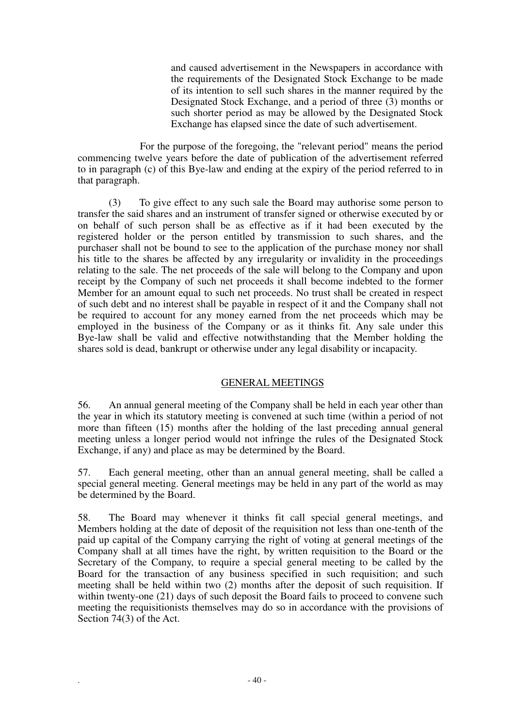and caused advertisement in the Newspapers in accordance with the requirements of the Designated Stock Exchange to be made of its intention to sell such shares in the manner required by the Designated Stock Exchange, and a period of three (3) months or such shorter period as may be allowed by the Designated Stock Exchange has elapsed since the date of such advertisement.

For the purpose of the foregoing, the "relevant period" means the period commencing twelve years before the date of publication of the advertisement referred to in paragraph (c) of this Bye-law and ending at the expiry of the period referred to in that paragraph.

(3) To give effect to any such sale the Board may authorise some person to transfer the said shares and an instrument of transfer signed or otherwise executed by or on behalf of such person shall be as effective as if it had been executed by the registered holder or the person entitled by transmission to such shares, and the purchaser shall not be bound to see to the application of the purchase money nor shall his title to the shares be affected by any irregularity or invalidity in the proceedings relating to the sale. The net proceeds of the sale will belong to the Company and upon receipt by the Company of such net proceeds it shall become indebted to the former Member for an amount equal to such net proceeds. No trust shall be created in respect of such debt and no interest shall be payable in respect of it and the Company shall not be required to account for any money earned from the net proceeds which may be employed in the business of the Company or as it thinks fit. Any sale under this Bye-law shall be valid and effective notwithstanding that the Member holding the shares sold is dead, bankrupt or otherwise under any legal disability or incapacity.

## GENERAL MEETINGS

56. An annual general meeting of the Company shall be held in each year other than the year in which its statutory meeting is convened at such time (within a period of not more than fifteen (15) months after the holding of the last preceding annual general meeting unless a longer period would not infringe the rules of the Designated Stock Exchange, if any) and place as may be determined by the Board.

57. Each general meeting, other than an annual general meeting, shall be called a special general meeting. General meetings may be held in any part of the world as may be determined by the Board.

58. The Board may whenever it thinks fit call special general meetings, and Members holding at the date of deposit of the requisition not less than one-tenth of the paid up capital of the Company carrying the right of voting at general meetings of the Company shall at all times have the right, by written requisition to the Board or the Secretary of the Company, to require a special general meeting to be called by the Board for the transaction of any business specified in such requisition; and such meeting shall be held within two (2) months after the deposit of such requisition. If within twenty-one (21) days of such deposit the Board fails to proceed to convene such meeting the requisitionists themselves may do so in accordance with the provisions of Section 74(3) of the Act.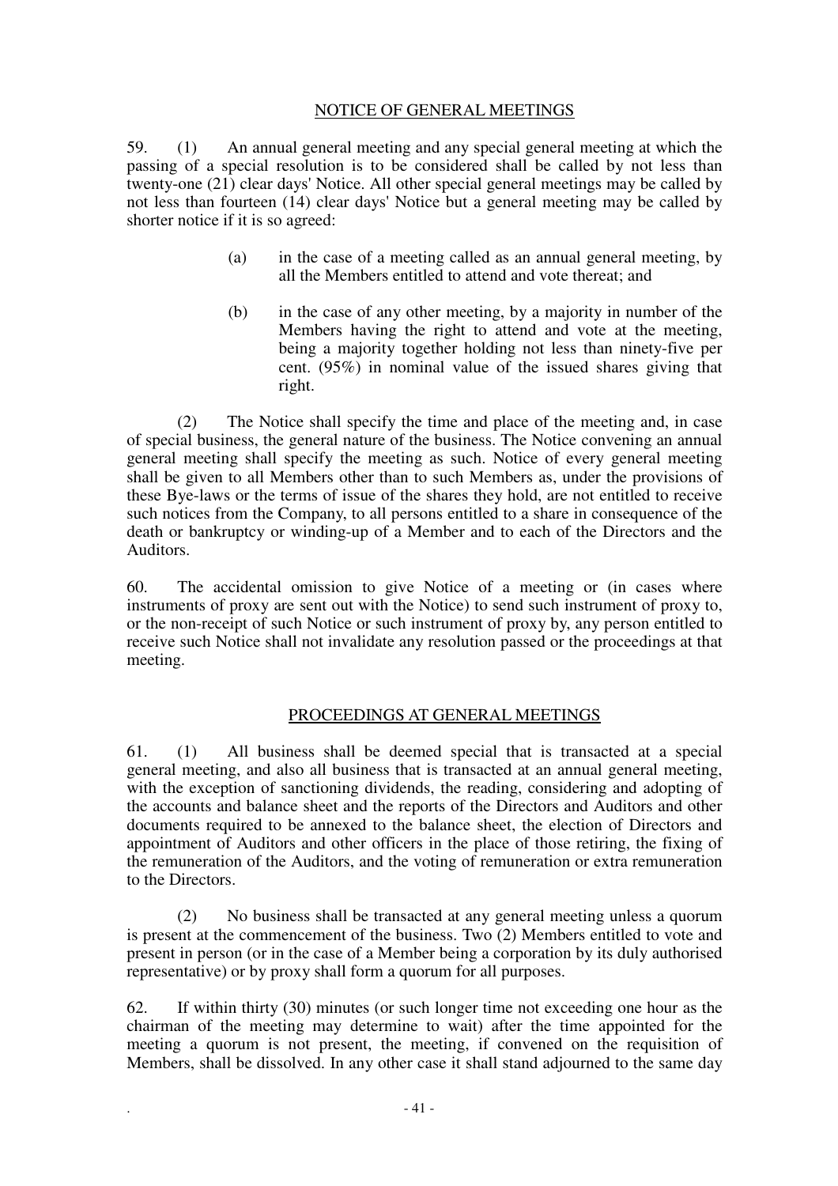## NOTICE OF GENERAL MEETINGS

59. (1) An annual general meeting and any special general meeting at which the passing of a special resolution is to be considered shall be called by not less than twenty-one (21) clear days' Notice. All other special general meetings may be called by not less than fourteen (14) clear days' Notice but a general meeting may be called by shorter notice if it is so agreed:

(a) in the case of a meeting called as an annual general meeting, by all the Members entitled to attend and vote thereat; and

(b) in the case of any other meeting, by a majority in number of the Members having the right to attend and vote at the meeting, being a majority together holding not less than ninety-five per cent. (95%) in nominal value of the issued shares giving that right.

(2) The Notice shall specify the time and place of the meeting and, in case of special business, the general nature of the business. The Notice convening an annual general meeting shall specify the meeting as such. Notice of every general meeting shall be given to all Members other than to such Members as, under the provisions of these Bye-laws or the terms of issue of the shares they hold, are not entitled to receive such notices from the Company, to all persons entitled to a share in consequence of the death or bankruptcy or winding-up of a Member and to each of the Directors and the Auditors.

60. The accidental omission to give Notice of a meeting or (in cases where instruments of proxy are sent out with the Notice) to send such instrument of proxy to, or the non-receipt of such Notice or such instrument of proxy by, any person entitled to receive such Notice shall not invalidate any resolution passed or the proceedings at that meeting.

## PROCEEDINGS AT GENERAL MEETINGS

61. (1) All business shall be deemed special that is transacted at a special general meeting, and also all business that is transacted at an annual general meeting, with the exception of sanctioning dividends, the reading, considering and adopting of the accounts and balance sheet and the reports of the Directors and Auditors and other documents required to be annexed to the balance sheet, the election of Directors and appointment of Auditors and other officers in the place of those retiring, the fixing of the remuneration of the Auditors, and the voting of remuneration or extra remuneration to the Directors.

(2) No business shall be transacted at any general meeting unless a quorum is present at the commencement of the business. Two (2) Members entitled to vote and present in person (or in the case of a Member being a corporation by its duly authorised representative) or by proxy shall form a quorum for all purposes.

62. If within thirty (30) minutes (or such longer time not exceeding one hour as the chairman of the meeting may determine to wait) after the time appointed for the meeting a quorum is not present, the meeting, if convened on the requisition of Members, shall be dissolved. In any other case it shall stand adjourned to the same day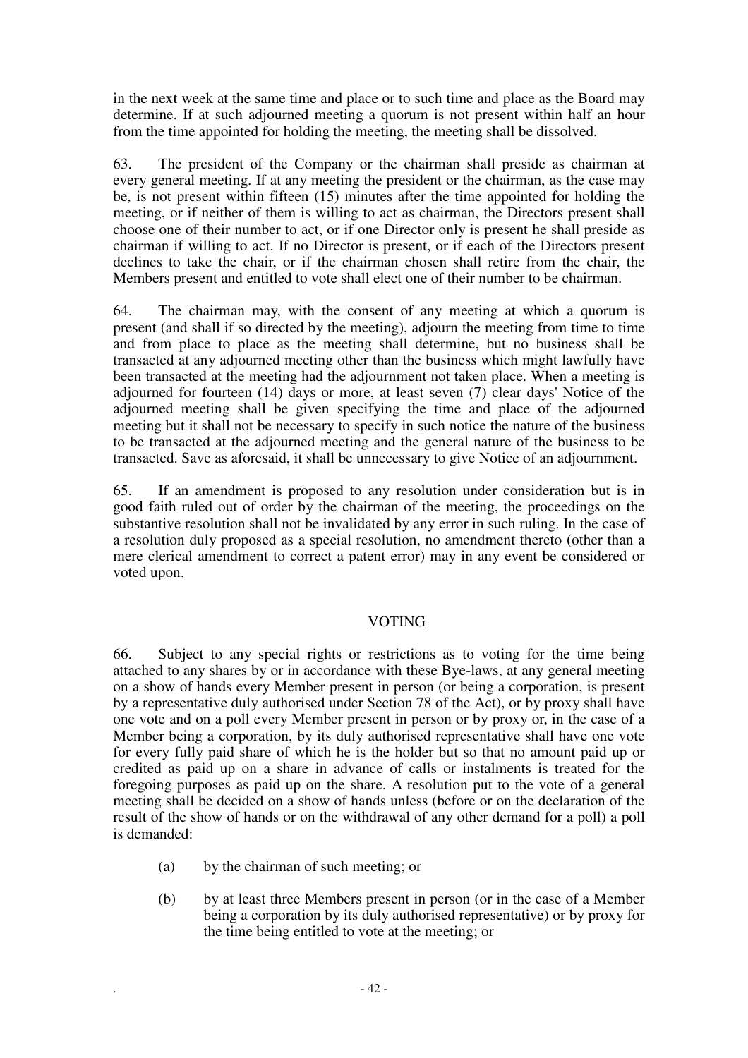in the next week at the same time and place or to such time and place as the Board may determine. If at such adjourned meeting a quorum is not present within half an hour from the time appointed for holding the meeting, the meeting shall be dissolved.

63. The president of the Company or the chairman shall preside as chairman at every general meeting. If at any meeting the president or the chairman, as the case may be, is not present within fifteen (15) minutes after the time appointed for holding the meeting, or if neither of them is willing to act as chairman, the Directors present shall choose one of their number to act, or if one Director only is present he shall preside as chairman if willing to act. If no Director is present, or if each of the Directors present declines to take the chair, or if the chairman chosen shall retire from the chair, the Members present and entitled to vote shall elect one of their number to be chairman.

64. The chairman may, with the consent of any meeting at which a quorum is present (and shall if so directed by the meeting), adjourn the meeting from time to time and from place to place as the meeting shall determine, but no business shall be transacted at any adjourned meeting other than the business which might lawfully have been transacted at the meeting had the adjournment not taken place. When a meeting is adjourned for fourteen (14) days or more, at least seven (7) clear days' Notice of the adjourned meeting shall be given specifying the time and place of the adjourned meeting but it shall not be necessary to specify in such notice the nature of the business to be transacted at the adjourned meeting and the general nature of the business to be transacted. Save as aforesaid, it shall be unnecessary to give Notice of an adjournment.

65. If an amendment is proposed to any resolution under consideration but is in good faith ruled out of order by the chairman of the meeting, the proceedings on the substantive resolution shall not be invalidated by any error in such ruling. In the case of a resolution duly proposed as a special resolution, no amendment thereto (other than a mere clerical amendment to correct a patent error) may in any event be considered or voted upon.

## VOTING

66. Subject to any special rights or restrictions as to voting for the time being attached to any shares by or in accordance with these Bye-laws, at any general meeting on a show of hands every Member present in person (or being a corporation, is present by a representative duly authorised under Section 78 of the Act), or by proxy shall have one vote and on a poll every Member present in person or by proxy or, in the case of a Member being a corporation, by its duly authorised representative shall have one vote for every fully paid share of which he is the holder but so that no amount paid up or credited as paid up on a share in advance of calls or instalments is treated for the foregoing purposes as paid up on the share. A resolution put to the vote of a general meeting shall be decided on a show of hands unless (before or on the declaration of the result of the show of hands or on the withdrawal of any other demand for a poll) a poll is demanded:

(a) by the chairman of such meeting; or

(b) by at least three Members present in person (or in the case of a Member being a corporation by its duly authorised representative) or by proxy for the time being entitled to vote at the meeting; or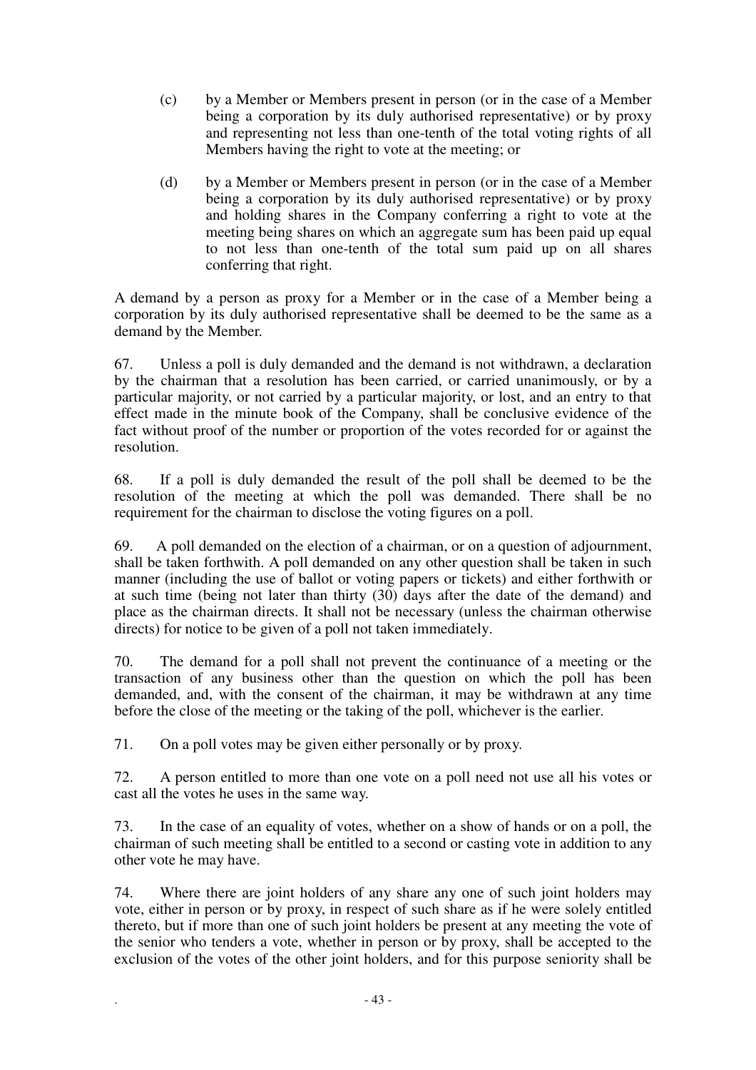(c) by a Member or Members present in person (or in the case of a Member being a corporation by its duly authorised representative) or by proxy and representing not less than one-tenth of the total voting rights of all Members having the right to vote at the meeting; or

(d) by a Member or Members present in person (or in the case of a Member being a corporation by its duly authorised representative) or by proxy and holding shares in the Company conferring a right to vote at the meeting being shares on which an aggregate sum has been paid up equal to not less than one-tenth of the total sum paid up on all shares conferring that right.

A demand by a person as proxy for a Member or in the case of a Member being a corporation by its duly authorised representative shall be deemed to be the same as a demand by the Member.

67. Unless a poll is duly demanded and the demand is not withdrawn, a declaration by the chairman that a resolution has been carried, or carried unanimously, or by a particular majority, or not carried by a particular majority, or lost, and an entry to that effect made in the minute book of the Company, shall be conclusive evidence of the fact without proof of the number or proportion of the votes recorded for or against the resolution.

68. If a poll is duly demanded the result of the poll shall be deemed to be the resolution of the meeting at which the poll was demanded. There shall be no requirement for the chairman to disclose the voting figures on a poll.

69. A poll demanded on the election of a chairman, or on a question of adjournment, shall be taken forthwith. A poll demanded on any other question shall be taken in such manner (including the use of ballot or voting papers or tickets) and either forthwith or at such time (being not later than thirty (30) days after the date of the demand) and place as the chairman directs. It shall not be necessary (unless the chairman otherwise directs) for notice to be given of a poll not taken immediately.

70. The demand for a poll shall not prevent the continuance of a meeting or the transaction of any business other than the question on which the poll has been demanded, and, with the consent of the chairman, it may be withdrawn at any time before the close of the meeting or the taking of the poll, whichever is the earlier.

71. On a poll votes may be given either personally or by proxy.

72. A person entitled to more than one vote on a poll need not use all his votes or cast all the votes he uses in the same way.

73. In the case of an equality of votes, whether on a show of hands or on a poll, the chairman of such meeting shall be entitled to a second or casting vote in addition to any other vote he may have.

74. Where there are joint holders of any share any one of such joint holders may vote, either in person or by proxy, in respect of such share as if he were solely entitled thereto, but if more than one of such joint holders be present at any meeting the vote of the senior who tenders a vote, whether in person or by proxy, shall be accepted to the exclusion of the votes of the other joint holders, and for this purpose seniority shall be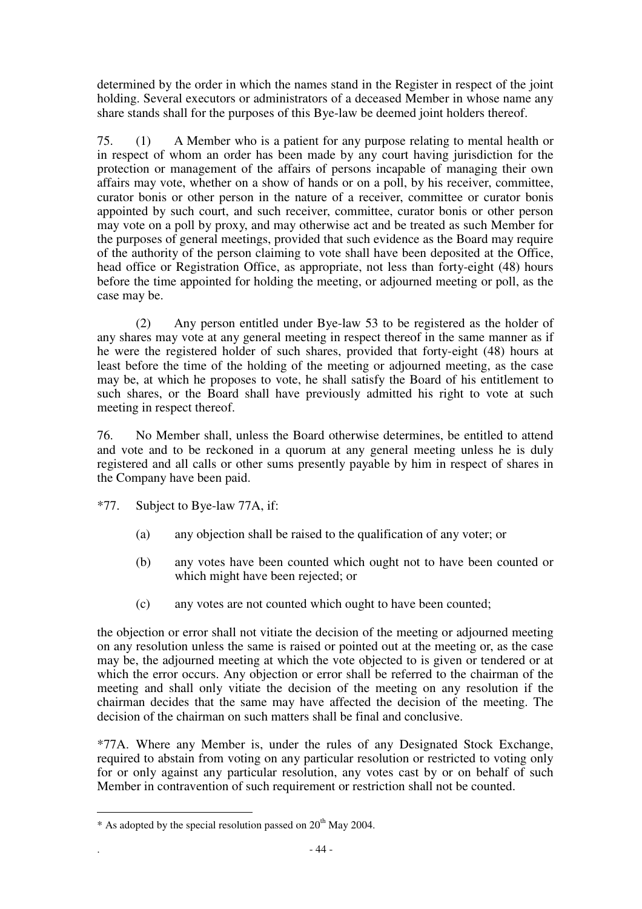determined by the order in which the names stand in the Register in respect of the joint holding. Several executors or administrators of a deceased Member in whose name any share stands shall for the purposes of this Bye-law be deemed joint holders thereof.

75. (1) A Member who is a patient for any purpose relating to mental health or in respect of whom an order has been made by any court having jurisdiction for the protection or management of the affairs of persons incapable of managing their own affairs may vote, whether on a show of hands or on a poll, by his receiver, committee, curator bonis or other person in the nature of a receiver, committee or curator bonis appointed by such court, and such receiver, committee, curator bonis or other person may vote on a poll by proxy, and may otherwise act and be treated as such Member for the purposes of general meetings, provided that such evidence as the Board may require of the authority of the person claiming to vote shall have been deposited at the Office, head office or Registration Office, as appropriate, not less than forty-eight (48) hours before the time appointed for holding the meeting, or adjourned meeting or poll, as the case may be.

(2) Any person entitled under Bye-law 53 to be registered as the holder of any shares may vote at any general meeting in respect thereof in the same manner as if he were the registered holder of such shares, provided that forty-eight (48) hours at least before the time of the holding of the meeting or adjourned meeting, as the case may be, at which he proposes to vote, he shall satisfy the Board of his entitlement to such shares, or the Board shall have previously admitted his right to vote at such meeting in respect thereof.

76. No Member shall, unless the Board otherwise determines, be entitled to attend and vote and to be reckoned in a quorum at any general meeting unless he is duly registered and all calls or other sums presently payable by him in respect of shares in the Company have been paid.

*77. Subject to Bye-law 77A, if:

(a) any objection shall be raised to the qualification of any voter; or

(b) any votes have been counted which ought not to have been counted or which might have been rejected; or

(c) any votes are not counted which ought to have been counted;

the objection or error shall not vitiate the decision of the meeting or adjourned meeting on any resolution unless the same is raised or pointed out at the meeting or, as the case may be, the adjourned meeting at which the vote objected to is given or tendered or at which the error occurs. Any objection or error shall be referred to the chairman of the meeting and shall only vitiate the decision of the meeting on any resolution if the chairman decides that the same may have affected the decision of the meeting. The decision of the chairman on such matters shall be final and conclusive.

*77A. Where any Member is, under the rules of any Designated Stock Exchange, required to abstain from voting on any particular resolution or restricted to voting only for or only against any particular resolution, any votes cast by or on behalf of such Member in contravention of such requirement or restriction shall not be counted.

---

* As adopted by the special resolution passed on 20th May 2004.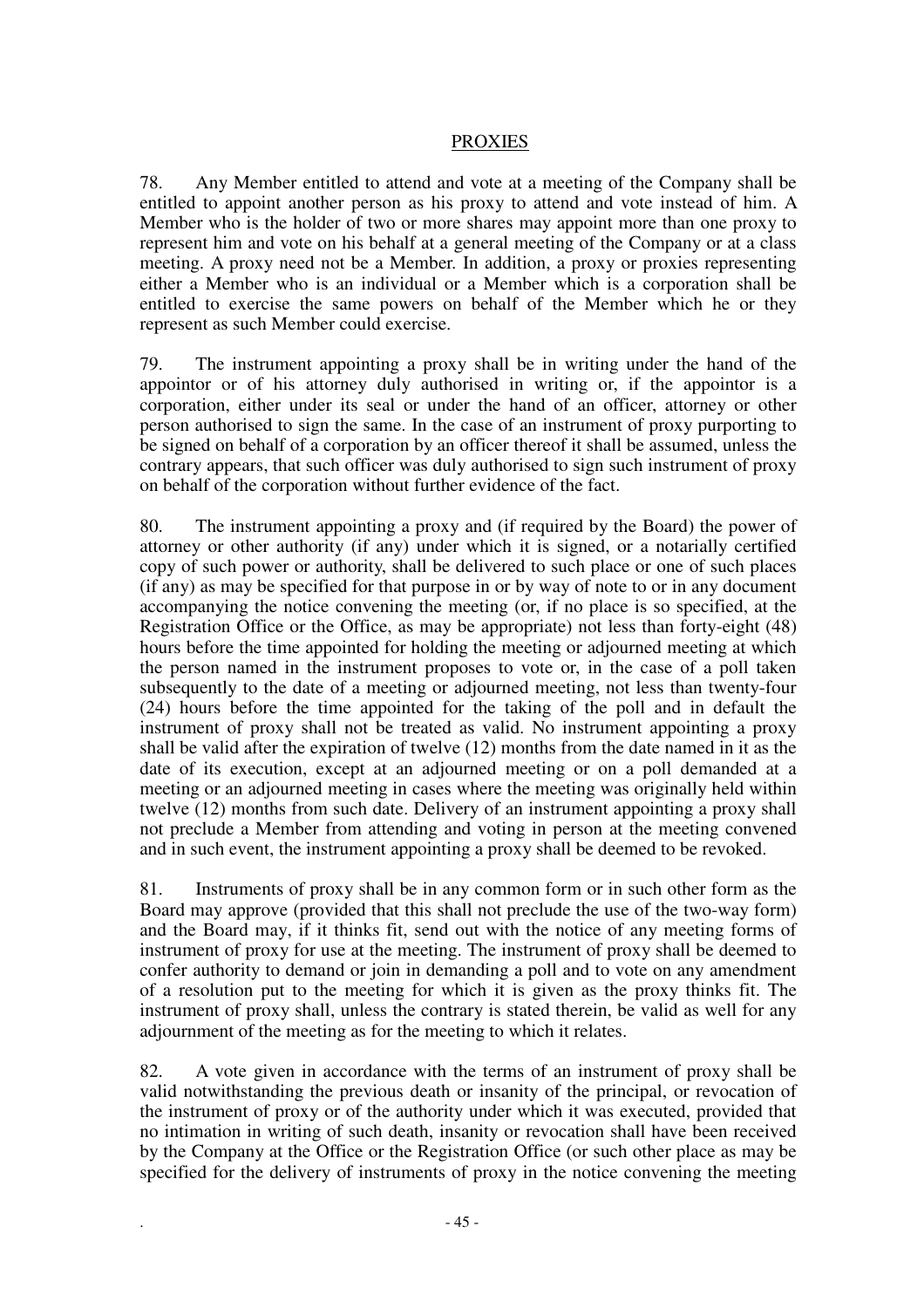## PROXIES

78. Any Member entitled to attend and vote at a meeting of the Company shall be entitled to appoint another person as his proxy to attend and vote instead of him. A Member who is the holder of two or more shares may appoint more than one proxy to represent him and vote on his behalf at a general meeting of the Company or at a class meeting. A proxy need not be a Member. In addition, a proxy or proxies representing either a Member who is an individual or a Member which is a corporation shall be entitled to exercise the same powers on behalf of the Member which he or they represent as such Member could exercise.

79. The instrument appointing a proxy shall be in writing under the hand of the appointor or of his attorney duly authorised in writing or, if the appointor is a corporation, either under its seal or under the hand of an officer, attorney or other person authorised to sign the same. In the case of an instrument of proxy purporting to be signed on behalf of a corporation by an officer thereof it shall be assumed, unless the contrary appears, that such officer was duly authorised to sign such instrument of proxy on behalf of the corporation without further evidence of the fact.

80. The instrument appointing a proxy and (if required by the Board) the power of attorney or other authority (if any) under which it is signed, or a notarially certified copy of such power or authority, shall be delivered to such place or one of such places (if any) as may be specified for that purpose in or by way of note to or in any document accompanying the notice convening the meeting (or, if no place is so specified, at the Registration Office or the Office, as may be appropriate) not less than forty-eight (48) hours before the time appointed for holding the meeting or adjourned meeting at which the person named in the instrument proposes to vote or, in the case of a poll taken subsequently to the date of a meeting or adjourned meeting, not less than twenty-four (24) hours before the time appointed for the taking of the poll and in default the instrument of proxy shall not be treated as valid. No instrument appointing a proxy shall be valid after the expiration of twelve (12) months from the date named in it as the date of its execution, except at an adjourned meeting or on a poll demanded at a meeting or an adjourned meeting in cases where the meeting was originally held within twelve (12) months from such date. Delivery of an instrument appointing a proxy shall not preclude a Member from attending and voting in person at the meeting convened and in such event, the instrument appointing a proxy shall be deemed to be revoked.

81. Instruments of proxy shall be in any common form or in such other form as the Board may approve (provided that this shall not preclude the use of the two-way form) and the Board may, if it thinks fit, send out with the notice of any meeting forms of instrument of proxy for use at the meeting. The instrument of proxy shall be deemed to confer authority to demand or join in demanding a poll and to vote on any amendment of a resolution put to the meeting for which it is given as the proxy thinks fit. The instrument of proxy shall, unless the contrary is stated therein, be valid as well for any adjournment of the meeting as for the meeting to which it relates.

82. A vote given in accordance with the terms of an instrument of proxy shall be valid notwithstanding the previous death or insanity of the principal, or revocation of the instrument of proxy or of the authority under which it was executed, provided that no intimation in writing of such death, insanity or revocation shall have been received by the Company at the Office or the Registration Office (or such other place as may be specified for the delivery of instruments of proxy in the notice convening the meeting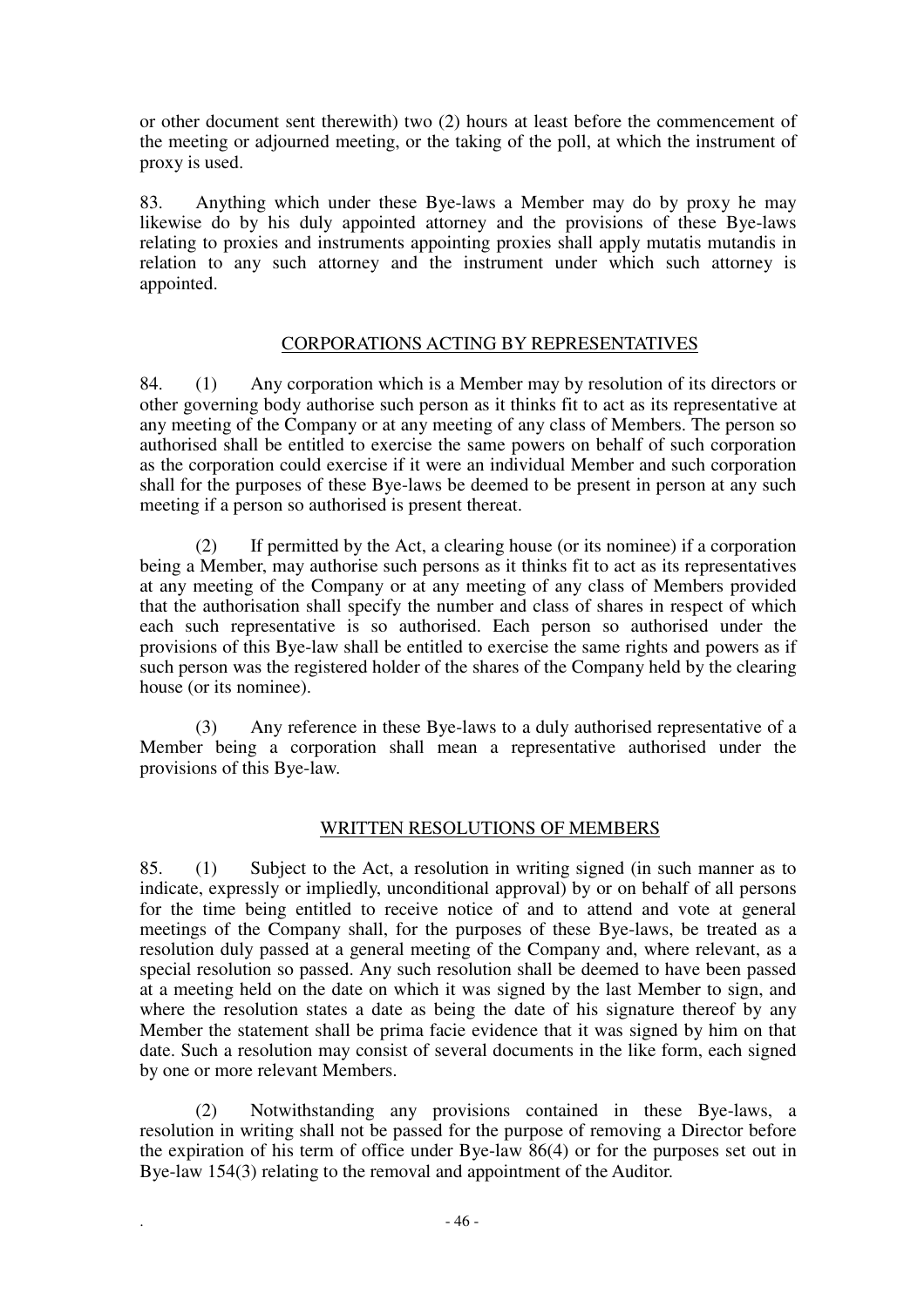or other document sent therewith) two (2) hours at least before the commencement of the meeting or adjourned meeting, or the taking of the poll, at which the instrument of proxy is used.

83. Anything which under these Bye-laws a Member may do by proxy he may likewise do by his duly appointed attorney and the provisions of these Bye-laws relating to proxies and instruments appointing proxies shall apply mutatis mutandis in relation to any such attorney and the instrument under which such attorney is appointed.

## CORPORATIONS ACTING BY REPRESENTATIVES

84. (1) Any corporation which is a Member may by resolution of its directors or other governing body authorise such person as it thinks fit to act as its representative at any meeting of the Company or at any meeting of any class of Members. The person so authorised shall be entitled to exercise the same powers on behalf of such corporation as the corporation could exercise if it were an individual Member and such corporation shall for the purposes of these Bye-laws be deemed to be present in person at any such meeting if a person so authorised is present thereat.

(2) If permitted by the Act, a clearing house (or its nominee) if a corporation being a Member, may authorise such persons as it thinks fit to act as its representatives at any meeting of the Company or at any meeting of any class of Members provided that the authorisation shall specify the number and class of shares in respect of which each such representative is so authorised. Each person so authorised under the provisions of this Bye-law shall be entitled to exercise the same rights and powers as if such person was the registered holder of the shares of the Company held by the clearing house (or its nominee).

(3) Any reference in these Bye-laws to a duly authorised representative of a Member being a corporation shall mean a representative authorised under the provisions of this Bye-law.

## WRITTEN RESOLUTIONS OF MEMBERS

85. (1) Subject to the Act, a resolution in writing signed (in such manner as to indicate, expressly or impliedly, unconditional approval) by or on behalf of all persons for the time being entitled to receive notice of and to attend and vote at general meetings of the Company shall, for the purposes of these Bye-laws, be treated as a resolution duly passed at a general meeting of the Company and, where relevant, as a special resolution so passed. Any such resolution shall be deemed to have been passed at a meeting held on the date on which it was signed by the last Member to sign, and where the resolution states a date as being the date of his signature thereof by any Member the statement shall be prima facie evidence that it was signed by him on that date. Such a resolution may consist of several documents in the like form, each signed by one or more relevant Members.

(2) Notwithstanding any provisions contained in these Bye-laws, a resolution in writing shall not be passed for the purpose of removing a Director before the expiration of his term of office under Bye-law 86(4) or for the purposes set out in Bye-law 154(3) relating to the removal and appointment of the Auditor.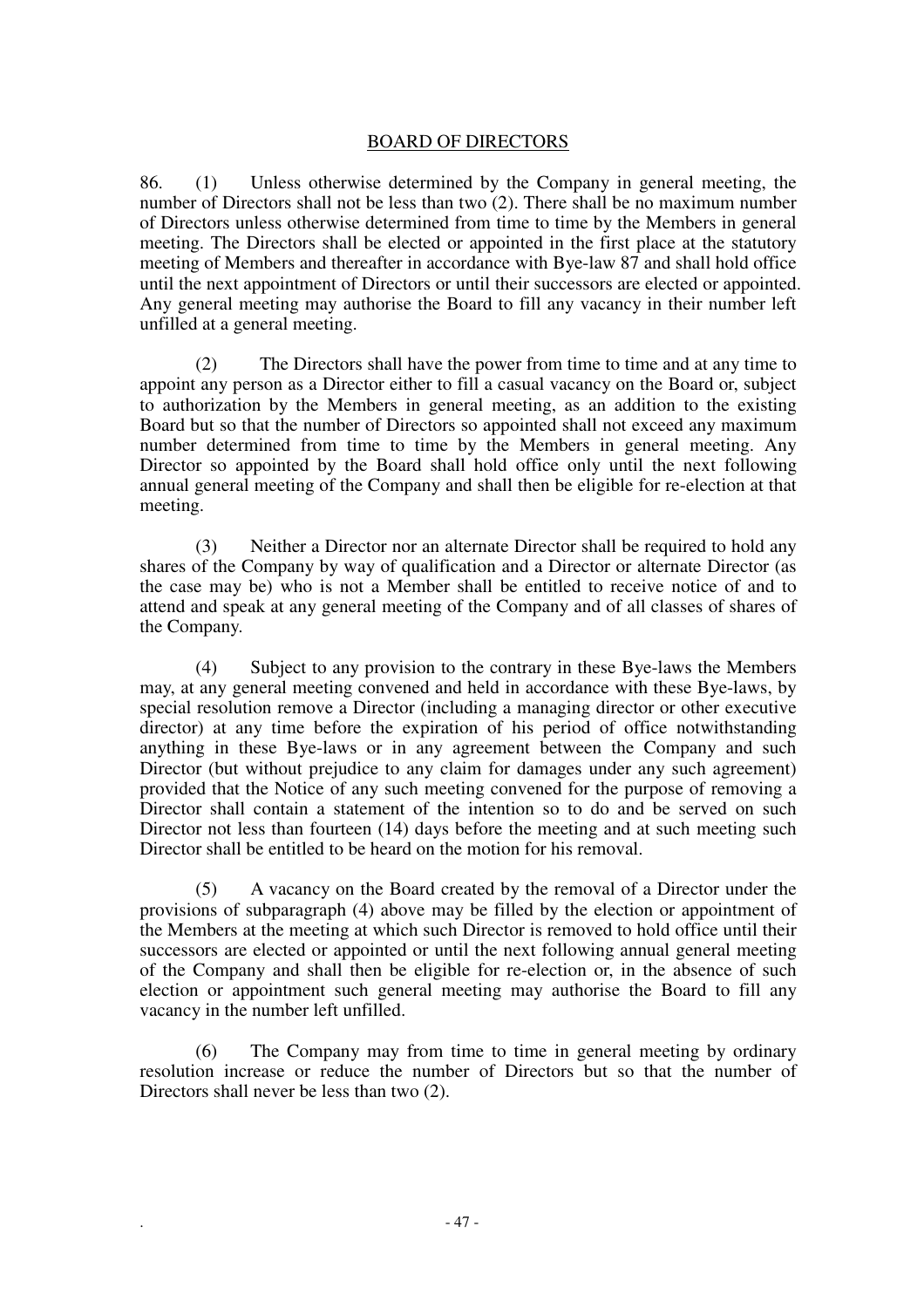## BOARD OF DIRECTORS

86. (1) Unless otherwise determined by the Company in general meeting, the number of Directors shall not be less than two (2). There shall be no maximum number of Directors unless otherwise determined from time to time by the Members in general meeting. The Directors shall be elected or appointed in the first place at the statutory meeting of Members and thereafter in accordance with Bye-law 87 and shall hold office until the next appointment of Directors or until their successors are elected or appointed. Any general meeting may authorise the Board to fill any vacancy in their number left unfilled at a general meeting.

(2) The Directors shall have the power from time to time and at any time to appoint any person as a Director either to fill a casual vacancy on the Board or, subject to authorization by the Members in general meeting, as an addition to the existing Board but so that the number of Directors so appointed shall not exceed any maximum number determined from time to time by the Members in general meeting. Any Director so appointed by the Board shall hold office only until the next following annual general meeting of the Company and shall then be eligible for re-election at that meeting.

(3) Neither a Director nor an alternate Director shall be required to hold any shares of the Company by way of qualification and a Director or alternate Director (as the case may be) who is not a Member shall be entitled to receive notice of and to attend and speak at any general meeting of the Company and of all classes of shares of the Company.

(4) Subject to any provision to the contrary in these Bye-laws the Members may, at any general meeting convened and held in accordance with these Bye-laws, by special resolution remove a Director (including a managing director or other executive director) at any time before the expiration of his period of office notwithstanding anything in these Bye-laws or in any agreement between the Company and such Director (but without prejudice to any claim for damages under any such agreement) provided that the Notice of any such meeting convened for the purpose of removing a Director shall contain a statement of the intention so to do and be served on such Director not less than fourteen (14) days before the meeting and at such meeting such Director shall be entitled to be heard on the motion for his removal.

(5) A vacancy on the Board created by the removal of a Director under the provisions of subparagraph (4) above may be filled by the election or appointment of the Members at the meeting at which such Director is removed to hold office until their successors are elected or appointed or until the next following annual general meeting of the Company and shall then be eligible for re-election or, in the absence of such election or appointment such general meeting may authorise the Board to fill any vacancy in the number left unfilled.

(6) The Company may from time to time in general meeting by ordinary resolution increase or reduce the number of Directors but so that the number of Directors shall never be less than two (2).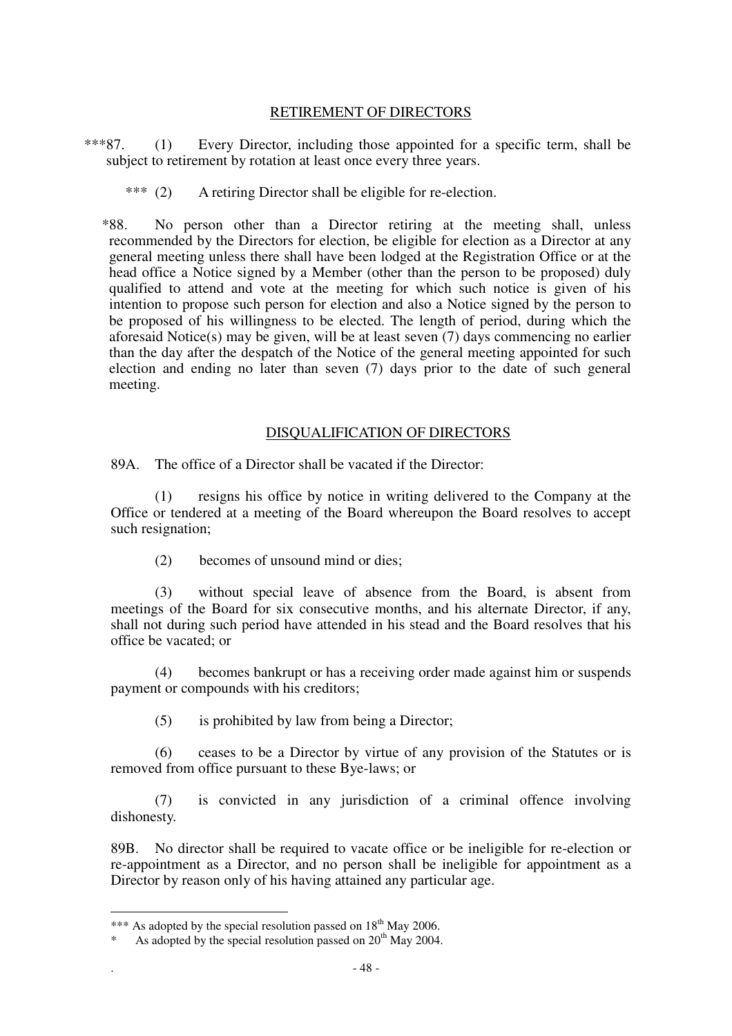## RETIREMENT OF DIRECTORS

***87. (1) Every Director, including those appointed for a specific term, shall be subject to retirement by rotation at least once every three years.

*** (2) A retiring Director shall be eligible for re-election.

*88. No person other than a Director retiring at the meeting shall, unless recommended by the Directors for election, be eligible for election as a Director at any general meeting unless there shall have been lodged at the Registration Office or at the head office a Notice signed by a Member (other than the person to be proposed) duly qualified to attend and vote at the meeting for which such notice is given of his intention to propose such person for election and also a Notice signed by the person to be proposed of his willingness to be elected. The length of period, during which the aforesaid Notice(s) may be given, will be at least seven (7) days commencing no earlier than the day after the despatch of the Notice of the general meeting appointed for such election and ending no later than seven (7) days prior to the date of such general meeting.

## DISQUALIFICATION OF DIRECTORS

89A. The office of a Director shall be vacated if the Director:

(1) resigns his office by notice in writing delivered to the Company at the Office or tendered at a meeting of the Board whereupon the Board resolves to accept such resignation;

(2) becomes of unsound mind or dies;

(3) without special leave of absence from the Board, is absent from meetings of the Board for six consecutive months, and his alternate Director, if any, shall not during such period have attended in his stead and the Board resolves that his office be vacated; or

(4) becomes bankrupt or has a receiving order made against him or suspends payment or compounds with his creditors;

(5) is prohibited by law from being a Director;

(6) ceases to be a Director by virtue of any provision of the Statutes or is removed from office pursuant to these Bye-laws; or

(7) is convicted in any jurisdiction of a criminal offence involving dishonesty.

89B. No director shall be required to vacate office or be ineligible for re-election or re-appointment as a Director, and no person shall be ineligible for appointment as a Director by reason only of his having attained any particular age.

---

*** As adopted by the special resolution passed on 18th May 2006.

* As adopted by the special resolution passed on 20th May 2004.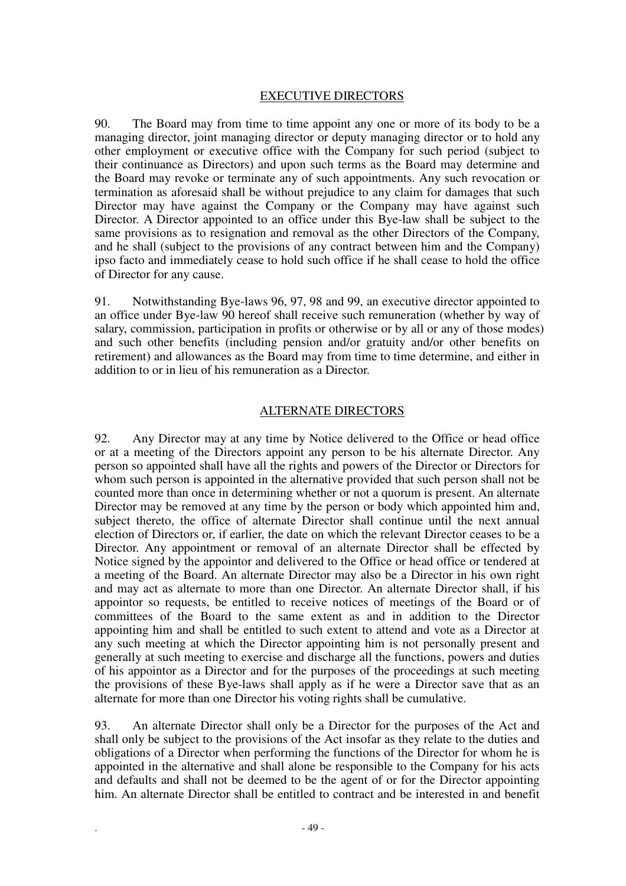## EXECUTIVE DIRECTORS

90. The Board may from time to time appoint any one or more of its body to be a managing director, joint managing director or deputy managing director or to hold any other employment or executive office with the Company for such period (subject to their continuance as Directors) and upon such terms as the Board may determine and the Board may revoke or terminate any of such appointments. Any such revocation or termination as aforesaid shall be without prejudice to any claim for damages that such Director may have against the Company or the Company may have against such Director. A Director appointed to an office under this Bye-law shall be subject to the same provisions as to resignation and removal as the other Directors of the Company, and he shall (subject to the provisions of any contract between him and the Company) ipso facto and immediately cease to hold such office if he shall cease to hold the office of Director for any cause.

91. Notwithstanding Bye-laws 96, 97, 98 and 99, an executive director appointed to an office under Bye-law 90 hereof shall receive such remuneration (whether by way of salary, commission, participation in profits or otherwise or by all or any of those modes) and such other benefits (including pension and/or gratuity and/or other benefits on retirement) and allowances as the Board may from time to time determine, and either in addition to or in lieu of his remuneration as a Director.

## ALTERNATE DIRECTORS

92. Any Director may at any time by Notice delivered to the Office or head office or at a meeting of the Directors appoint any person to be his alternate Director. Any person so appointed shall have all the rights and powers of the Director or Directors for whom such person is appointed in the alternative provided that such person shall not be counted more than once in determining whether or not a quorum is present. An alternate Director may be removed at any time by the person or body which appointed him and, subject thereto, the office of alternate Director shall continue until the next annual election of Directors or, if earlier, the date on which the relevant Director ceases to be a Director. Any appointment or removal of an alternate Director shall be effected by Notice signed by the appointor and delivered to the Office or head office or tendered at a meeting of the Board. An alternate Director may also be a Director in his own right and may act as alternate to more than one Director. An alternate Director shall, if his appointor so requests, be entitled to receive notices of meetings of the Board or of committees of the Board to the same extent as and in addition to the Director appointing him and shall be entitled to such extent to attend and vote as a Director at any such meeting at which the Director appointing him is not personally present and generally at such meeting to exercise and discharge all the functions, powers and duties of his appointor as a Director and for the purposes of the proceedings at such meeting the provisions of these Bye-laws shall apply as if he were a Director save that as an alternate for more than one Director his voting rights shall be cumulative.

93. An alternate Director shall only be a Director for the purposes of the Act and shall only be subject to the provisions of the Act insofar as they relate to the duties and obligations of a Director when performing the functions of the Director for whom he is appointed in the alternative and shall alone be responsible to the Company for his acts and defaults and shall not be deemed to be the agent of or for the Director appointing him. An alternate Director shall be entitled to contract and be interested in and benefit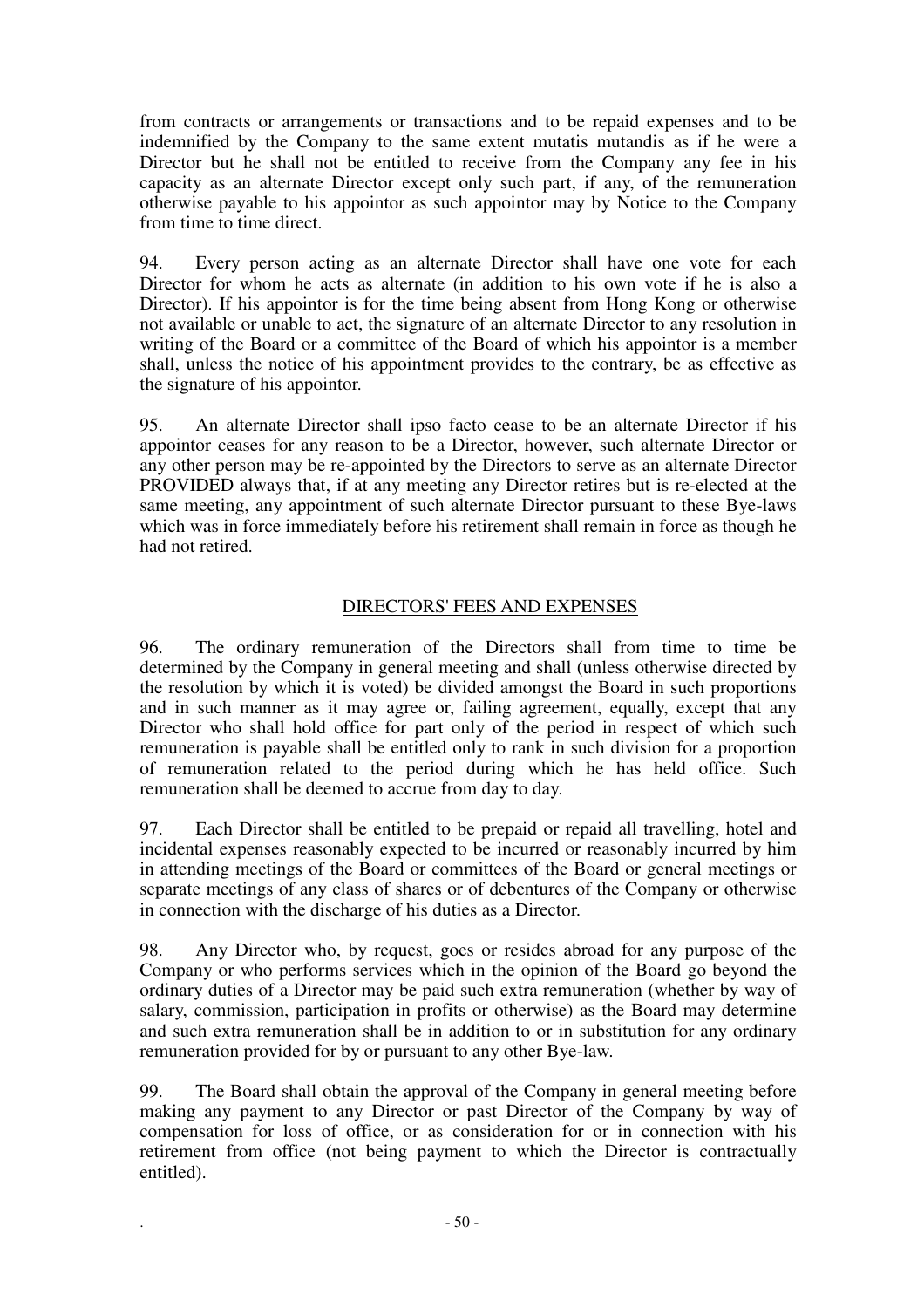from contracts or arrangements or transactions and to be repaid expenses and to be indemnified by the Company to the same extent mutatis mutandis as if he were a Director but he shall not be entitled to receive from the Company any fee in his capacity as an alternate Director except only such part, if any, of the remuneration otherwise payable to his appointor as such appointor may by Notice to the Company from time to time direct.

94. Every person acting as an alternate Director shall have one vote for each Director for whom he acts as alternate (in addition to his own vote if he is also a Director). If his appointor is for the time being absent from Hong Kong or otherwise not available or unable to act, the signature of an alternate Director to any resolution in writing of the Board or a committee of the Board of which his appointor is a member shall, unless the notice of his appointment provides to the contrary, be as effective as the signature of his appointor.

95. An alternate Director shall ipso facto cease to be an alternate Director if his appointor ceases for any reason to be a Director, however, such alternate Director or any other person may be re-appointed by the Directors to serve as an alternate Director PROVIDED always that, if at any meeting any Director retires but is re-elected at the same meeting, any appointment of such alternate Director pursuant to these Bye-laws which was in force immediately before his retirement shall remain in force as though he had not retired.

## DIRECTORS' FEES AND EXPENSES

96. The ordinary remuneration of the Directors shall from time to time be determined by the Company in general meeting and shall (unless otherwise directed by the resolution by which it is voted) be divided amongst the Board in such proportions and in such manner as it may agree or, failing agreement, equally, except that any Director who shall hold office for part only of the period in respect of which such remuneration is payable shall be entitled only to rank in such division for a proportion of remuneration related to the period during which he has held office. Such remuneration shall be deemed to accrue from day to day.

97. Each Director shall be entitled to be prepaid or repaid all travelling, hotel and incidental expenses reasonably expected to be incurred or reasonably incurred by him in attending meetings of the Board or committees of the Board or general meetings or separate meetings of any class of shares or of debentures of the Company or otherwise in connection with the discharge of his duties as a Director.

98. Any Director who, by request, goes or resides abroad for any purpose of the Company or who performs services which in the opinion of the Board go beyond the ordinary duties of a Director may be paid such extra remuneration (whether by way of salary, commission, participation in profits or otherwise) as the Board may determine and such extra remuneration shall be in addition to or in substitution for any ordinary remuneration provided for by or pursuant to any other Bye-law.

99. The Board shall obtain the approval of the Company in general meeting before making any payment to any Director or past Director of the Company by way of compensation for loss of office, or as consideration for or in connection with his retirement from office (not being payment to which the Director is contractually entitled).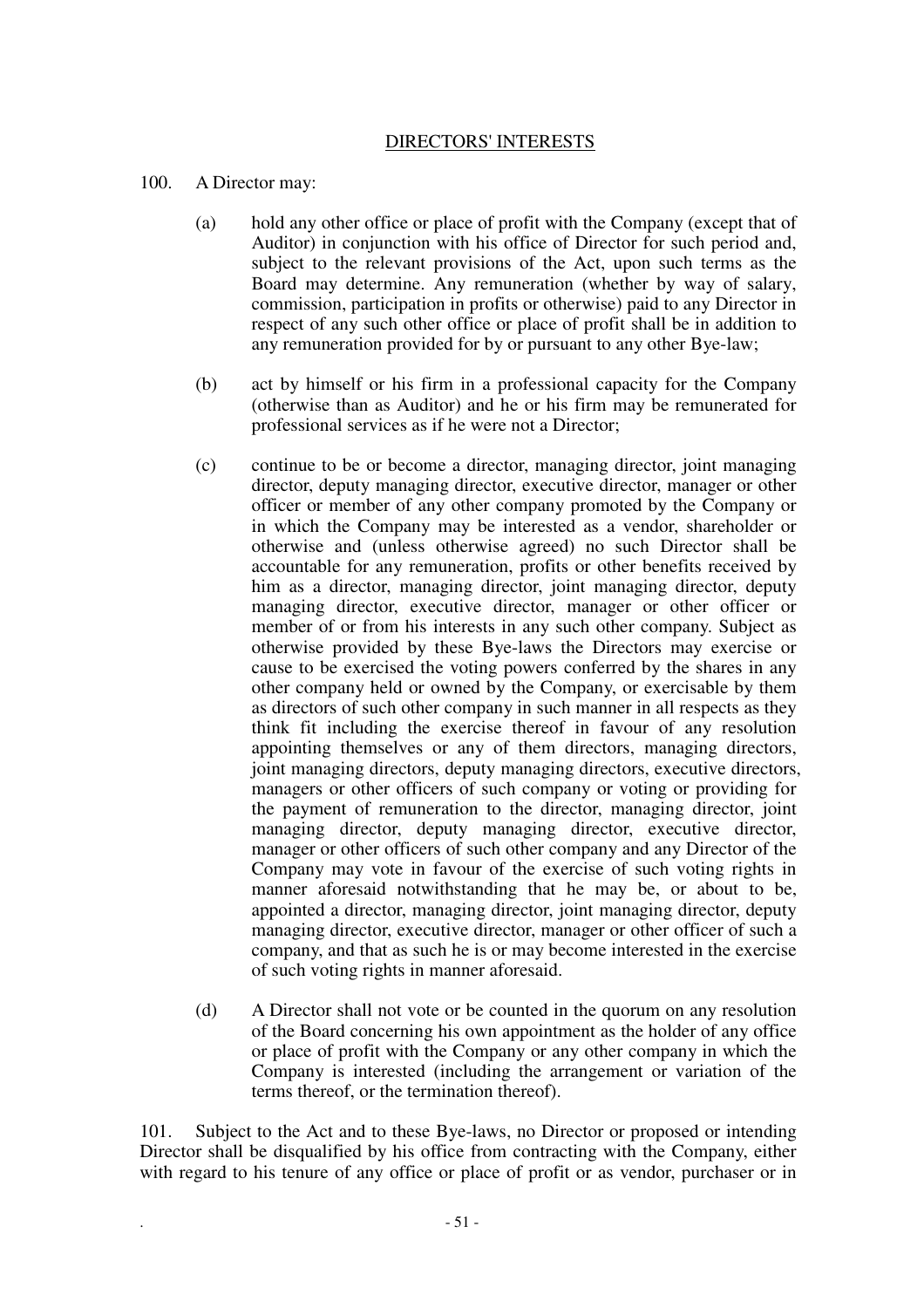## DIRECTORS' INTERESTS

100. A Director may:

(a) hold any other office or place of profit with the Company (except that of Auditor) in conjunction with his office of Director for such period and, subject to the relevant provisions of the Act, upon such terms as the Board may determine. Any remuneration (whether by way of salary, commission, participation in profits or otherwise) paid to any Director in respect of any such other office or place of profit shall be in addition to any remuneration provided for by or pursuant to any other Bye-law;

(b) act by himself or his firm in a professional capacity for the Company (otherwise than as Auditor) and he or his firm may be remunerated for professional services as if he were not a Director;

(c) continue to be or become a director, managing director, joint managing director, deputy managing director, executive director, manager or other officer or member of any other company promoted by the Company or in which the Company may be interested as a vendor, shareholder or otherwise and (unless otherwise agreed) no such Director shall be accountable for any remuneration, profits or other benefits received by him as a director, managing director, joint managing director, deputy managing director, executive director, manager or other officer or member of or from his interests in any such other company. Subject as otherwise provided by these Bye-laws the Directors may exercise or cause to be exercised the voting powers conferred by the shares in any other company held or owned by the Company, or exercisable by them as directors of such other company in such manner in all respects as they think fit including the exercise thereof in favour of any resolution appointing themselves or any of them directors, managing directors, joint managing directors, deputy managing directors, executive directors, managers or other officers of such company or voting or providing for the payment of remuneration to the director, managing director, joint managing director, deputy managing director, executive director, manager or other officers of such other company and any Director of the Company may vote in favour of the exercise of such voting rights in manner aforesaid notwithstanding that he may be, or about to be, appointed a director, managing director, joint managing director, deputy managing director, executive director, manager or other officer of such a company, and that as such he is or may become interested in the exercise of such voting rights in manner aforesaid.

(d) A Director shall not vote or be counted in the quorum on any resolution of the Board concerning his own appointment as the holder of any office or place of profit with the Company or any other company in which the Company is interested (including the arrangement or variation of the terms thereof, or the termination thereof).

101. Subject to the Act and to these Bye-laws, no Director or proposed or intending Director shall be disqualified by his office from contracting with the Company, either with regard to his tenure of any office or place of profit or as vendor, purchaser or in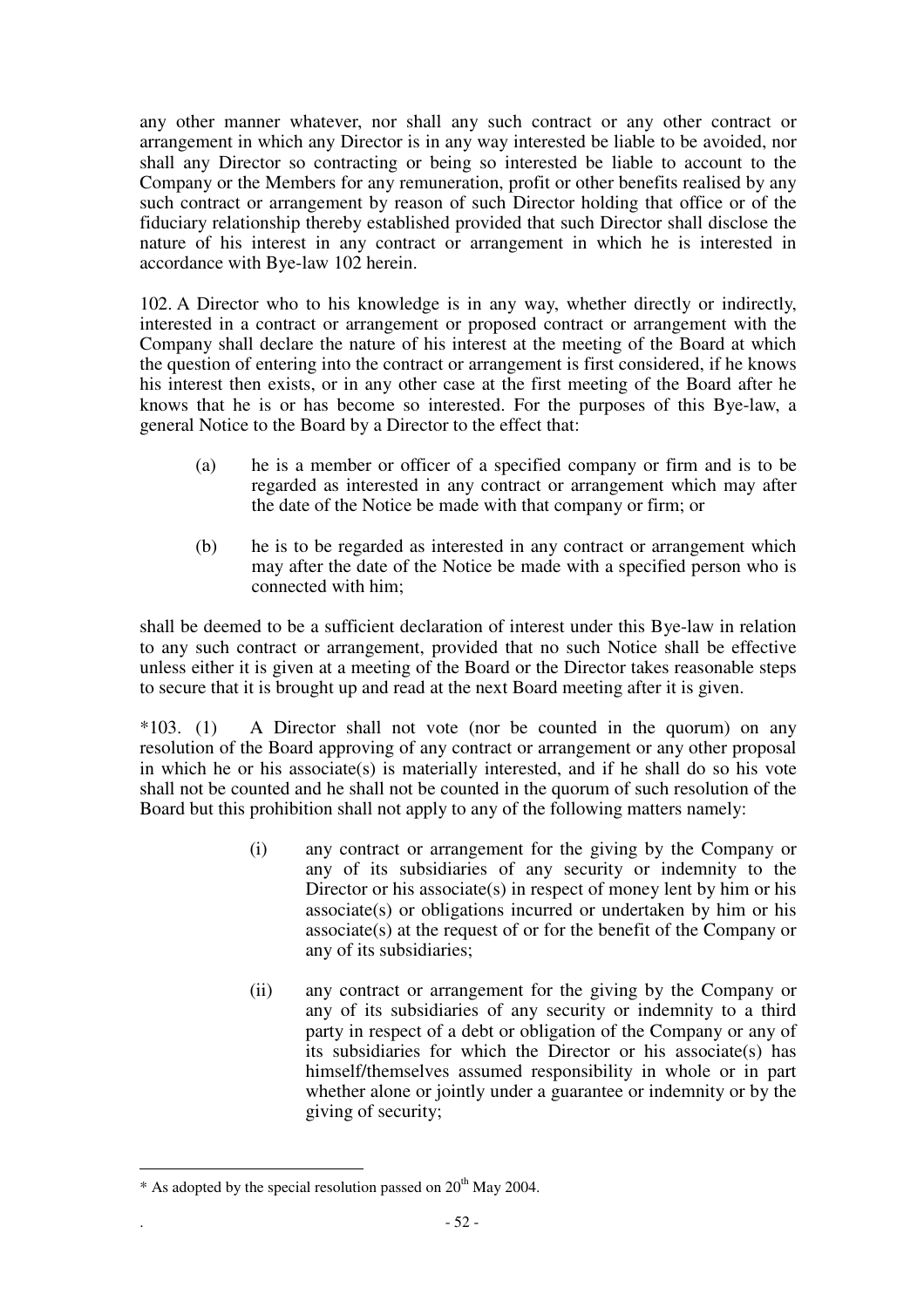any other manner whatever, nor shall any such contract or any other contract or arrangement in which any Director is in any way interested be liable to be avoided, nor shall any Director so contracting or being so interested be liable to account to the Company or the Members for any remuneration, profit or other benefits realised by any such contract or arrangement by reason of such Director holding that office or of the fiduciary relationship thereby established provided that such Director shall disclose the nature of his interest in any contract or arrangement in which he is interested in accordance with Bye-law 102 herein.

102. A Director who to his knowledge is in any way, whether directly or indirectly, interested in a contract or arrangement or proposed contract or arrangement with the Company shall declare the nature of his interest at the meeting of the Board at which the question of entering into the contract or arrangement is first considered, if he knows his interest then exists, or in any other case at the first meeting of the Board after he knows that he is or has become so interested. For the purposes of this Bye-law, a general Notice to the Board by a Director to the effect that:

(a) he is a member or officer of a specified company or firm and is to be regarded as interested in any contract or arrangement which may after the date of the Notice be made with that company or firm; or

(b) he is to be regarded as interested in any contract or arrangement which may after the date of the Notice be made with a specified person who is connected with him;

shall be deemed to be a sufficient declaration of interest under this Bye-law in relation to any such contract or arrangement, provided that no such Notice shall be effective unless either it is given at a meeting of the Board or the Director takes reasonable steps to secure that it is brought up and read at the next Board meeting after it is given.

*103. (1) A Director shall not vote (nor be counted in the quorum) on any resolution of the Board approving of any contract or arrangement or any other proposal in which he or his associate(s) is materially interested, and if he shall do so his vote shall not be counted and he shall not be counted in the quorum of such resolution of the Board but this prohibition shall not apply to any of the following matters namely:

(i) any contract or arrangement for the giving by the Company or any of its subsidiaries of any security or indemnity to the Director or his associate(s) in respect of money lent by him or his associate(s) or obligations incurred or undertaken by him or his associate(s) at the request of or for the benefit of the Company or any of its subsidiaries;

(ii) any contract or arrangement for the giving by the Company or any of its subsidiaries of any security or indemnity to a third party in respect of a debt or obligation of the Company or any of its subsidiaries for which the Director or his associate(s) has himself/themselves assumed responsibility in whole or in part whether alone or jointly under a guarantee or indemnity or by the giving of security;

---

* As adopted by the special resolution passed on 20th May 2004.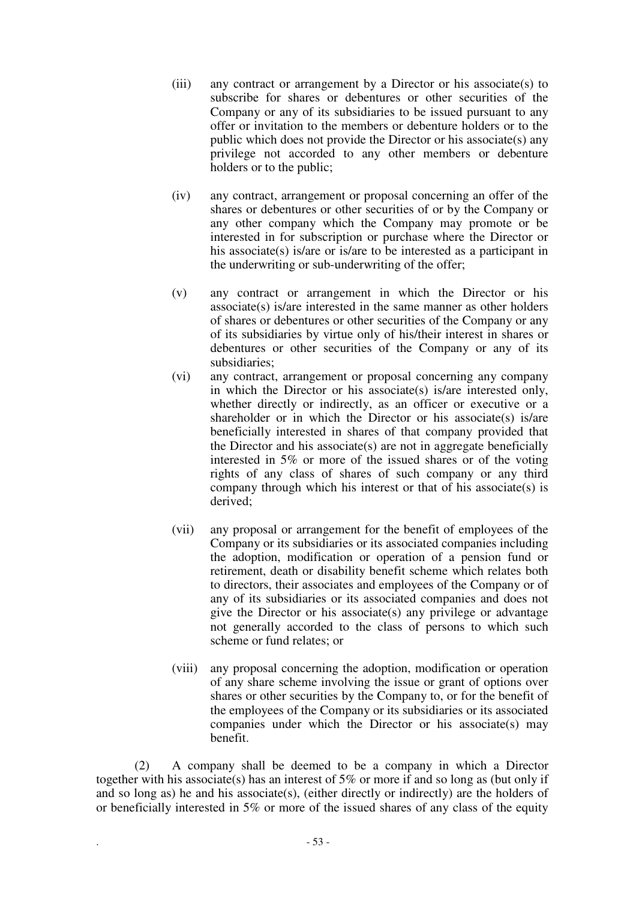(iii) any contract or arrangement by a Director or his associate(s) to subscribe for shares or debentures or other securities of the Company or any of its subsidiaries to be issued pursuant to any offer or invitation to the members or debenture holders or to the public which does not provide the Director or his associate(s) any privilege not accorded to any other members or debenture holders or to the public;

(iv) any contract, arrangement or proposal concerning an offer of the shares or debentures or other securities of or by the Company or any other company which the Company may promote or be interested in for subscription or purchase where the Director or his associate(s) is/are or is/are to be interested as a participant in the underwriting or sub-underwriting of the offer;

(v) any contract or arrangement in which the Director or his associate(s) is/are interested in the same manner as other holders of shares or debentures or other securities of the Company or any of its subsidiaries by virtue only of his/their interest in shares or debentures or other securities of the Company or any of its subsidiaries;

(vi) any contract, arrangement or proposal concerning any company in which the Director or his associate(s) is/are interested only, whether directly or indirectly, as an officer or executive or a shareholder or in which the Director or his associate(s) is/are beneficially interested in shares of that company provided that the Director and his associate(s) are not in aggregate beneficially interested in 5% or more of the issued shares or of the voting rights of any class of shares of such company or any third company through which his interest or that of his associate(s) is derived;

(vii) any proposal or arrangement for the benefit of employees of the Company or its subsidiaries or its associated companies including the adoption, modification or operation of a pension fund or retirement, death or disability benefit scheme which relates both to directors, their associates and employees of the Company or of any of its subsidiaries or its associated companies and does not give the Director or his associate(s) any privilege or advantage not generally accorded to the class of persons to which such scheme or fund relates; or

(viii) any proposal concerning the adoption, modification or operation of any share scheme involving the issue or grant of options over shares or other securities by the Company to, or for the benefit of the employees of the Company or its subsidiaries or its associated companies under which the Director or his associate(s) may benefit.

(2) A company shall be deemed to be a company in which a Director together with his associate(s) has an interest of 5% or more if and so long as (but only if and so long as) he and his associate(s), (either directly or indirectly) are the holders of or beneficially interested in 5% or more of the issued shares of any class of the equity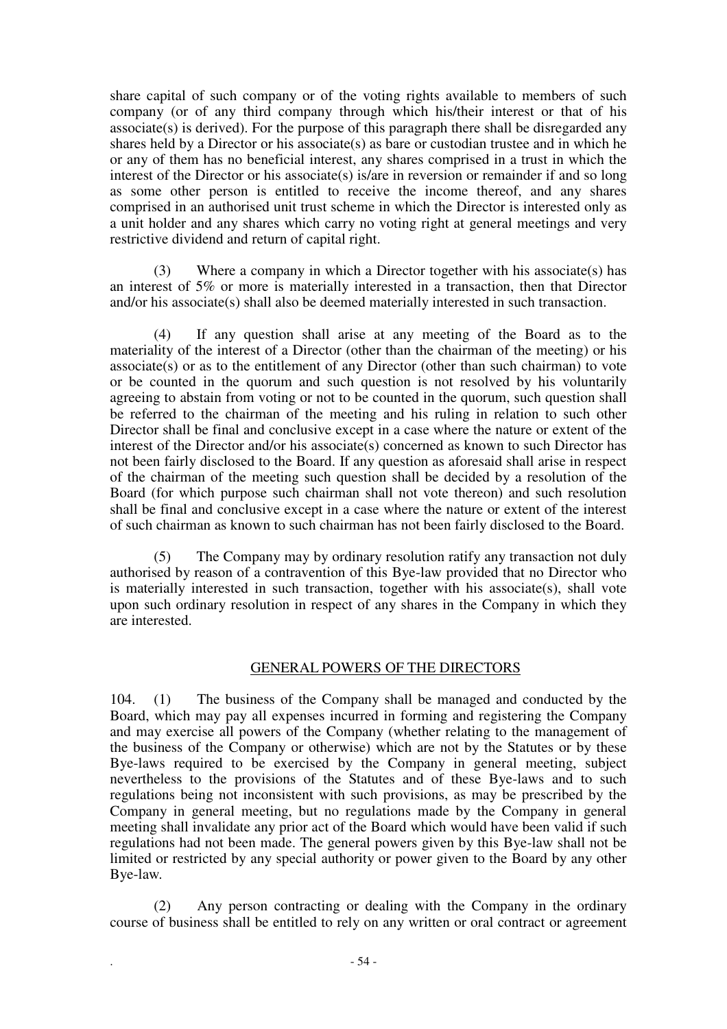share capital of such company or of the voting rights available to members of such company (or of any third company through which his/their interest or that of his associate(s) is derived). For the purpose of this paragraph there shall be disregarded any shares held by a Director or his associate(s) as bare or custodian trustee and in which he or any of them has no beneficial interest, any shares comprised in a trust in which the interest of the Director or his associate(s) is/are in reversion or remainder if and so long as some other person is entitled to receive the income thereof, and any shares comprised in an authorised unit trust scheme in which the Director is interested only as a unit holder and any shares which carry no voting right at general meetings and very restrictive dividend and return of capital right.

(3) Where a company in which a Director together with his associate(s) has an interest of 5% or more is materially interested in a transaction, then that Director and/or his associate(s) shall also be deemed materially interested in such transaction.

(4) If any question shall arise at any meeting of the Board as to the materiality of the interest of a Director (other than the chairman of the meeting) or his associate(s) or as to the entitlement of any Director (other than such chairman) to vote or be counted in the quorum and such question is not resolved by his voluntarily agreeing to abstain from voting or not to be counted in the quorum, such question shall be referred to the chairman of the meeting and his ruling in relation to such other Director shall be final and conclusive except in a case where the nature or extent of the interest of the Director and/or his associate(s) concerned as known to such Director has not been fairly disclosed to the Board. If any question as aforesaid shall arise in respect of the chairman of the meeting such question shall be decided by a resolution of the Board (for which purpose such chairman shall not vote thereon) and such resolution shall be final and conclusive except in a case where the nature or extent of the interest of such chairman as known to such chairman has not been fairly disclosed to the Board.

(5) The Company may by ordinary resolution ratify any transaction not duly authorised by reason of a contravention of this Bye-law provided that no Director who is materially interested in such transaction, together with his associate(s), shall vote upon such ordinary resolution in respect of any shares in the Company in which they are interested.

## GENERAL POWERS OF THE DIRECTORS

104. (1) The business of the Company shall be managed and conducted by the Board, which may pay all expenses incurred in forming and registering the Company and may exercise all powers of the Company (whether relating to the management of the business of the Company or otherwise) which are not by the Statutes or by these Bye-laws required to be exercised by the Company in general meeting, subject nevertheless to the provisions of the Statutes and of these Bye-laws and to such regulations being not inconsistent with such provisions, as may be prescribed by the Company in general meeting, but no regulations made by the Company in general meeting shall invalidate any prior act of the Board which would have been valid if such regulations had not been made. The general powers given by this Bye-law shall not be limited or restricted by any special authority or power given to the Board by any other Bye-law.

(2) Any person contracting or dealing with the Company in the ordinary course of business shall be entitled to rely on any written or oral contract or agreement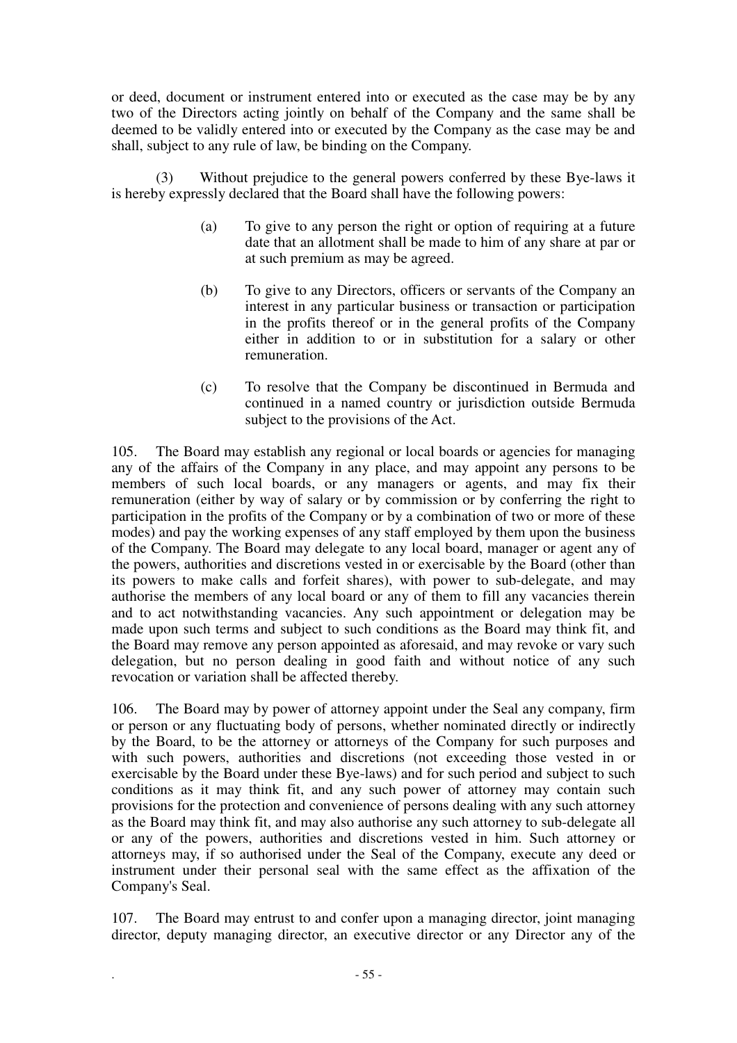or deed, document or instrument entered into or executed as the case may be by any two of the Directors acting jointly on behalf of the Company and the same shall be deemed to be validly entered into or executed by the Company as the case may be and shall, subject to any rule of law, be binding on the Company.

(3) Without prejudice to the general powers conferred by these Bye-laws it is hereby expressly declared that the Board shall have the following powers:

(a) To give to any person the right or option of requiring at a future date that an allotment shall be made to him of any share at par or at such premium as may be agreed.

(b) To give to any Directors, officers or servants of the Company an interest in any particular business or transaction or participation in the profits thereof or in the general profits of the Company either in addition to or in substitution for a salary or other remuneration.

(c) To resolve that the Company be discontinued in Bermuda and continued in a named country or jurisdiction outside Bermuda subject to the provisions of the Act.

105. The Board may establish any regional or local boards or agencies for managing any of the affairs of the Company in any place, and may appoint any persons to be members of such local boards, or any managers or agents, and may fix their remuneration (either by way of salary or by commission or by conferring the right to participation in the profits of the Company or by a combination of two or more of these modes) and pay the working expenses of any staff employed by them upon the business of the Company. The Board may delegate to any local board, manager or agent any of the powers, authorities and discretions vested in or exercisable by the Board (other than its powers to make calls and forfeit shares), with power to sub-delegate, and may authorise the members of any local board or any of them to fill any vacancies therein and to act notwithstanding vacancies. Any such appointment or delegation may be made upon such terms and subject to such conditions as the Board may think fit, and the Board may remove any person appointed as aforesaid, and may revoke or vary such delegation, but no person dealing in good faith and without notice of any such revocation or variation shall be affected thereby.

106. The Board may by power of attorney appoint under the Seal any company, firm or person or any fluctuating body of persons, whether nominated directly or indirectly by the Board, to be the attorney or attorneys of the Company for such purposes and with such powers, authorities and discretions (not exceeding those vested in or exercisable by the Board under these Bye-laws) and for such period and subject to such conditions as it may think fit, and any such power of attorney may contain such provisions for the protection and convenience of persons dealing with any such attorney as the Board may think fit, and may also authorise any such attorney to sub-delegate all or any of the powers, authorities and discretions vested in him. Such attorney or attorneys may, if so authorised under the Seal of the Company, execute any deed or instrument under their personal seal with the same effect as the affixation of the Company's Seal.

107. The Board may entrust to and confer upon a managing director, joint managing director, deputy managing director, an executive director or any Director any of the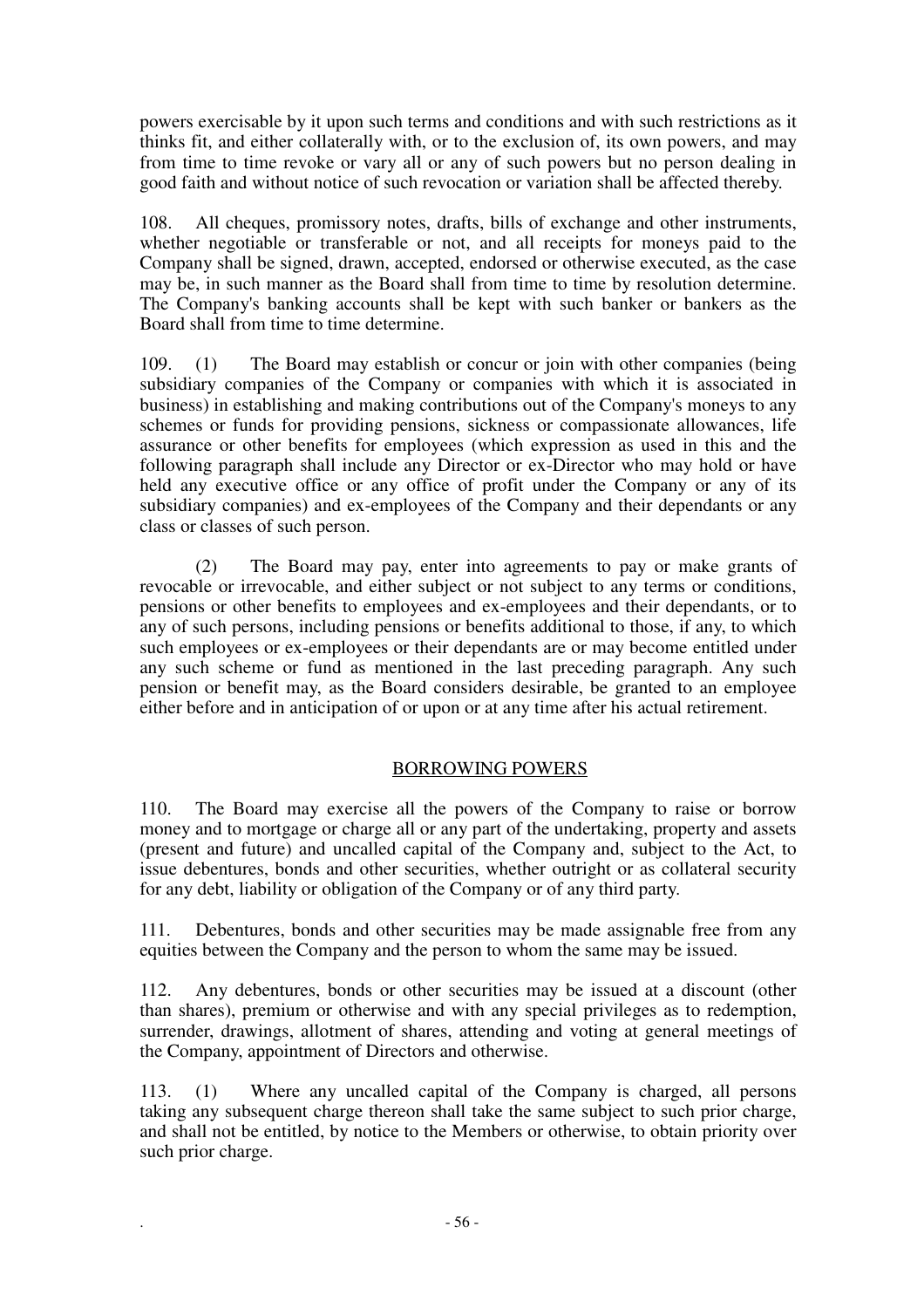powers exercisable by it upon such terms and conditions and with such restrictions as it thinks fit, and either collaterally with, or to the exclusion of, its own powers, and may from time to time revoke or vary all or any of such powers but no person dealing in good faith and without notice of such revocation or variation shall be affected thereby.

108. All cheques, promissory notes, drafts, bills of exchange and other instruments, whether negotiable or transferable or not, and all receipts for moneys paid to the Company shall be signed, drawn, accepted, endorsed or otherwise executed, as the case may be, in such manner as the Board shall from time to time by resolution determine. The Company's banking accounts shall be kept with such banker or bankers as the Board shall from time to time determine.

109. (1) The Board may establish or concur or join with other companies (being subsidiary companies of the Company or companies with which it is associated in business) in establishing and making contributions out of the Company's moneys to any schemes or funds for providing pensions, sickness or compassionate allowances, life assurance or other benefits for employees (which expression as used in this and the following paragraph shall include any Director or ex-Director who may hold or have held any executive office or any office of profit under the Company or any of its subsidiary companies) and ex-employees of the Company and their dependants or any class or classes of such person.

(2) The Board may pay, enter into agreements to pay or make grants of revocable or irrevocable, and either subject or not subject to any terms or conditions, pensions or other benefits to employees and ex-employees and their dependants, or to any of such persons, including pensions or benefits additional to those, if any, to which such employees or ex-employees or their dependants are or may become entitled under any such scheme or fund as mentioned in the last preceding paragraph. Any such pension or benefit may, as the Board considers desirable, be granted to an employee either before and in anticipation of or upon or at any time after his actual retirement.

## BORROWING POWERS

110. The Board may exercise all the powers of the Company to raise or borrow money and to mortgage or charge all or any part of the undertaking, property and assets (present and future) and uncalled capital of the Company and, subject to the Act, to issue debentures, bonds and other securities, whether outright or as collateral security for any debt, liability or obligation of the Company or of any third party.

111. Debentures, bonds and other securities may be made assignable free from any equities between the Company and the person to whom the same may be issued.

112. Any debentures, bonds or other securities may be issued at a discount (other than shares), premium or otherwise and with any special privileges as to redemption, surrender, drawings, allotment of shares, attending and voting at general meetings of the Company, appointment of Directors and otherwise.

113. (1) Where any uncalled capital of the Company is charged, all persons taking any subsequent charge thereon shall take the same subject to such prior charge, and shall not be entitled, by notice to the Members or otherwise, to obtain priority over such prior charge.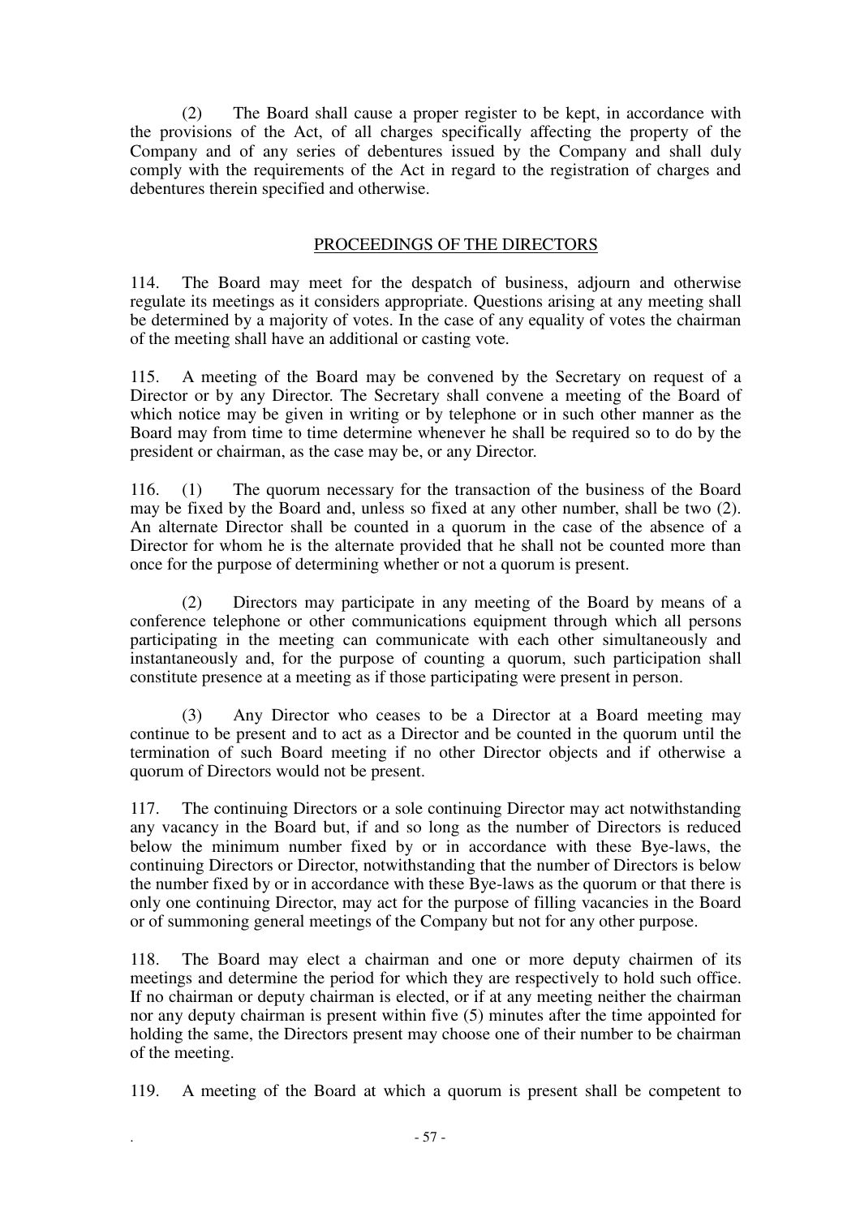(2) The Board shall cause a proper register to be kept, in accordance with the provisions of the Act, of all charges specifically affecting the property of the Company and of any series of debentures issued by the Company and shall duly comply with the requirements of the Act in regard to the registration of charges and debentures therein specified and otherwise.

## PROCEEDINGS OF THE DIRECTORS

114. The Board may meet for the despatch of business, adjourn and otherwise regulate its meetings as it considers appropriate. Questions arising at any meeting shall be determined by a majority of votes. In the case of any equality of votes the chairman of the meeting shall have an additional or casting vote.

115. A meeting of the Board may be convened by the Secretary on request of a Director or by any Director. The Secretary shall convene a meeting of the Board of which notice may be given in writing or by telephone or in such other manner as the Board may from time to time determine whenever he shall be required so to do by the president or chairman, as the case may be, or any Director.

116. (1) The quorum necessary for the transaction of the business of the Board may be fixed by the Board and, unless so fixed at any other number, shall be two (2). An alternate Director shall be counted in a quorum in the case of the absence of a Director for whom he is the alternate provided that he shall not be counted more than once for the purpose of determining whether or not a quorum is present.

(2) Directors may participate in any meeting of the Board by means of a conference telephone or other communications equipment through which all persons participating in the meeting can communicate with each other simultaneously and instantaneously and, for the purpose of counting a quorum, such participation shall constitute presence at a meeting as if those participating were present in person.

(3) Any Director who ceases to be a Director at a Board meeting may continue to be present and to act as a Director and be counted in the quorum until the termination of such Board meeting if no other Director objects and if otherwise a quorum of Directors would not be present.

117. The continuing Directors or a sole continuing Director may act notwithstanding any vacancy in the Board but, if and so long as the number of Directors is reduced below the minimum number fixed by or in accordance with these Bye-laws, the continuing Directors or Director, notwithstanding that the number of Directors is below the number fixed by or in accordance with these Bye-laws as the quorum or that there is only one continuing Director, may act for the purpose of filling vacancies in the Board or of summoning general meetings of the Company but not for any other purpose.

118. The Board may elect a chairman and one or more deputy chairmen of its meetings and determine the period for which they are respectively to hold such office. If no chairman or deputy chairman is elected, or if at any meeting neither the chairman nor any deputy chairman is present within five (5) minutes after the time appointed for holding the same, the Directors present may choose one of their number to be chairman of the meeting.

119. A meeting of the Board at which a quorum is present shall be competent to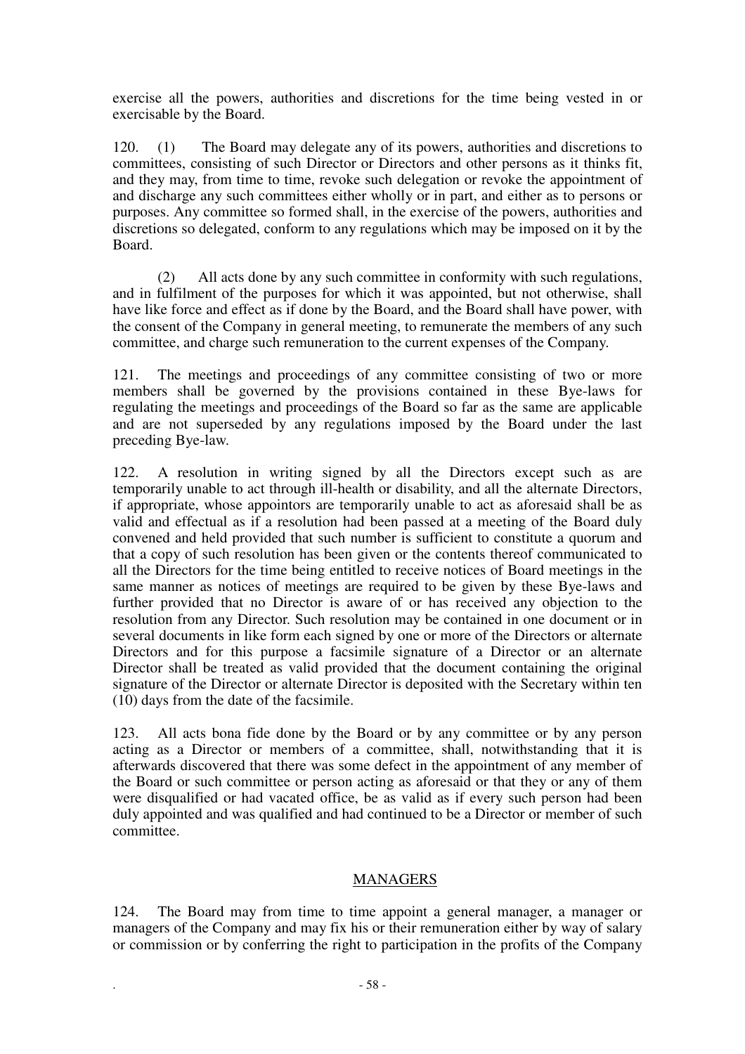exercise all the powers, authorities and discretions for the time being vested in or exercisable by the Board.

120. (1) The Board may delegate any of its powers, authorities and discretions to committees, consisting of such Director or Directors and other persons as it thinks fit, and they may, from time to time, revoke such delegation or revoke the appointment of and discharge any such committees either wholly or in part, and either as to persons or purposes. Any committee so formed shall, in the exercise of the powers, authorities and discretions so delegated, conform to any regulations which may be imposed on it by the Board.

(2) All acts done by any such committee in conformity with such regulations, and in fulfilment of the purposes for which it was appointed, but not otherwise, shall have like force and effect as if done by the Board, and the Board shall have power, with the consent of the Company in general meeting, to remunerate the members of any such committee, and charge such remuneration to the current expenses of the Company.

121. The meetings and proceedings of any committee consisting of two or more members shall be governed by the provisions contained in these Bye-laws for regulating the meetings and proceedings of the Board so far as the same are applicable and are not superseded by any regulations imposed by the Board under the last preceding Bye-law.

122. A resolution in writing signed by all the Directors except such as are temporarily unable to act through ill-health or disability, and all the alternate Directors, if appropriate, whose appointors are temporarily unable to act as aforesaid shall be as valid and effectual as if a resolution had been passed at a meeting of the Board duly convened and held provided that such number is sufficient to constitute a quorum and that a copy of such resolution has been given or the contents thereof communicated to all the Directors for the time being entitled to receive notices of Board meetings in the same manner as notices of meetings are required to be given by these Bye-laws and further provided that no Director is aware of or has received any objection to the resolution from any Director. Such resolution may be contained in one document or in several documents in like form each signed by one or more of the Directors or alternate Directors and for this purpose a facsimile signature of a Director or an alternate Director shall be treated as valid provided that the document containing the original signature of the Director or alternate Director is deposited with the Secretary within ten (10) days from the date of the facsimile.

123. All acts bona fide done by the Board or by any committee or by any person acting as a Director or members of a committee, shall, notwithstanding that it is afterwards discovered that there was some defect in the appointment of any member of the Board or such committee or person acting as aforesaid or that they or any of them were disqualified or had vacated office, be as valid as if every such person had been duly appointed and was qualified and had continued to be a Director or member of such committee.

## MANAGERS

124. The Board may from time to time appoint a general manager, a manager or managers of the Company and may fix his or their remuneration either by way of salary or commission or by conferring the right to participation in the profits of the Company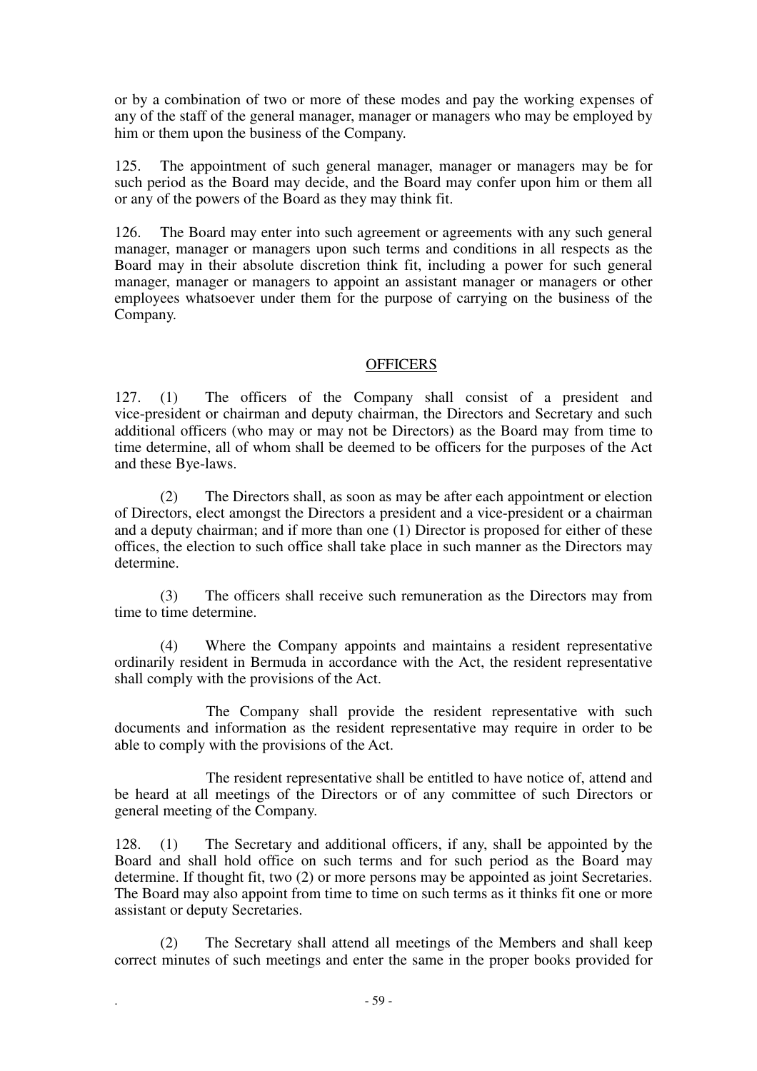or by a combination of two or more of these modes and pay the working expenses of any of the staff of the general manager, manager or managers who may be employed by him or them upon the business of the Company.

125. The appointment of such general manager, manager or managers may be for such period as the Board may decide, and the Board may confer upon him or them all or any of the powers of the Board as they may think fit.

126. The Board may enter into such agreement or agreements with any such general manager, manager or managers upon such terms and conditions in all respects as the Board may in their absolute discretion think fit, including a power for such general manager, manager or managers to appoint an assistant manager or managers or other employees whatsoever under them for the purpose of carrying on the business of the Company.

## OFFICERS

127. (1) The officers of the Company shall consist of a president and vice-president or chairman and deputy chairman, the Directors and Secretary and such additional officers (who may or may not be Directors) as the Board may from time to time determine, all of whom shall be deemed to be officers for the purposes of the Act and these Bye-laws.

(2) The Directors shall, as soon as may be after each appointment or election of Directors, elect amongst the Directors a president and a vice-president or a chairman and a deputy chairman; and if more than one (1) Director is proposed for either of these offices, the election to such office shall take place in such manner as the Directors may determine.

(3) The officers shall receive such remuneration as the Directors may from time to time determine.

(4) Where the Company appoints and maintains a resident representative ordinarily resident in Bermuda in accordance with the Act, the resident representative shall comply with the provisions of the Act.

The Company shall provide the resident representative with such documents and information as the resident representative may require in order to be able to comply with the provisions of the Act.

The resident representative shall be entitled to have notice of, attend and be heard at all meetings of the Directors or of any committee of such Directors or general meeting of the Company.

128. (1) The Secretary and additional officers, if any, shall be appointed by the Board and shall hold office on such terms and for such period as the Board may determine. If thought fit, two (2) or more persons may be appointed as joint Secretaries. The Board may also appoint from time to time on such terms as it thinks fit one or more assistant or deputy Secretaries.

(2) The Secretary shall attend all meetings of the Members and shall keep correct minutes of such meetings and enter the same in the proper books provided for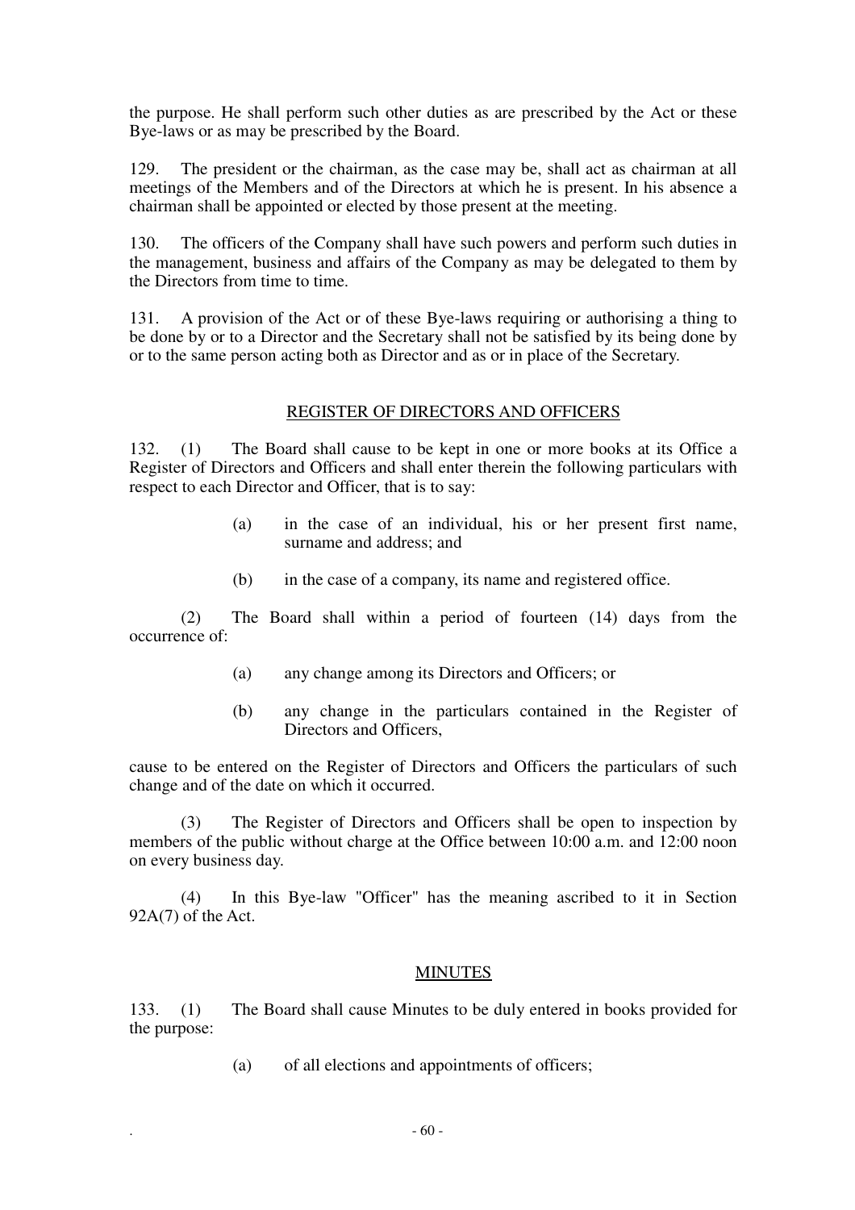the purpose. He shall perform such other duties as are prescribed by the Act or these Bye-laws or as may be prescribed by the Board.

129. The president or the chairman, as the case may be, shall act as chairman at all meetings of the Members and of the Directors at which he is present. In his absence a chairman shall be appointed or elected by those present at the meeting.

130. The officers of the Company shall have such powers and perform such duties in the management, business and affairs of the Company as may be delegated to them by the Directors from time to time.

131. A provision of the Act or of these Bye-laws requiring or authorising a thing to be done by or to a Director and the Secretary shall not be satisfied by its being done by or to the same person acting both as Director and as or in place of the Secretary.

## REGISTER OF DIRECTORS AND OFFICERS

132. (1) The Board shall cause to be kept in one or more books at its Office a Register of Directors and Officers and shall enter therein the following particulars with respect to each Director and Officer, that is to say:

(a) in the case of an individual, his or her present first name, surname and address; and

(b) in the case of a company, its name and registered office.

(2) The Board shall within a period of fourteen (14) days from the occurrence of:

(a) any change among its Directors and Officers; or

(b) any change in the particulars contained in the Register of Directors and Officers,

cause to be entered on the Register of Directors and Officers the particulars of such change and of the date on which it occurred.

(3) The Register of Directors and Officers shall be open to inspection by members of the public without charge at the Office between 10:00 a.m. and 12:00 noon on every business day.

(4) In this Bye-law "Officer" has the meaning ascribed to it in Section 92A(7) of the Act.

## MINUTES

133. (1) The Board shall cause Minutes to be duly entered in books provided for the purpose:

(a) of all elections and appointments of officers;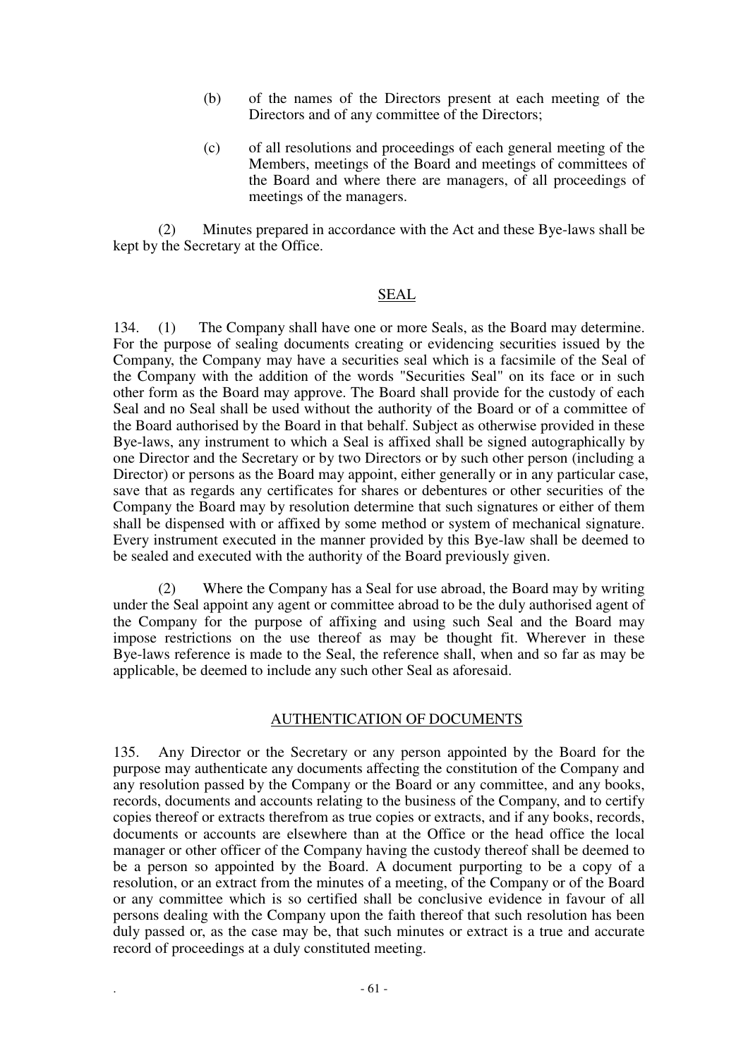(b) of the names of the Directors present at each meeting of the Directors and of any committee of the Directors;

(c) of all resolutions and proceedings of each general meeting of the Members, meetings of the Board and meetings of committees of the Board and where there are managers, of all proceedings of meetings of the managers.

(2) Minutes prepared in accordance with the Act and these Bye-laws shall be kept by the Secretary at the Office.

## SEAL

134. (1) The Company shall have one or more Seals, as the Board may determine. For the purpose of sealing documents creating or evidencing securities issued by the Company, the Company may have a securities seal which is a facsimile of the Seal of the Company with the addition of the words "Securities Seal" on its face or in such other form as the Board may approve. The Board shall provide for the custody of each Seal and no Seal shall be used without the authority of the Board or of a committee of the Board authorised by the Board in that behalf. Subject as otherwise provided in these Bye-laws, any instrument to which a Seal is affixed shall be signed autographically by one Director and the Secretary or by two Directors or by such other person (including a Director) or persons as the Board may appoint, either generally or in any particular case, save that as regards any certificates for shares or debentures or other securities of the Company the Board may by resolution determine that such signatures or either of them shall be dispensed with or affixed by some method or system of mechanical signature. Every instrument executed in the manner provided by this Bye-law shall be deemed to be sealed and executed with the authority of the Board previously given.

(2) Where the Company has a Seal for use abroad, the Board may by writing under the Seal appoint any agent or committee abroad to be the duly authorised agent of the Company for the purpose of affixing and using such Seal and the Board may impose restrictions on the use thereof as may be thought fit. Wherever in these Bye-laws reference is made to the Seal, the reference shall, when and so far as may be applicable, be deemed to include any such other Seal as aforesaid.

## AUTHENTICATION OF DOCUMENTS

135. Any Director or the Secretary or any person appointed by the Board for the purpose may authenticate any documents affecting the constitution of the Company and any resolution passed by the Company or the Board or any committee, and any books, records, documents and accounts relating to the business of the Company, and to certify copies thereof or extracts therefrom as true copies or extracts, and if any books, records, documents or accounts are elsewhere than at the Office or the head office the local manager or other officer of the Company having the custody thereof shall be deemed to be a person so appointed by the Board. A document purporting to be a copy of a resolution, or an extract from the minutes of a meeting, of the Company or of the Board or any committee which is so certified shall be conclusive evidence in favour of all persons dealing with the Company upon the faith thereof that such resolution has been duly passed or, as the case may be, that such minutes or extract is a true and accurate record of proceedings at a duly constituted meeting.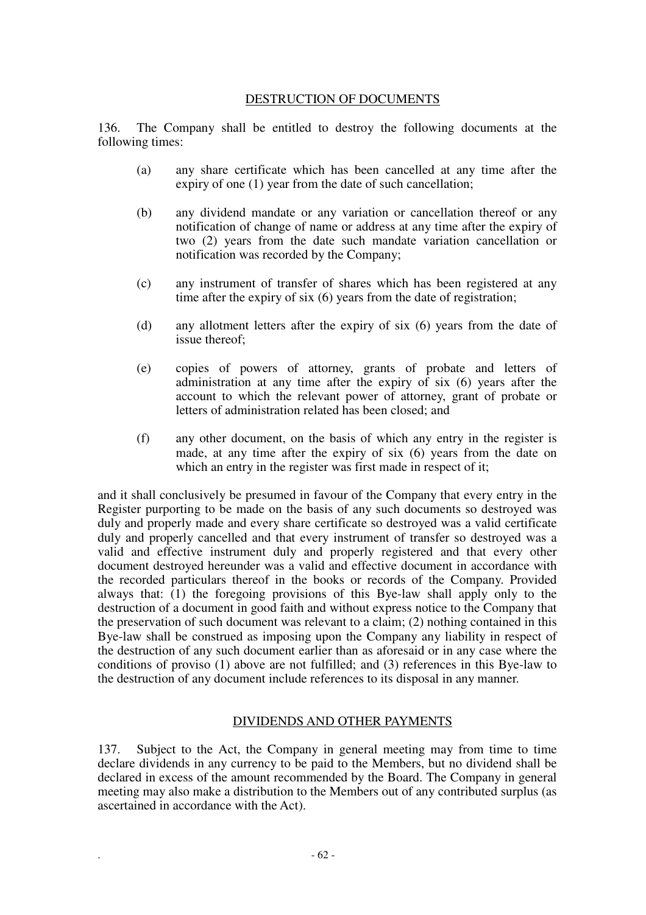## DESTRUCTION OF DOCUMENTS

136. The Company shall be entitled to destroy the following documents at the following times:

(a) any share certificate which has been cancelled at any time after the expiry of one (1) year from the date of such cancellation;

(b) any dividend mandate or any variation or cancellation thereof or any notification of change of name or address at any time after the expiry of two (2) years from the date such mandate variation cancellation or notification was recorded by the Company;

(c) any instrument of transfer of shares which has been registered at any time after the expiry of six (6) years from the date of registration;

(d) any allotment letters after the expiry of six (6) years from the date of issue thereof;

(e) copies of powers of attorney, grants of probate and letters of administration at any time after the expiry of six (6) years after the account to which the relevant power of attorney, grant of probate or letters of administration related has been closed; and

(f) any other document, on the basis of which any entry in the register is made, at any time after the expiry of six (6) years from the date on which an entry in the register was first made in respect of it;

and it shall conclusively be presumed in favour of the Company that every entry in the Register purporting to be made on the basis of any such documents so destroyed was duly and properly made and every share certificate so destroyed was a valid certificate duly and properly cancelled and that every instrument of transfer so destroyed was a valid and effective instrument duly and properly registered and that every other document destroyed hereunder was a valid and effective document in accordance with the recorded particulars thereof in the books or records of the Company. Provided always that: (1) the foregoing provisions of this Bye-law shall apply only to the destruction of a document in good faith and without express notice to the Company that the preservation of such document was relevant to a claim; (2) nothing contained in this Bye-law shall be construed as imposing upon the Company any liability in respect of the destruction of any such document earlier than as aforesaid or in any case where the conditions of proviso (1) above are not fulfilled; and (3) references in this Bye-law to the destruction of any document include references to its disposal in any manner.

## DIVIDENDS AND OTHER PAYMENTS

137. Subject to the Act, the Company in general meeting may from time to time declare dividends in any currency to be paid to the Members, but no dividend shall be declared in excess of the amount recommended by the Board. The Company in general meeting may also make a distribution to the Members out of any contributed surplus (as ascertained in accordance with the Act).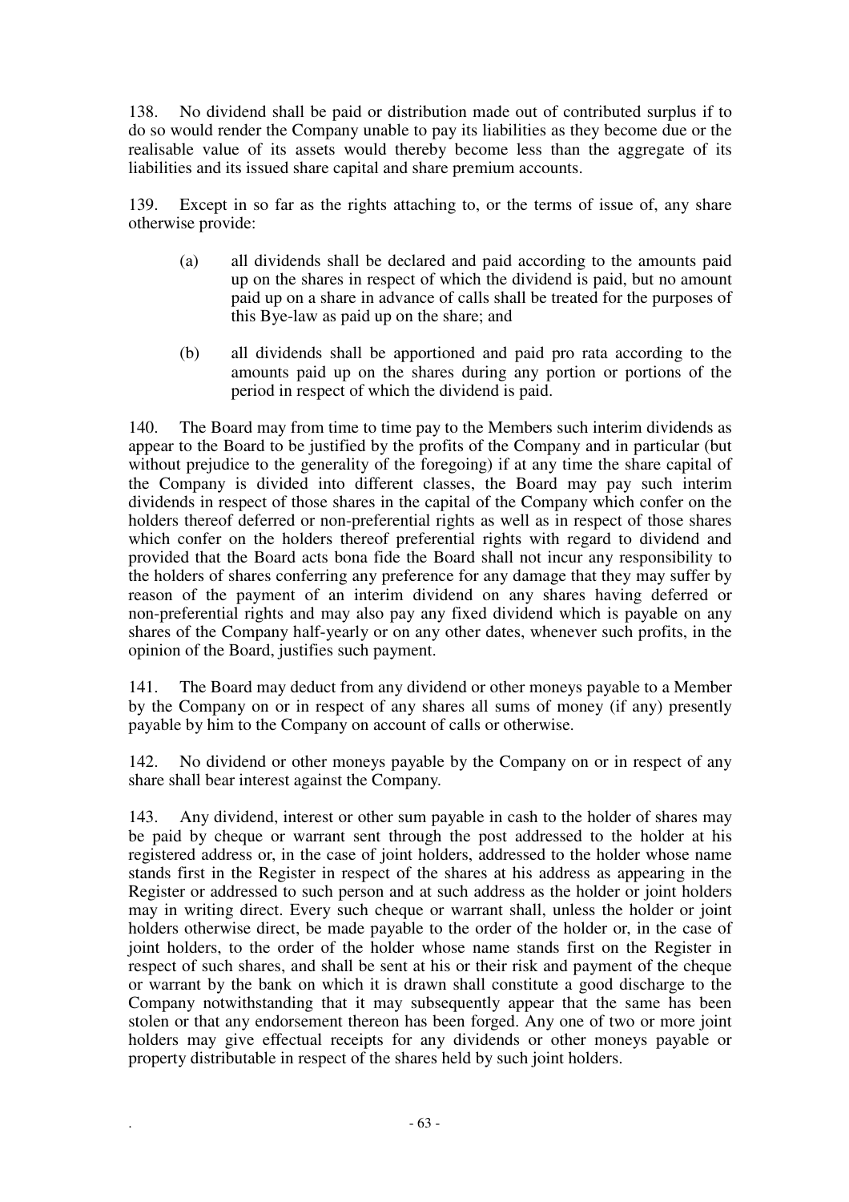138. No dividend shall be paid or distribution made out of contributed surplus if to do so would render the Company unable to pay its liabilities as they become due or the realisable value of its assets would thereby become less than the aggregate of its liabilities and its issued share capital and share premium accounts.

139. Except in so far as the rights attaching to, or the terms of issue of, any share otherwise provide:

(a) all dividends shall be declared and paid according to the amounts paid up on the shares in respect of which the dividend is paid, but no amount paid up on a share in advance of calls shall be treated for the purposes of this Bye-law as paid up on the share; and

(b) all dividends shall be apportioned and paid pro rata according to the amounts paid up on the shares during any portion or portions of the period in respect of which the dividend is paid.

140. The Board may from time to time pay to the Members such interim dividends as appear to the Board to be justified by the profits of the Company and in particular (but without prejudice to the generality of the foregoing) if at any time the share capital of the Company is divided into different classes, the Board may pay such interim dividends in respect of those shares in the capital of the Company which confer on the holders thereof deferred or non-preferential rights as well as in respect of those shares which confer on the holders thereof preferential rights with regard to dividend and provided that the Board acts bona fide the Board shall not incur any responsibility to the holders of shares conferring any preference for any damage that they may suffer by reason of the payment of an interim dividend on any shares having deferred or non-preferential rights and may also pay any fixed dividend which is payable on any shares of the Company half-yearly or on any other dates, whenever such profits, in the opinion of the Board, justifies such payment.

141. The Board may deduct from any dividend or other moneys payable to a Member by the Company on or in respect of any shares all sums of money (if any) presently payable by him to the Company on account of calls or otherwise.

142. No dividend or other moneys payable by the Company on or in respect of any share shall bear interest against the Company.

143. Any dividend, interest or other sum payable in cash to the holder of shares may be paid by cheque or warrant sent through the post addressed to the holder at his registered address or, in the case of joint holders, addressed to the holder whose name stands first in the Register in respect of the shares at his address as appearing in the Register or addressed to such person and at such address as the holder or joint holders may in writing direct. Every such cheque or warrant shall, unless the holder or joint holders otherwise direct, be made payable to the order of the holder or, in the case of joint holders, to the order of the holder whose name stands first on the Register in respect of such shares, and shall be sent at his or their risk and payment of the cheque or warrant by the bank on which it is drawn shall constitute a good discharge to the Company notwithstanding that it may subsequently appear that the same has been stolen or that any endorsement thereon has been forged. Any one of two or more joint holders may give effectual receipts for any dividends or other moneys payable or property distributable in respect of the shares held by such joint holders.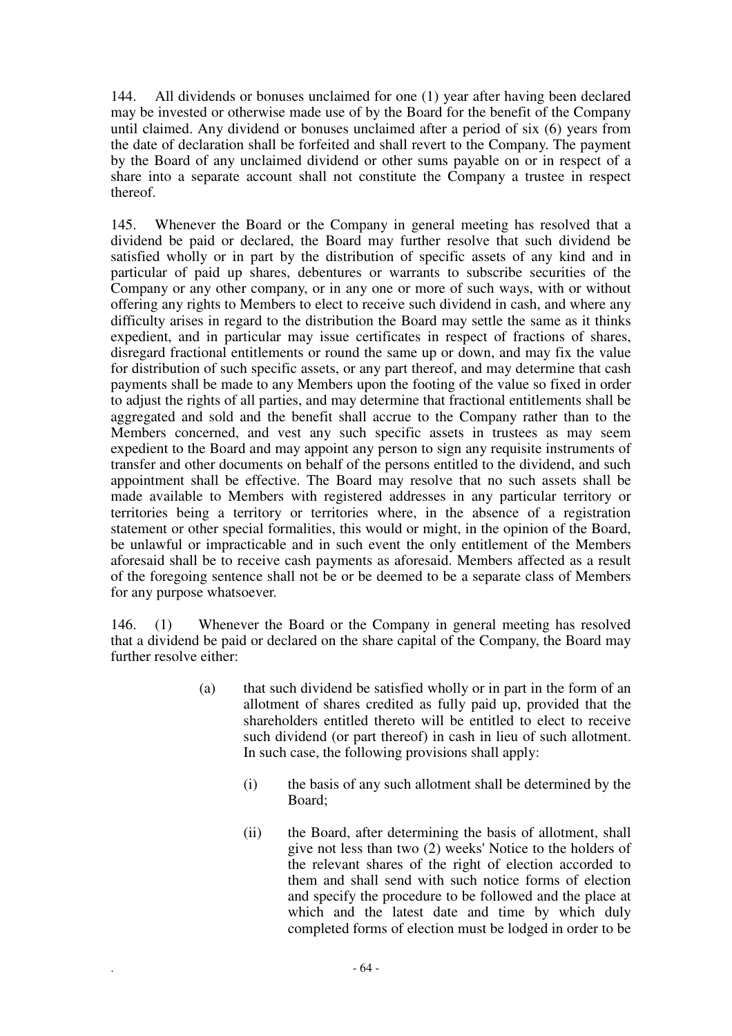144. All dividends or bonuses unclaimed for one (1) year after having been declared may be invested or otherwise made use of by the Board for the benefit of the Company until claimed. Any dividend or bonuses unclaimed after a period of six (6) years from the date of declaration shall be forfeited and shall revert to the Company. The payment by the Board of any unclaimed dividend or other sums payable on or in respect of a share into a separate account shall not constitute the Company a trustee in respect thereof.

145. Whenever the Board or the Company in general meeting has resolved that a dividend be paid or declared, the Board may further resolve that such dividend be satisfied wholly or in part by the distribution of specific assets of any kind and in particular of paid up shares, debentures or warrants to subscribe securities of the Company or any other company, or in any one or more of such ways, with or without offering any rights to Members to elect to receive such dividend in cash, and where any difficulty arises in regard to the distribution the Board may settle the same as it thinks expedient, and in particular may issue certificates in respect of fractions of shares, disregard fractional entitlements or round the same up or down, and may fix the value for distribution of such specific assets, or any part thereof, and may determine that cash payments shall be made to any Members upon the footing of the value so fixed in order to adjust the rights of all parties, and may determine that fractional entitlements shall be aggregated and sold and the benefit shall accrue to the Company rather than to the Members concerned, and vest any such specific assets in trustees as may seem expedient to the Board and may appoint any person to sign any requisite instruments of transfer and other documents on behalf of the persons entitled to the dividend, and such appointment shall be effective. The Board may resolve that no such assets shall be made available to Members with registered addresses in any particular territory or territories being a territory or territories where, in the absence of a registration statement or other special formalities, this would or might, in the opinion of the Board, be unlawful or impracticable and in such event the only entitlement of the Members aforesaid shall be to receive cash payments as aforesaid. Members affected as a result of the foregoing sentence shall not be or be deemed to be a separate class of Members for any purpose whatsoever.

146. (1) Whenever the Board or the Company in general meeting has resolved that a dividend be paid or declared on the share capital of the Company, the Board may further resolve either:

(a) that such dividend be satisfied wholly or in part in the form of an allotment of shares credited as fully paid up, provided that the shareholders entitled thereto will be entitled to elect to receive such dividend (or part thereof) in cash in lieu of such allotment. In such case, the following provisions shall apply:

(i) the basis of any such allotment shall be determined by the Board;

(ii) the Board, after determining the basis of allotment, shall give not less than two (2) weeks' Notice to the holders of the relevant shares of the right of election accorded to them and shall send with such notice forms of election and specify the procedure to be followed and the place at which and the latest date and time by which duly completed forms of election must be lodged in order to be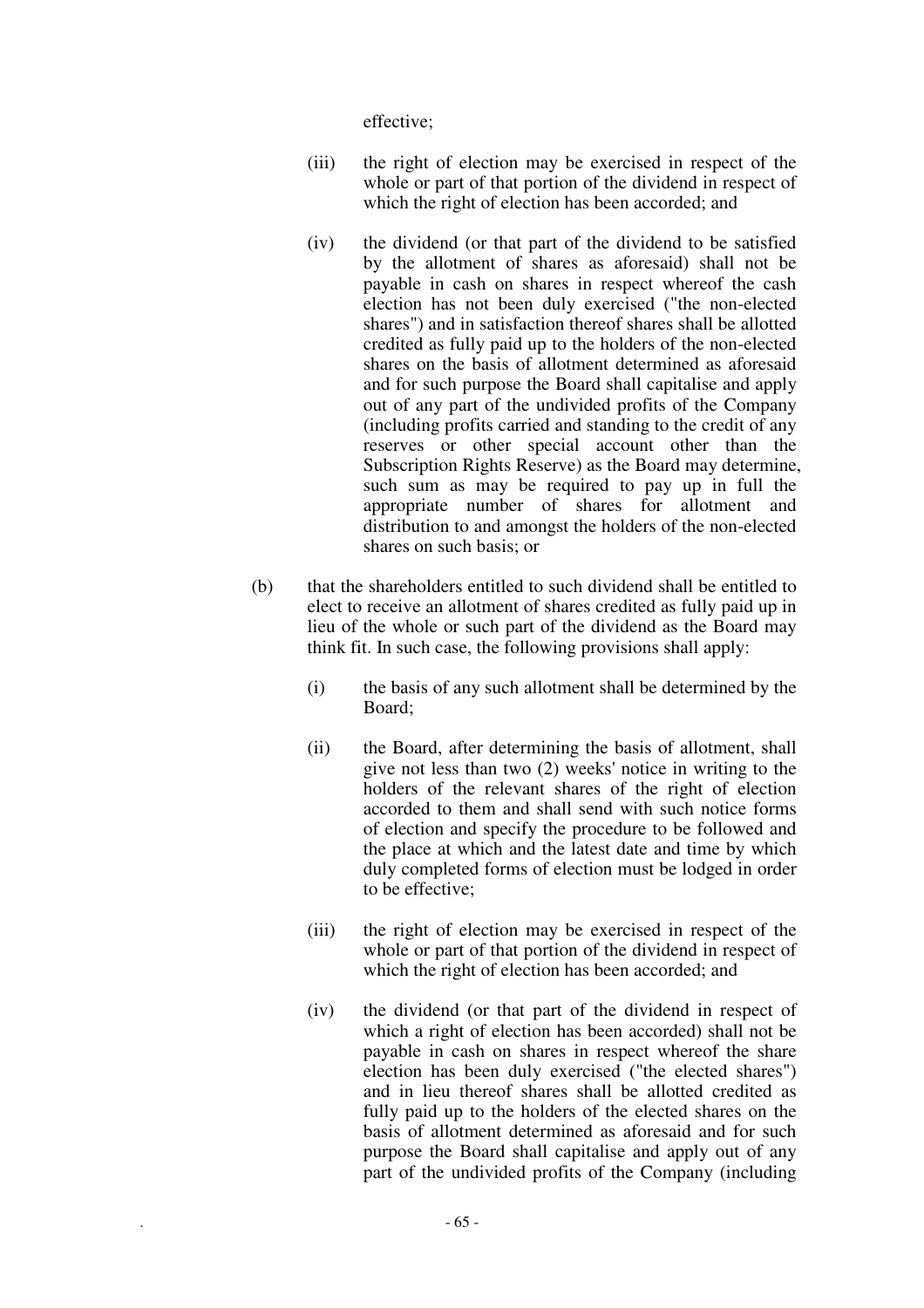effective;

(iii) the right of election may be exercised in respect of the whole or part of that portion of the dividend in respect of which the right of election has been accorded; and

(iv) the dividend (or that part of the dividend to be satisfied by the allotment of shares as aforesaid) shall not be payable in cash on shares in respect whereof the cash election has not been duly exercised ("the non-elected shares") and in satisfaction thereof shares shall be allotted credited as fully paid up to the holders of the non-elected shares on the basis of allotment determined as aforesaid and for such purpose the Board shall capitalise and apply out of any part of the undivided profits of the Company (including profits carried and standing to the credit of any reserves or other special account other than the Subscription Rights Reserve) as the Board may determine, such sum as may be required to pay up in full the appropriate number of shares for allotment and distribution to and amongst the holders of the non-elected shares on such basis; or

(b) that the shareholders entitled to such dividend shall be entitled to elect to receive an allotment of shares credited as fully paid up in lieu of the whole or such part of the dividend as the Board may think fit. In such case, the following provisions shall apply:

(i) the basis of any such allotment shall be determined by the Board;

(ii) the Board, after determining the basis of allotment, shall give not less than two (2) weeks' notice in writing to the holders of the relevant shares of the right of election accorded to them and shall send with such notice forms of election and specify the procedure to be followed and the place at which and the latest date and time by which duly completed forms of election must be lodged in order to be effective;

(iii) the right of election may be exercised in respect of the whole or part of that portion of the dividend in respect of which the right of election has been accorded; and

(iv) the dividend (or that part of the dividend in respect of which a right of election has been accorded) shall not be payable in cash on shares in respect whereof the share election has been duly exercised ("the elected shares") and in lieu thereof shares shall be allotted credited as fully paid up to the holders of the elected shares on the basis of allotment determined as aforesaid and for such purpose the Board shall capitalise and apply out of any part of the undivided profits of the Company (including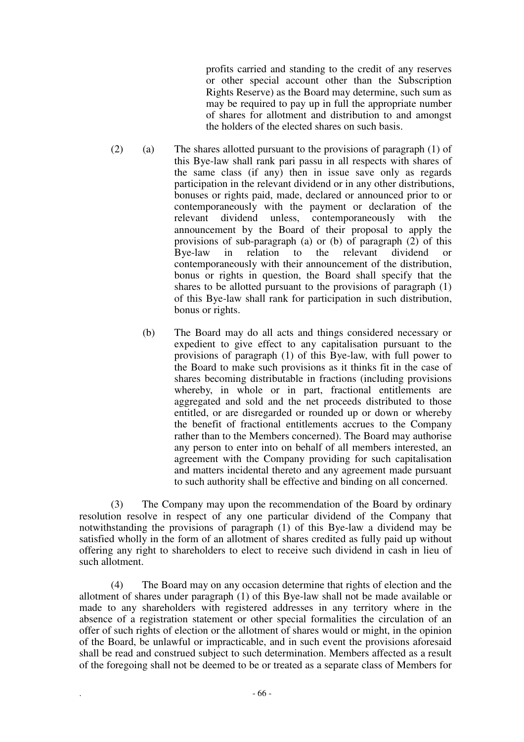profits carried and standing to the credit of any reserves or other special account other than the Subscription Rights Reserve) as the Board may determine, such sum as may be required to pay up in full the appropriate number of shares for allotment and distribution to and amongst the holders of the elected shares on such basis.

(2) (a) The shares allotted pursuant to the provisions of paragraph (1) of this Bye-law shall rank pari passu in all respects with shares of the same class (if any) then in issue save only as regards participation in the relevant dividend or in any other distributions, bonuses or rights paid, made, declared or announced prior to or contemporaneously with the payment or declaration of the relevant dividend unless, contemporaneously with the announcement by the Board of their proposal to apply the provisions of sub-paragraph (a) or (b) of paragraph (2) of this Bye-law in relation to the relevant dividend or contemporaneously with their announcement of the distribution, bonus or rights in question, the Board shall specify that the shares to be allotted pursuant to the provisions of paragraph (1) of this Bye-law shall rank for participation in such distribution, bonus or rights.

(b) The Board may do all acts and things considered necessary or expedient to give effect to any capitalisation pursuant to the provisions of paragraph (1) of this Bye-law, with full power to the Board to make such provisions as it thinks fit in the case of shares becoming distributable in fractions (including provisions whereby, in whole or in part, fractional entitlements are aggregated and sold and the net proceeds distributed to those entitled, or are disregarded or rounded up or down or whereby the benefit of fractional entitlements accrues to the Company rather than to the Members concerned). The Board may authorise any person to enter into on behalf of all members interested, an agreement with the Company providing for such capitalisation and matters incidental thereto and any agreement made pursuant to such authority shall be effective and binding on all concerned.

(3) The Company may upon the recommendation of the Board by ordinary resolution resolve in respect of any one particular dividend of the Company that notwithstanding the provisions of paragraph (1) of this Bye-law a dividend may be satisfied wholly in the form of an allotment of shares credited as fully paid up without offering any right to shareholders to elect to receive such dividend in cash in lieu of such allotment.

(4) The Board may on any occasion determine that rights of election and the allotment of shares under paragraph (1) of this Bye-law shall not be made available or made to any shareholders with registered addresses in any territory where in the absence of a registration statement or other special formalities the circulation of an offer of such rights of election or the allotment of shares would or might, in the opinion of the Board, be unlawful or impracticable, and in such event the provisions aforesaid shall be read and construed subject to such determination. Members affected as a result of the foregoing shall not be deemed to be or treated as a separate class of Members for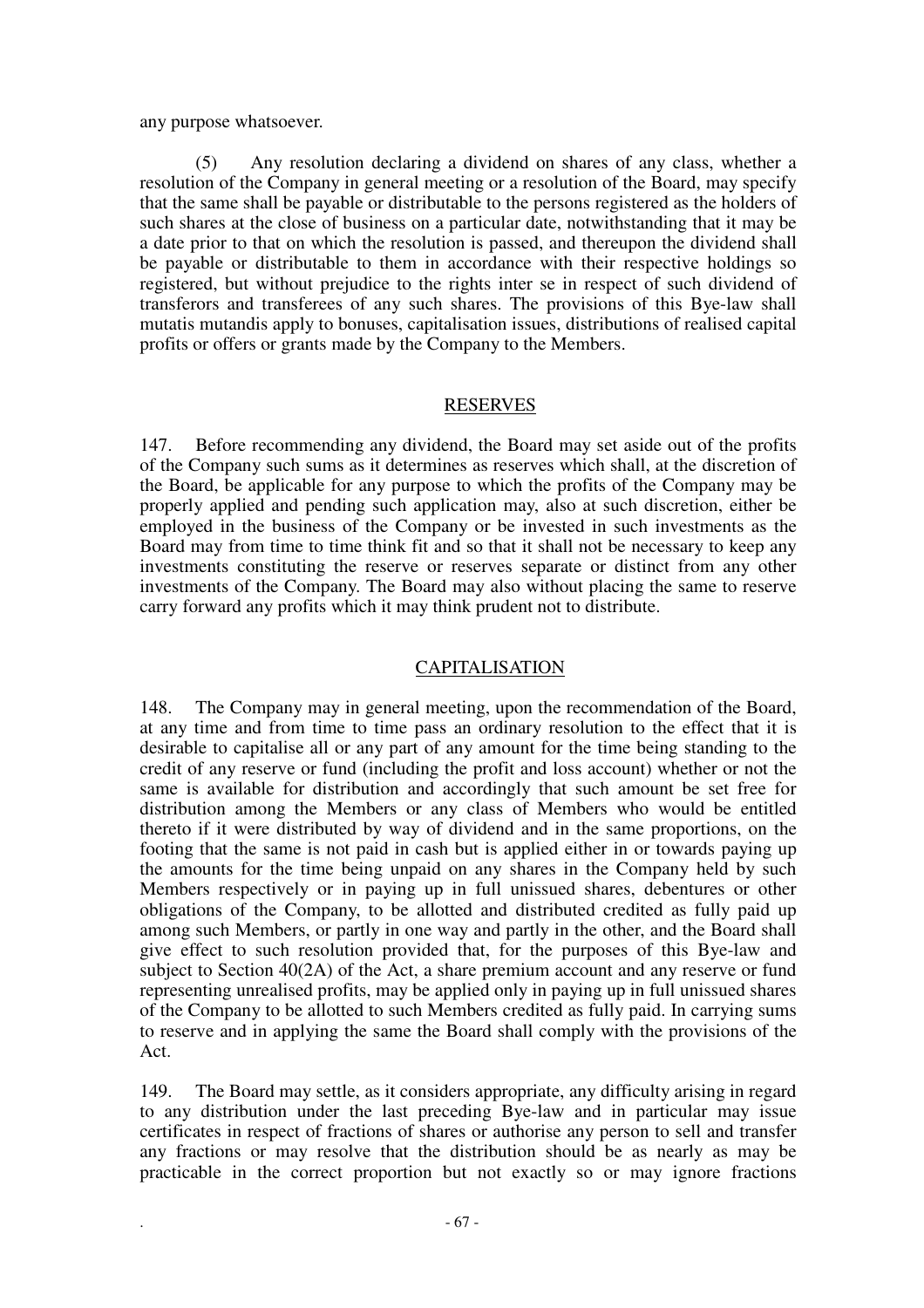any purpose whatsoever.

(5) Any resolution declaring a dividend on shares of any class, whether a resolution of the Company in general meeting or a resolution of the Board, may specify that the same shall be payable or distributable to the persons registered as the holders of such shares at the close of business on a particular date, notwithstanding that it may be a date prior to that on which the resolution is passed, and thereupon the dividend shall be payable or distributable to them in accordance with their respective holdings so registered, but without prejudice to the rights inter se in respect of such dividend of transferors and transferees of any such shares. The provisions of this Bye-law shall mutatis mutandis apply to bonuses, capitalisation issues, distributions of realised capital profits or offers or grants made by the Company to the Members.

## RESERVES

147. Before recommending any dividend, the Board may set aside out of the profits of the Company such sums as it determines as reserves which shall, at the discretion of the Board, be applicable for any purpose to which the profits of the Company may be properly applied and pending such application may, also at such discretion, either be employed in the business of the Company or be invested in such investments as the Board may from time to time think fit and so that it shall not be necessary to keep any investments constituting the reserve or reserves separate or distinct from any other investments of the Company. The Board may also without placing the same to reserve carry forward any profits which it may think prudent not to distribute.

## CAPITALISATION

148. The Company may in general meeting, upon the recommendation of the Board, at any time and from time to time pass an ordinary resolution to the effect that it is desirable to capitalise all or any part of any amount for the time being standing to the credit of any reserve or fund (including the profit and loss account) whether or not the same is available for distribution and accordingly that such amount be set free for distribution among the Members or any class of Members who would be entitled thereto if it were distributed by way of dividend and in the same proportions, on the footing that the same is not paid in cash but is applied either in or towards paying up the amounts for the time being unpaid on any shares in the Company held by such Members respectively or in paying up in full unissued shares, debentures or other obligations of the Company, to be allotted and distributed credited as fully paid up among such Members, or partly in one way and partly in the other, and the Board shall give effect to such resolution provided that, for the purposes of this Bye-law and subject to Section 40(2A) of the Act, a share premium account and any reserve or fund representing unrealised profits, may be applied only in paying up in full unissued shares of the Company to be allotted to such Members credited as fully paid. In carrying sums to reserve and in applying the same the Board shall comply with the provisions of the Act.

149. The Board may settle, as it considers appropriate, any difficulty arising in regard to any distribution under the last preceding Bye-law and in particular may issue certificates in respect of fractions of shares or authorise any person to sell and transfer any fractions or may resolve that the distribution should be as nearly as may be practicable in the correct proportion but not exactly so or may ignore fractions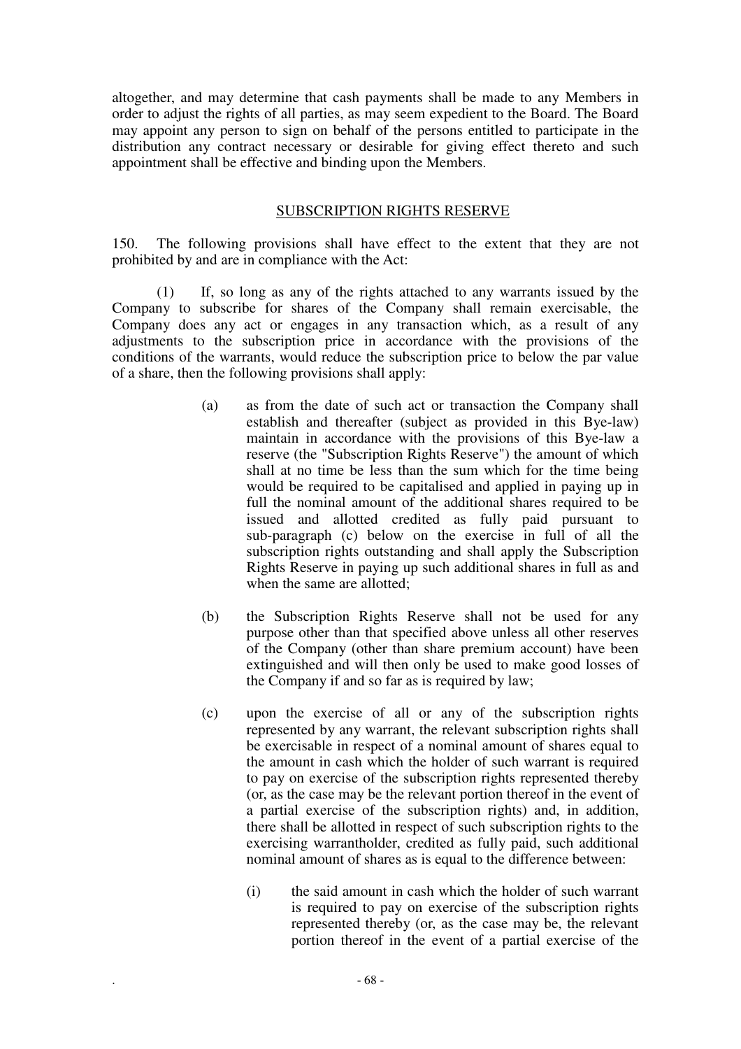altogether, and may determine that cash payments shall be made to any Members in order to adjust the rights of all parties, as may seem expedient to the Board. The Board may appoint any person to sign on behalf of the persons entitled to participate in the distribution any contract necessary or desirable for giving effect thereto and such appointment shall be effective and binding upon the Members.

## SUBSCRIPTION RIGHTS RESERVE

150. The following provisions shall have effect to the extent that they are not prohibited by and are in compliance with the Act:

(1) If, so long as any of the rights attached to any warrants issued by the Company to subscribe for shares of the Company shall remain exercisable, the Company does any act or engages in any transaction which, as a result of any adjustments to the subscription price in accordance with the provisions of the conditions of the warrants, would reduce the subscription price to below the par value of a share, then the following provisions shall apply:

(a) as from the date of such act or transaction the Company shall establish and thereafter (subject as provided in this Bye-law) maintain in accordance with the provisions of this Bye-law a reserve (the "Subscription Rights Reserve") the amount of which shall at no time be less than the sum which for the time being would be required to be capitalised and applied in paying up in full the nominal amount of the additional shares required to be issued and allotted credited as fully paid pursuant to sub-paragraph (c) below on the exercise in full of all the subscription rights outstanding and shall apply the Subscription Rights Reserve in paying up such additional shares in full as and when the same are allotted;

(b) the Subscription Rights Reserve shall not be used for any purpose other than that specified above unless all other reserves of the Company (other than share premium account) have been extinguished and will then only be used to make good losses of the Company if and so far as is required by law;

(c) upon the exercise of all or any of the subscription rights represented by any warrant, the relevant subscription rights shall be exercisable in respect of a nominal amount of shares equal to the amount in cash which the holder of such warrant is required to pay on exercise of the subscription rights represented thereby (or, as the case may be the relevant portion thereof in the event of a partial exercise of the subscription rights) and, in addition, there shall be allotted in respect of such subscription rights to the exercising warrantholder, credited as fully paid, such additional nominal amount of shares as is equal to the difference between:

(i) the said amount in cash which the holder of such warrant is required to pay on exercise of the subscription rights represented thereby (or, as the case may be, the relevant portion thereof in the event of a partial exercise of the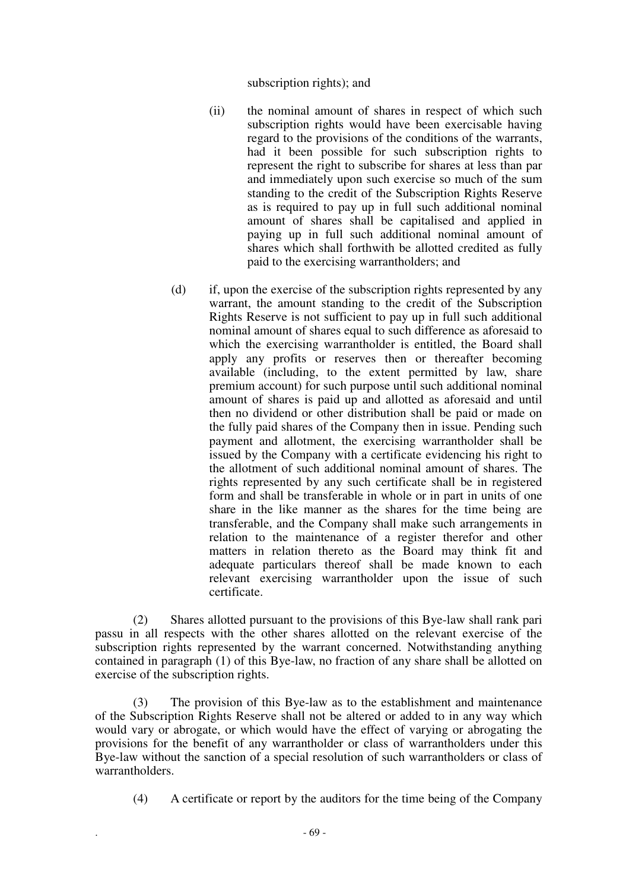subscription rights); and

(ii) the nominal amount of shares in respect of which such subscription rights would have been exercisable having regard to the provisions of the conditions of the warrants, had it been possible for such subscription rights to represent the right to subscribe for shares at less than par and immediately upon such exercise so much of the sum standing to the credit of the Subscription Rights Reserve as is required to pay up in full such additional nominal amount of shares shall be capitalised and applied in paying up in full such additional nominal amount of shares which shall forthwith be allotted credited as fully paid to the exercising warrantholders; and

(d) if, upon the exercise of the subscription rights represented by any warrant, the amount standing to the credit of the Subscription Rights Reserve is not sufficient to pay up in full such additional nominal amount of shares equal to such difference as aforesaid to which the exercising warrantholder is entitled, the Board shall apply any profits or reserves then or thereafter becoming available (including, to the extent permitted by law, share premium account) for such purpose until such additional nominal amount of shares is paid up and allotted as aforesaid and until then no dividend or other distribution shall be paid or made on the fully paid shares of the Company then in issue. Pending such payment and allotment, the exercising warrantholder shall be issued by the Company with a certificate evidencing his right to the allotment of such additional nominal amount of shares. The rights represented by any such certificate shall be in registered form and shall be transferable in whole or in part in units of one share in the like manner as the shares for the time being are transferable, and the Company shall make such arrangements in relation to the maintenance of a register therefor and other matters in relation thereto as the Board may think fit and adequate particulars thereof shall be made known to each relevant exercising warrantholder upon the issue of such certificate.

(2) Shares allotted pursuant to the provisions of this Bye-law shall rank pari passu in all respects with the other shares allotted on the relevant exercise of the subscription rights represented by the warrant concerned. Notwithstanding anything contained in paragraph (1) of this Bye-law, no fraction of any share shall be allotted on exercise of the subscription rights.

(3) The provision of this Bye-law as to the establishment and maintenance of the Subscription Rights Reserve shall not be altered or added to in any way which would vary or abrogate, or which would have the effect of varying or abrogating the provisions for the benefit of any warrantholder or class of warrantholders under this Bye-law without the sanction of a special resolution of such warrantholders or class of warrantholders.

(4) A certificate or report by the auditors for the time being of the Company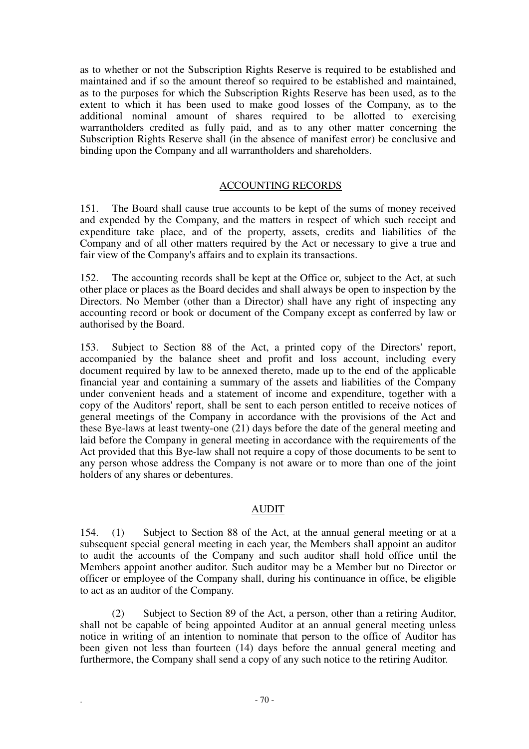as to whether or not the Subscription Rights Reserve is required to be established and maintained and if so the amount thereof so required to be established and maintained, as to the purposes for which the Subscription Rights Reserve has been used, as to the extent to which it has been used to make good losses of the Company, as to the additional nominal amount of shares required to be allotted to exercising warrantholders credited as fully paid, and as to any other matter concerning the Subscription Rights Reserve shall (in the absence of manifest error) be conclusive and binding upon the Company and all warrantholders and shareholders.

## ACCOUNTING RECORDS

151. The Board shall cause true accounts to be kept of the sums of money received and expended by the Company, and the matters in respect of which such receipt and expenditure take place, and of the property, assets, credits and liabilities of the Company and of all other matters required by the Act or necessary to give a true and fair view of the Company's affairs and to explain its transactions.

152. The accounting records shall be kept at the Office or, subject to the Act, at such other place or places as the Board decides and shall always be open to inspection by the Directors. No Member (other than a Director) shall have any right of inspecting any accounting record or book or document of the Company except as conferred by law or authorised by the Board.

153. Subject to Section 88 of the Act, a printed copy of the Directors' report, accompanied by the balance sheet and profit and loss account, including every document required by law to be annexed thereto, made up to the end of the applicable financial year and containing a summary of the assets and liabilities of the Company under convenient heads and a statement of income and expenditure, together with a copy of the Auditors' report, shall be sent to each person entitled to receive notices of general meetings of the Company in accordance with the provisions of the Act and these Bye-laws at least twenty-one (21) days before the date of the general meeting and laid before the Company in general meeting in accordance with the requirements of the Act provided that this Bye-law shall not require a copy of those documents to be sent to any person whose address the Company is not aware or to more than one of the joint holders of any shares or debentures.

## AUDIT

154. (1) Subject to Section 88 of the Act, at the annual general meeting or at a subsequent special general meeting in each year, the Members shall appoint an auditor to audit the accounts of the Company and such auditor shall hold office until the Members appoint another auditor. Such auditor may be a Member but no Director or officer or employee of the Company shall, during his continuance in office, be eligible to act as an auditor of the Company.

(2) Subject to Section 89 of the Act, a person, other than a retiring Auditor, shall not be capable of being appointed Auditor at an annual general meeting unless notice in writing of an intention to nominate that person to the office of Auditor has been given not less than fourteen (14) days before the annual general meeting and furthermore, the Company shall send a copy of any such notice to the retiring Auditor.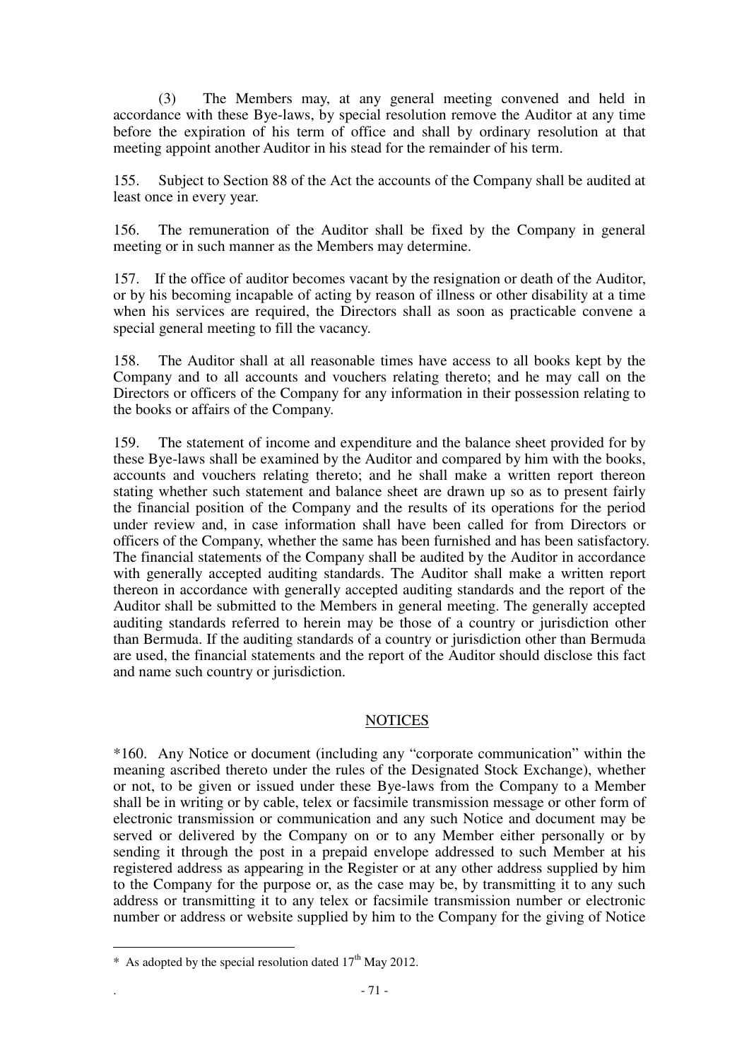(3) The Members may, at any general meeting convened and held in accordance with these Bye-laws, by special resolution remove the Auditor at any time before the expiration of his term of office and shall by ordinary resolution at that meeting appoint another Auditor in his stead for the remainder of his term.

155. Subject to Section 88 of the Act the accounts of the Company shall be audited at least once in every year.

156. The remuneration of the Auditor shall be fixed by the Company in general meeting or in such manner as the Members may determine.

157. If the office of auditor becomes vacant by the resignation or death of the Auditor, or by his becoming incapable of acting by reason of illness or other disability at a time when his services are required, the Directors shall as soon as practicable convene a special general meeting to fill the vacancy.

158. The Auditor shall at all reasonable times have access to all books kept by the Company and to all accounts and vouchers relating thereto; and he may call on the Directors or officers of the Company for any information in their possession relating to the books or affairs of the Company.

159. The statement of income and expenditure and the balance sheet provided for by these Bye-laws shall be examined by the Auditor and compared by him with the books, accounts and vouchers relating thereto; and he shall make a written report thereon stating whether such statement and balance sheet are drawn up so as to present fairly the financial position of the Company and the results of its operations for the period under review and, in case information shall have been called for from Directors or officers of the Company, whether the same has been furnished and has been satisfactory. The financial statements of the Company shall be audited by the Auditor in accordance with generally accepted auditing standards. The Auditor shall make a written report thereon in accordance with generally accepted auditing standards and the report of the Auditor shall be submitted to the Members in general meeting. The generally accepted auditing standards referred to herein may be those of a country or jurisdiction other than Bermuda. If the auditing standards of a country or jurisdiction other than Bermuda are used, the financial statements and the report of the Auditor should disclose this fact and name such country or jurisdiction.

## NOTICES

*160. Any Notice or document (including any "corporate communication" within the meaning ascribed thereto under the rules of the Designated Stock Exchange), whether or not, to be given or issued under these Bye-laws from the Company to a Member shall be in writing or by cable, telex or facsimile transmission message or other form of electronic transmission or communication and any such Notice and document may be served or delivered by the Company on or to any Member either personally or by sending it through the post in a prepaid envelope addressed to such Member at his registered address as appearing in the Register or at any other address supplied by him to the Company for the purpose or, as the case may be, by transmitting it to any such address or transmitting it to any telex or facsimile transmission number or electronic number or address or website supplied by him to the Company for the giving of Notice

---

* As adopted by the special resolution dated 17th May 2012.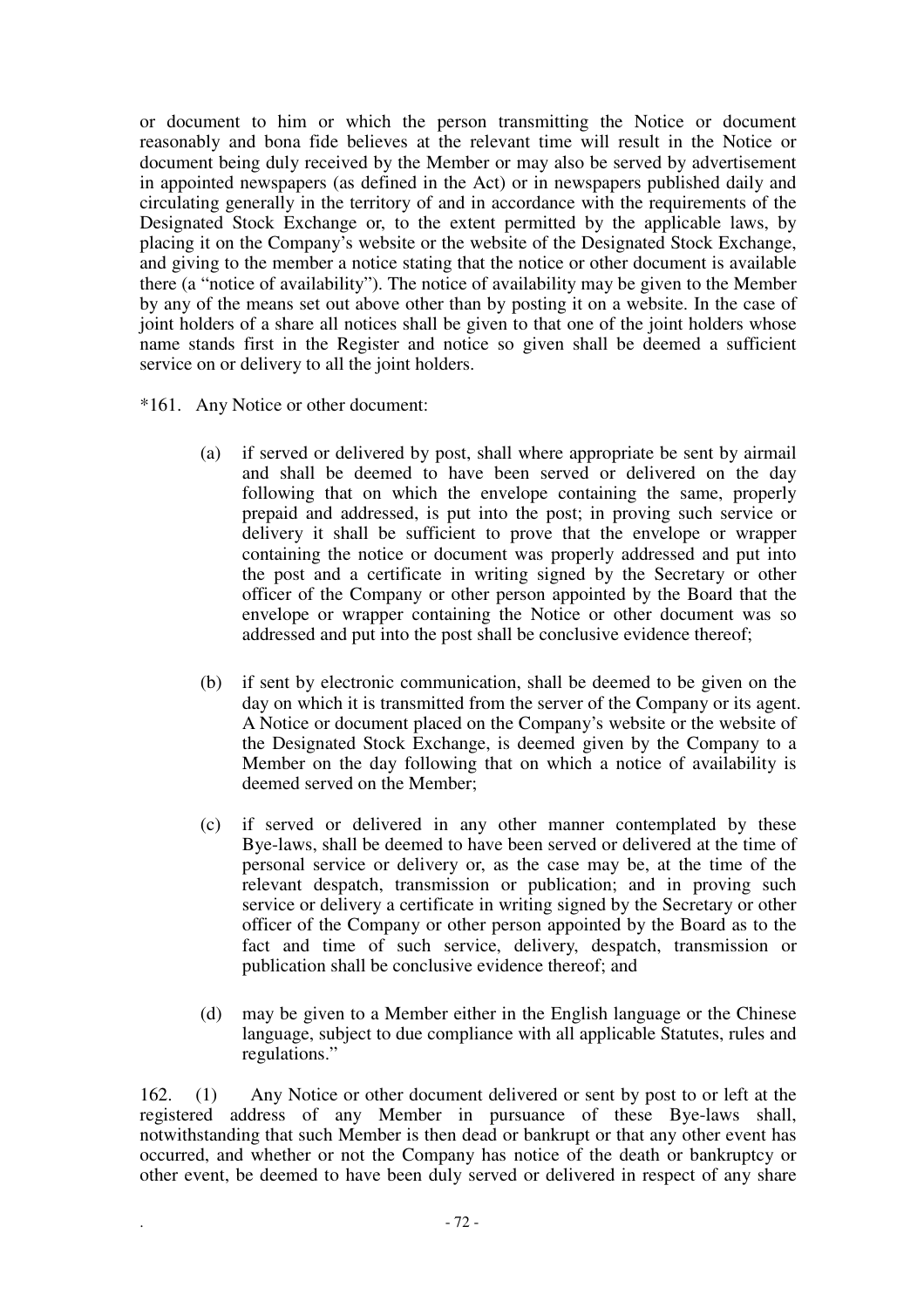or document to him or which the person transmitting the Notice or document reasonably and bona fide believes at the relevant time will result in the Notice or document being duly received by the Member or may also be served by advertisement in appointed newspapers (as defined in the Act) or in newspapers published daily and circulating generally in the territory of and in accordance with the requirements of the Designated Stock Exchange or, to the extent permitted by the applicable laws, by placing it on the Company's website or the website of the Designated Stock Exchange, and giving to the member a notice stating that the notice or other document is available there (a "notice of availability"). The notice of availability may be given to the Member by any of the means set out above other than by posting it on a website. In the case of joint holders of a share all notices shall be given to that one of the joint holders whose name stands first in the Register and notice so given shall be deemed a sufficient service on or delivery to all the joint holders.

*161. Any Notice or other document:

(a) if served or delivered by post, shall where appropriate be sent by airmail and shall be deemed to have been served or delivered on the day following that on which the envelope containing the same, properly prepaid and addressed, is put into the post; in proving such service or delivery it shall be sufficient to prove that the envelope or wrapper containing the notice or document was properly addressed and put into the post and a certificate in writing signed by the Secretary or other officer of the Company or other person appointed by the Board that the envelope or wrapper containing the Notice or other document was so addressed and put into the post shall be conclusive evidence thereof;

(b) if sent by electronic communication, shall be deemed to be given on the day on which it is transmitted from the server of the Company or its agent. A Notice or document placed on the Company's website or the website of the Designated Stock Exchange, is deemed given by the Company to a Member on the day following that on which a notice of availability is deemed served on the Member;

(c) if served or delivered in any other manner contemplated by these Bye-laws, shall be deemed to have been served or delivered at the time of personal service or delivery or, as the case may be, at the time of the relevant despatch, transmission or publication; and in proving such service or delivery a certificate in writing signed by the Secretary or other officer of the Company or other person appointed by the Board as to the fact and time of such service, delivery, despatch, transmission or publication shall be conclusive evidence thereof; and

(d) may be given to a Member either in the English language or the Chinese language, subject to due compliance with all applicable Statutes, rules and regulations."

162. (1) Any Notice or other document delivered or sent by post to or left at the registered address of any Member in pursuance of these Bye-laws shall, notwithstanding that such Member is then dead or bankrupt or that any other event has occurred, and whether or not the Company has notice of the death or bankruptcy or other event, be deemed to have been duly served or delivered in respect of any share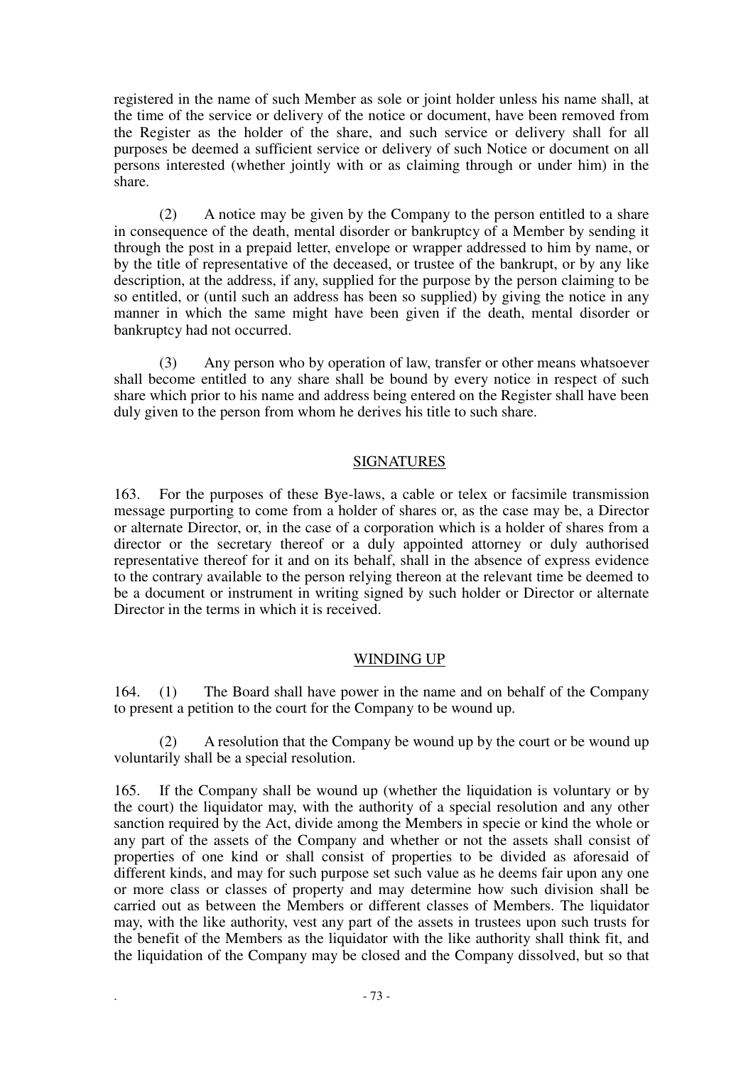registered in the name of such Member as sole or joint holder unless his name shall, at the time of the service or delivery of the notice or document, have been removed from the Register as the holder of the share, and such service or delivery shall for all purposes be deemed a sufficient service or delivery of such Notice or document on all persons interested (whether jointly with or as claiming through or under him) in the share.

(2) A notice may be given by the Company to the person entitled to a share in consequence of the death, mental disorder or bankruptcy of a Member by sending it through the post in a prepaid letter, envelope or wrapper addressed to him by name, or by the title of representative of the deceased, or trustee of the bankrupt, or by any like description, at the address, if any, supplied for the purpose by the person claiming to be so entitled, or (until such an address has been so supplied) by giving the notice in any manner in which the same might have been given if the death, mental disorder or bankruptcy had not occurred.

(3) Any person who by operation of law, transfer or other means whatsoever shall become entitled to any share shall be bound by every notice in respect of such share which prior to his name and address being entered on the Register shall have been duly given to the person from whom he derives his title to such share.

## SIGNATURES

163. For the purposes of these Bye-laws, a cable or telex or facsimile transmission message purporting to come from a holder of shares or, as the case may be, a Director or alternate Director, or, in the case of a corporation which is a holder of shares from a director or the secretary thereof or a duly appointed attorney or duly authorised representative thereof for it and on its behalf, shall in the absence of express evidence to the contrary available to the person relying thereon at the relevant time be deemed to be a document or instrument in writing signed by such holder or Director or alternate Director in the terms in which it is received.

## WINDING UP

164. (1) The Board shall have power in the name and on behalf of the Company to present a petition to the court for the Company to be wound up.

(2) A resolution that the Company be wound up by the court or be wound up voluntarily shall be a special resolution.

165. If the Company shall be wound up (whether the liquidation is voluntary or by the court) the liquidator may, with the authority of a special resolution and any other sanction required by the Act, divide among the Members in specie or kind the whole or any part of the assets of the Company and whether or not the assets shall consist of properties of one kind or shall consist of properties to be divided as aforesaid of different kinds, and may for such purpose set such value as he deems fair upon any one or more class or classes of property and may determine how such division shall be carried out as between the Members or different classes of Members. The liquidator may, with the like authority, vest any part of the assets in trustees upon such trusts for the benefit of the Members as the liquidator with the like authority shall think fit, and the liquidation of the Company may be closed and the Company dissolved, but so that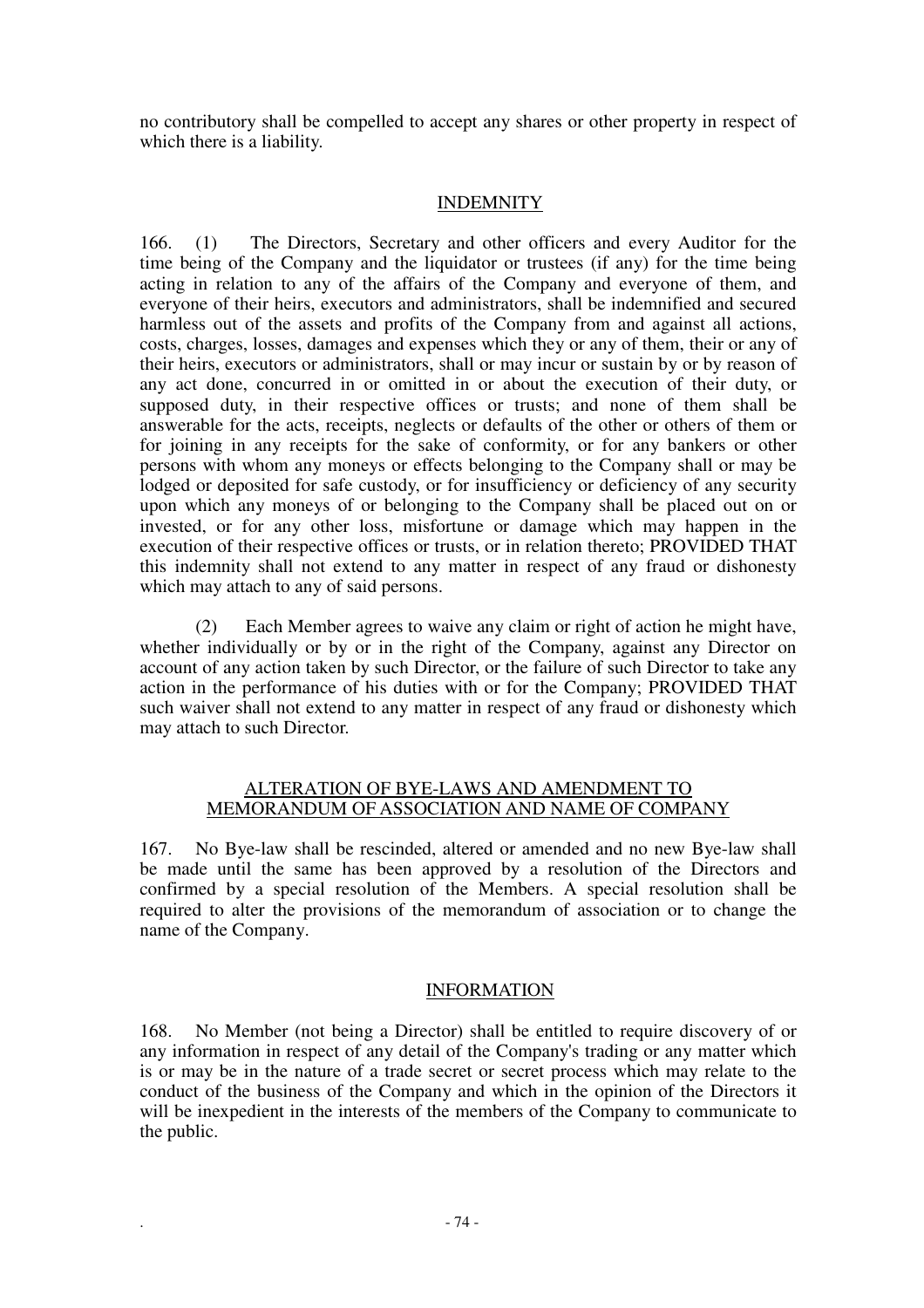no contributory shall be compelled to accept any shares or other property in respect of which there is a liability.

## INDEMNITY

166. (1) The Directors, Secretary and other officers and every Auditor for the time being of the Company and the liquidator or trustees (if any) for the time being acting in relation to any of the affairs of the Company and everyone of them, and everyone of their heirs, executors and administrators, shall be indemnified and secured harmless out of the assets and profits of the Company from and against all actions, costs, charges, losses, damages and expenses which they or any of them, their or any of their heirs, executors or administrators, shall or may incur or sustain by or by reason of any act done, concurred in or omitted in or about the execution of their duty, or supposed duty, in their respective offices or trusts; and none of them shall be answerable for the acts, receipts, neglects or defaults of the other or others of them or for joining in any receipts for the sake of conformity, or for any bankers or other persons with whom any moneys or effects belonging to the Company shall or may be lodged or deposited for safe custody, or for insufficiency or deficiency of any security upon which any moneys of or belonging to the Company shall be placed out on or invested, or for any other loss, misfortune or damage which may happen in the execution of their respective offices or trusts, or in relation thereto; PROVIDED THAT this indemnity shall not extend to any matter in respect of any fraud or dishonesty which may attach to any of said persons.

(2) Each Member agrees to waive any claim or right of action he might have, whether individually or by or in the right of the Company, against any Director on account of any action taken by such Director, or the failure of such Director to take any action in the performance of his duties with or for the Company; PROVIDED THAT such waiver shall not extend to any matter in respect of any fraud or dishonesty which may attach to such Director.

## ALTERATION OF BYE-LAWS AND AMENDMENT TO MEMORANDUM OF ASSOCIATION AND NAME OF COMPANY

167. No Bye-law shall be rescinded, altered or amended and no new Bye-law shall be made until the same has been approved by a resolution of the Directors and confirmed by a special resolution of the Members. A special resolution shall be required to alter the provisions of the memorandum of association or to change the name of the Company.

## INFORMATION

168. No Member (not being a Director) shall be entitled to require discovery of or any information in respect of any detail of the Company's trading or any matter which is or may be in the nature of a trade secret or secret process which may relate to the conduct of the business of the Company and which in the opinion of the Directors it will be inexpedient in the interests of the members of the Company to communicate to the public.